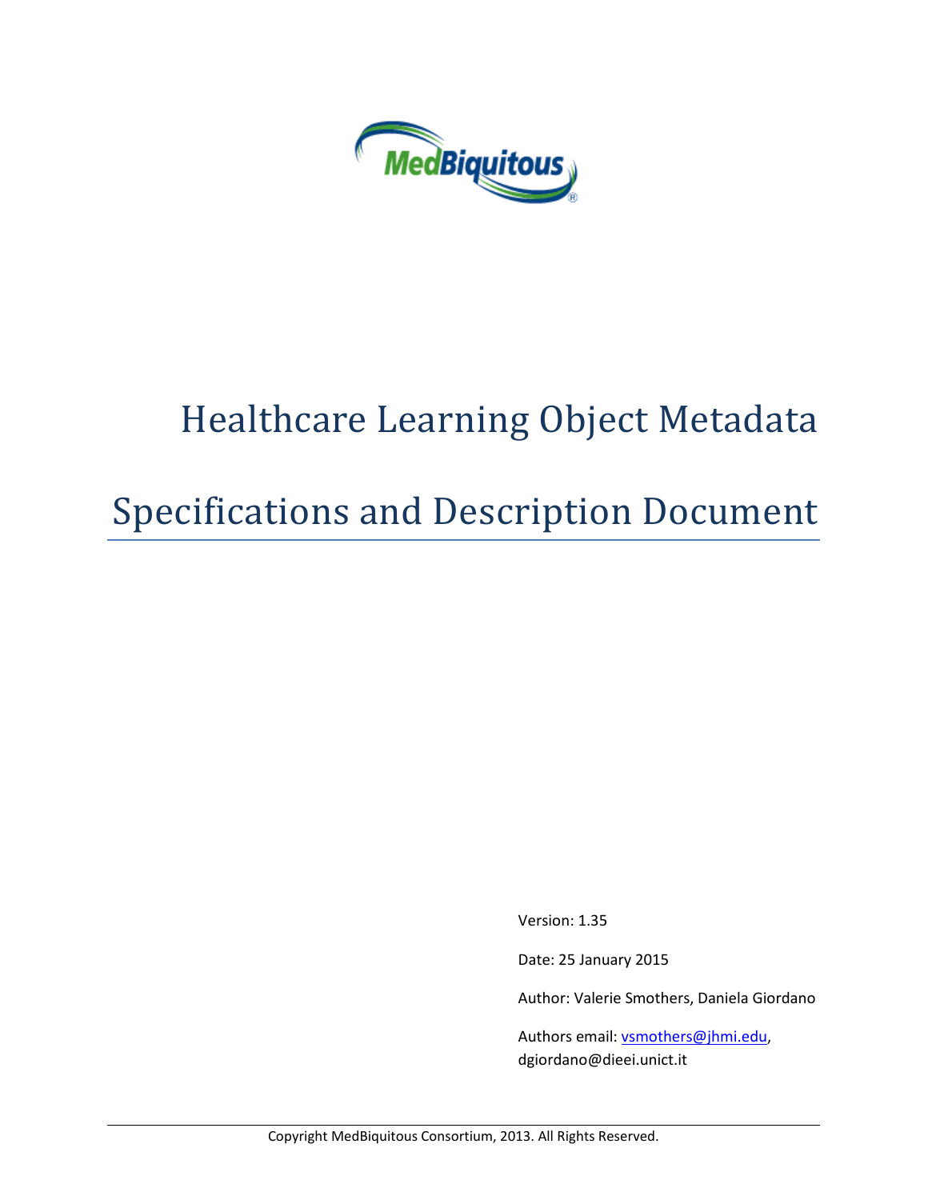MedBiquitous

# Healthcare Learning Object Metadata

# Specifications and Description Document

Version: 1.35

Date: 25 January 2015

Author: Valerie Smothers, Daniela Giordano

Authors email: vsmothers@jhmi.edu, dgiordano@dieei.unict.it

Copyright MedBiquitous Consortium, 2013. All Rights Reserved.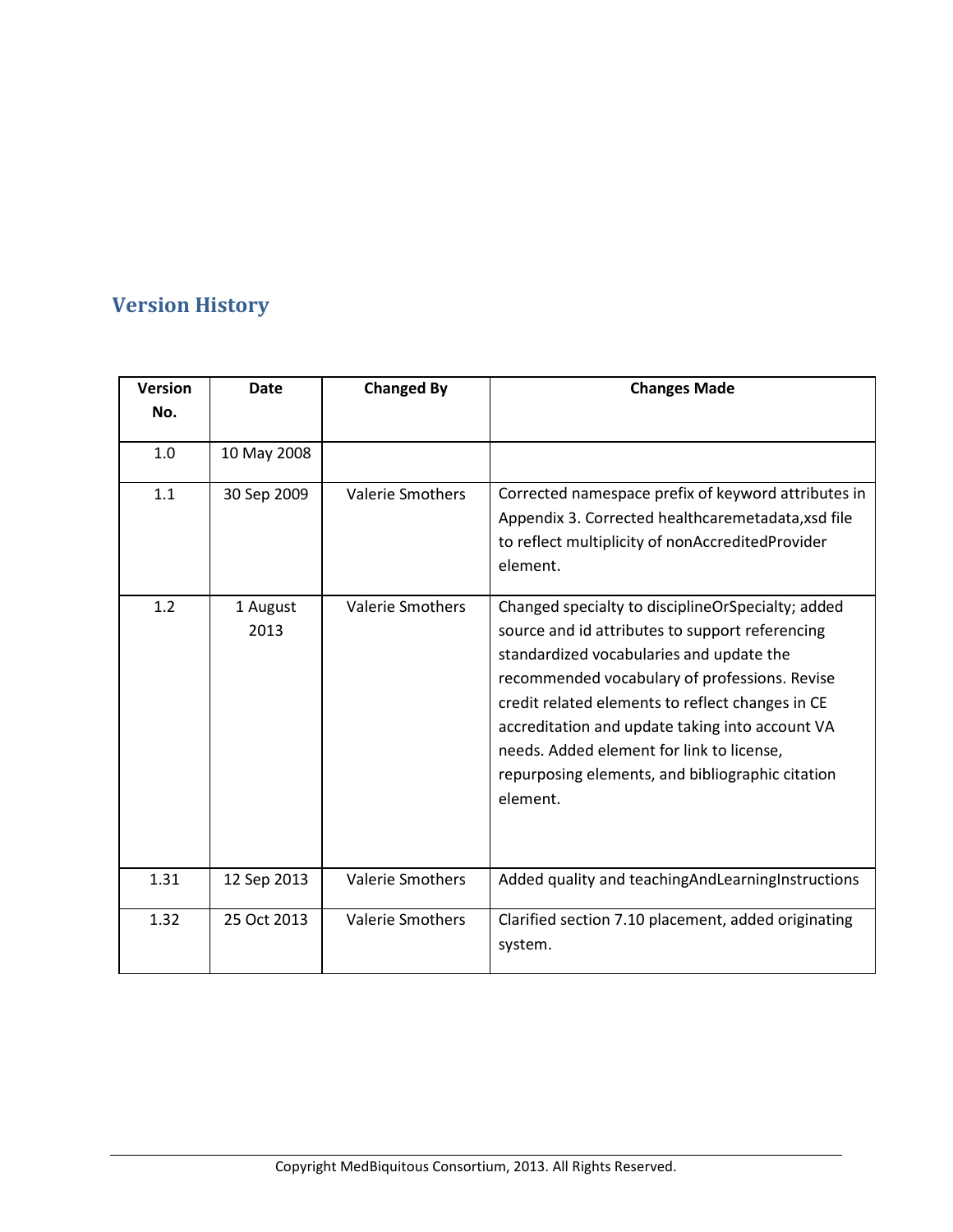## Version History

| Version No. | Date | Changed By | Changes Made |
|---|---|---|---|
| 1.0 | 10 May 2008 | | |
| 1.1 | 30 Sep 2009 | Valerie Smothers | Corrected namespace prefix of keyword attributes in Appendix 3. Corrected healthcaremetadata,xsd file to reflect multiplicity of nonAccreditedProvider element. |
| 1.2 | 1 August 2013 | Valerie Smothers | Changed specialty to disciplineOrSpecialty; added source and id attributes to support referencing standardized vocabularies and update the recommended vocabulary of professions. Revise credit related elements to reflect changes in CE accreditation and update taking into account VA needs. Added element for link to license, repurposing elements, and bibliographic citation element. |
| 1.31 | 12 Sep 2013 | Valerie Smothers | Added quality and teachingAndLearningInstructions |
| 1.32 | 25 Oct 2013 | Valerie Smothers | Clarified section 7.10 placement, added originating system. |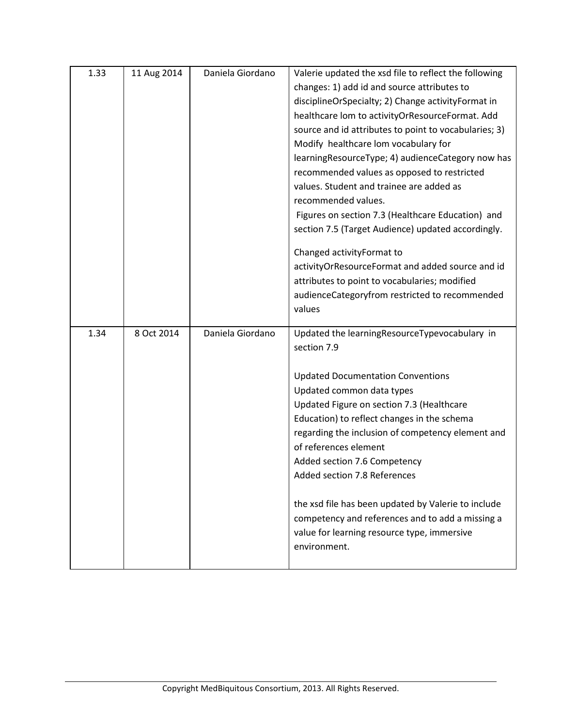| 1.33 | 11 Aug 2014 | Daniela Giordano | Valerie updated the xsd file to reflect the following changes: 1) add id and source attributes to disciplineOrSpecialty; 2) Change activityFormat in healthcare lom to activityOrResourceFormat. Add source and id attributes to point to vocabularies; 3) Modify healthcare lom vocabulary for learningResourceType; 4) audienceCategory now has recommended values as opposed to restricted values. Student and trainee are added as recommended values.<br>Figures on section 7.3 (Healthcare Education) and section 7.5 (Target Audience) updated accordingly.<br><br>Changed activityFormat to activityOrResourceFormat and added source and id attributes to point to vocabularies; modified audienceCategoryfrom restricted to recommended values |
|---|---|---|---|
| 1.34 | 8 Oct 2014 | Daniela Giordano | Updated the learningResourceTypevocabulary in section 7.9<br><br>Updated Documentation Conventions<br>Updated common data types<br>Updated Figure on section 7.3 (Healthcare Education) to reflect changes in the schema regarding the inclusion of competency element and of references element<br>Added section 7.6 Competency<br>Added section 7.8 References<br><br>the xsd file has been updated by Valerie to include competency and references and to add a missing a value for learning resource type, immersive environment. |

Copyright MedBiquitous Consortium, 2013. All Rights Reserved.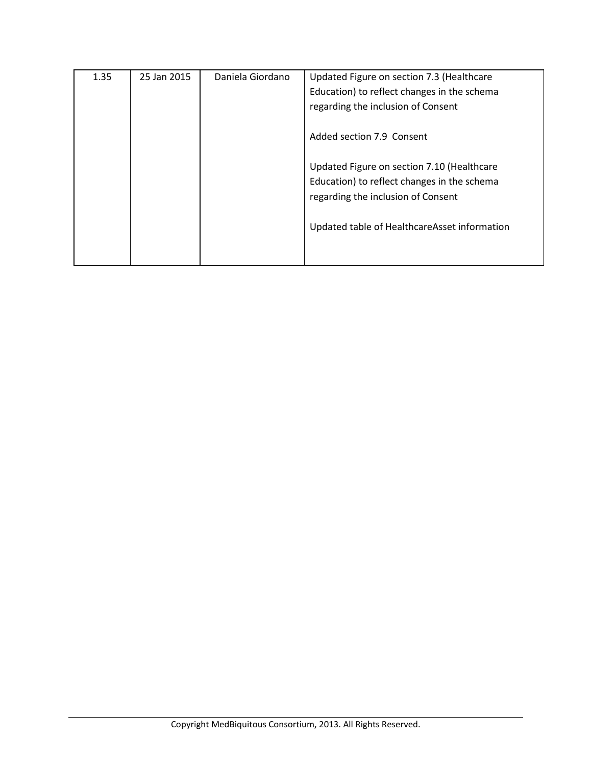| | | | |
|---|---|---|---|
| 1.35 | 25 Jan 2015 | Daniela Giordano | Updated Figure on section 7.3 (Healthcare Education) to reflect changes in the schema regarding the inclusion of Consent<br><br>Added section 7.9 Consent<br><br>Updated Figure on section 7.10 (Healthcare Education) to reflect changes in the schema regarding the inclusion of Consent<br><br>Updated table of HealthcareAsset information |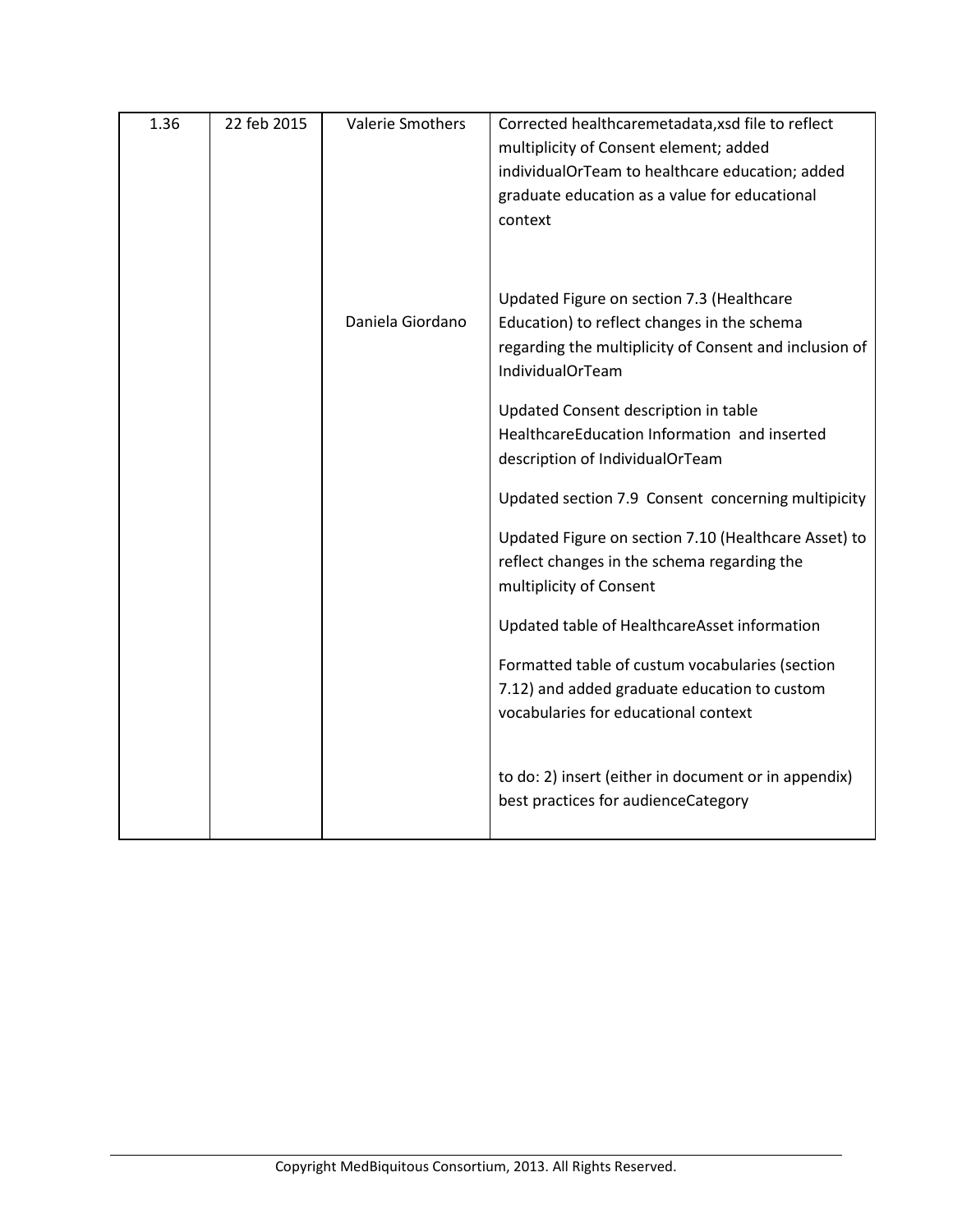| 1.36 | 22 feb 2015 | Valerie Smothers | Corrected healthcaremetadata,xsd file to reflect multiplicity of Consent element; added individualOrTeam to healthcare education; added graduate education as a value for educational context |
|---|---|---|---|
| | | Daniela Giordano | Updated Figure on section 7.3 (Healthcare Education) to reflect changes in the schema regarding the multiplicity of Consent and inclusion of IndividualOrTeam<br><br>Updated Consent description in table HealthcareEducation Information and inserted description of IndividualOrTeam<br><br>Updated section 7.9 Consent concerning multipicity<br><br>Updated Figure on section 7.10 (Healthcare Asset) to reflect changes in the schema regarding the multiplicity of Consent<br><br>Updated table of HealthcareAsset information<br><br>Formatted table of custum vocabularies (section 7.12) and added graduate education to custom vocabularies for educational context<br><br>to do: 2) insert (either in document or in appendix) best practices for audienceCategory |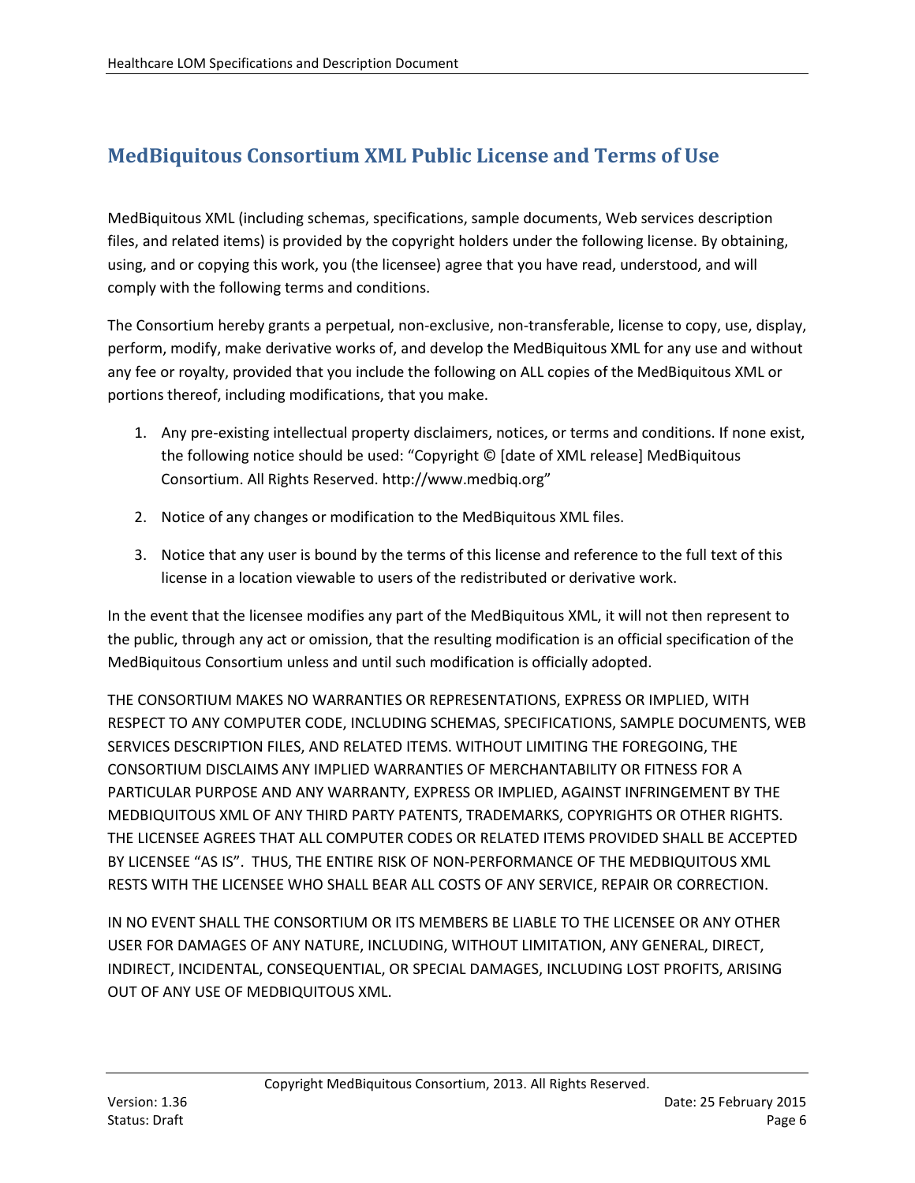## MedBiquitous Consortium XML Public License and Terms of Use

MedBiquitous XML (including schemas, specifications, sample documents, Web services description files, and related items) is provided by the copyright holders under the following license. By obtaining, using, and or copying this work, you (the licensee) agree that you have read, understood, and will comply with the following terms and conditions.

The Consortium hereby grants a perpetual, non-exclusive, non-transferable, license to copy, use, display, perform, modify, make derivative works of, and develop the MedBiquitous XML for any use and without any fee or royalty, provided that you include the following on ALL copies of the MedBiquitous XML or portions thereof, including modifications, that you make.

1. Any pre-existing intellectual property disclaimers, notices, or terms and conditions. If none exist, the following notice should be used: "Copyright © [date of XML release] MedBiquitous Consortium. All Rights Reserved. http://www.medbiq.org"
2. Notice of any changes or modification to the MedBiquitous XML files.
3. Notice that any user is bound by the terms of this license and reference to the full text of this license in a location viewable to users of the redistributed or derivative work.

In the event that the licensee modifies any part of the MedBiquitous XML, it will not then represent to the public, through any act or omission, that the resulting modification is an official specification of the MedBiquitous Consortium unless and until such modification is officially adopted.

THE CONSORTIUM MAKES NO WARRANTIES OR REPRESENTATIONS, EXPRESS OR IMPLIED, WITH RESPECT TO ANY COMPUTER CODE, INCLUDING SCHEMAS, SPECIFICATIONS, SAMPLE DOCUMENTS, WEB SERVICES DESCRIPTION FILES, AND RELATED ITEMS. WITHOUT LIMITING THE FOREGOING, THE CONSORTIUM DISCLAIMS ANY IMPLIED WARRANTIES OF MERCHANTABILITY OR FITNESS FOR A PARTICULAR PURPOSE AND ANY WARRANTY, EXPRESS OR IMPLIED, AGAINST INFRINGEMENT BY THE MEDBIQUITOUS XML OF ANY THIRD PARTY PATENTS, TRADEMARKS, COPYRIGHTS OR OTHER RIGHTS. THE LICENSEE AGREES THAT ALL COMPUTER CODES OR RELATED ITEMS PROVIDED SHALL BE ACCEPTED BY LICENSEE "AS IS". THUS, THE ENTIRE RISK OF NON-PERFORMANCE OF THE MEDBIQUITOUS XML RESTS WITH THE LICENSEE WHO SHALL BEAR ALL COSTS OF ANY SERVICE, REPAIR OR CORRECTION.

IN NO EVENT SHALL THE CONSORTIUM OR ITS MEMBERS BE LIABLE TO THE LICENSEE OR ANY OTHER USER FOR DAMAGES OF ANY NATURE, INCLUDING, WITHOUT LIMITATION, ANY GENERAL, DIRECT, INDIRECT, INCIDENTAL, CONSEQUENTIAL, OR SPECIAL DAMAGES, INCLUDING LOST PROFITS, ARISING OUT OF ANY USE OF MEDBIQUITOUS XML.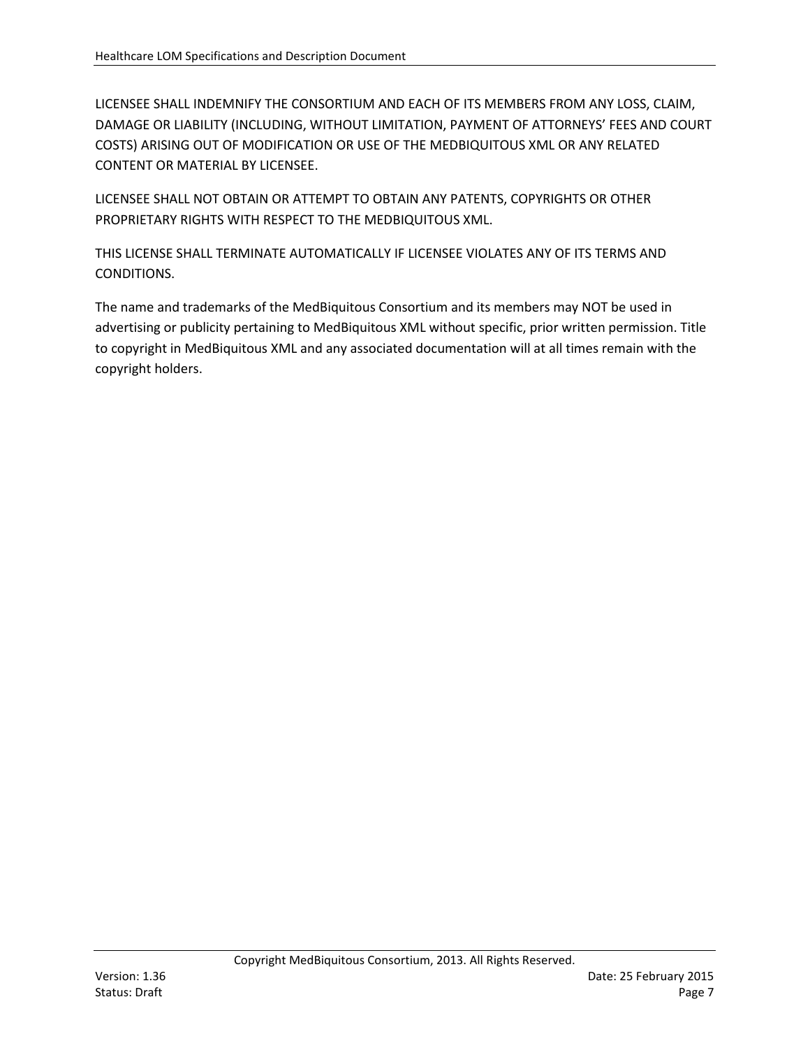LICENSEE SHALL INDEMNIFY THE CONSORTIUM AND EACH OF ITS MEMBERS FROM ANY LOSS, CLAIM, DAMAGE OR LIABILITY (INCLUDING, WITHOUT LIMITATION, PAYMENT OF ATTORNEYS' FEES AND COURT COSTS) ARISING OUT OF MODIFICATION OR USE OF THE MEDBIQUITOUS XML OR ANY RELATED CONTENT OR MATERIAL BY LICENSEE.

LICENSEE SHALL NOT OBTAIN OR ATTEMPT TO OBTAIN ANY PATENTS, COPYRIGHTS OR OTHER PROPRIETARY RIGHTS WITH RESPECT TO THE MEDBIQUITOUS XML.

THIS LICENSE SHALL TERMINATE AUTOMATICALLY IF LICENSEE VIOLATES ANY OF ITS TERMS AND CONDITIONS.

The name and trademarks of the MedBiquitous Consortium and its members may NOT be used in advertising or publicity pertaining to MedBiquitous XML without specific, prior written permission. Title to copyright in MedBiquitous XML and any associated documentation will at all times remain with the copyright holders.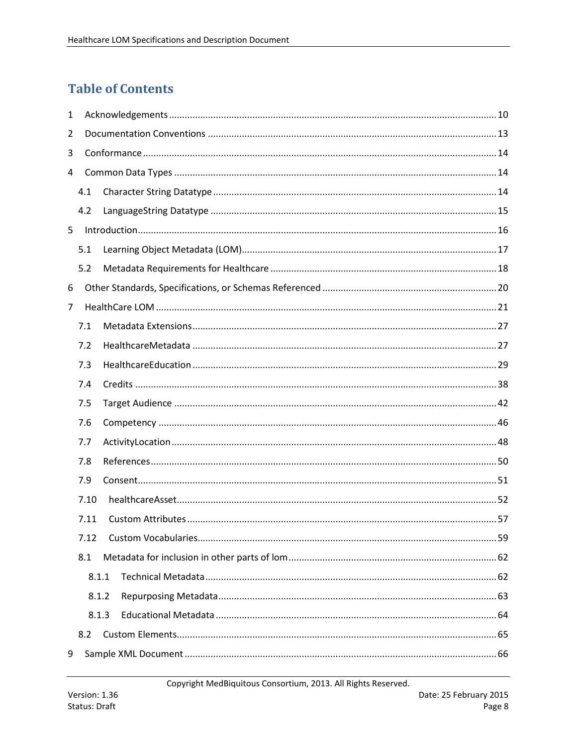# Table of Contents

1 Acknowledgements ........................................................................................................ 10

2 Documentation Conventions ........................................................................................ 13

3 Conformance ................................................................................................................ 14

4 Common Data Types .................................................................................................... 14

4.1 Character String Datatype ........................................................................................ 14

4.2 LanguageString Datatype ......................................................................................... 15

5 Introduction .................................................................................................................. 16

5.1 Learning Object Metadata (LOM) ............................................................................. 17

5.2 Metadata Requirements for Healthcare ................................................................... 18

6 Other Standards, Specifications, or Schemas Referenced ............................................ 20

7 HealthCare LOM ............................................................................................................ 21

7.1 Metadata Extensions ................................................................................................ 27

7.2 HealthcareMetadata ................................................................................................. 27

7.3 HealthcareEducation ................................................................................................ 29

7.4 Credits ...................................................................................................................... 38

7.5 Target Audience ........................................................................................................ 42

7.6 Competency .............................................................................................................. 46

7.7 ActivityLocation ........................................................................................................ 48

7.8 References ................................................................................................................ 50

7.9 Consent ..................................................................................................................... 51

7.10 healthcareAsset ...................................................................................................... 52

7.11 Custom Attributes .................................................................................................. 57

7.12 Custom Vocabularies .............................................................................................. 59

8.1 Metadata for inclusion in other parts of lom ............................................................ 62

8.1.1 Technical Metadata ............................................................................................... 62

8.1.2 Repurposing Metadata .......................................................................................... 63

8.1.3 Educational Metadata ............................................................................................ 64

8.2 Custom Elements ...................................................................................................... 65

9 Sample XML Document ................................................................................................ 66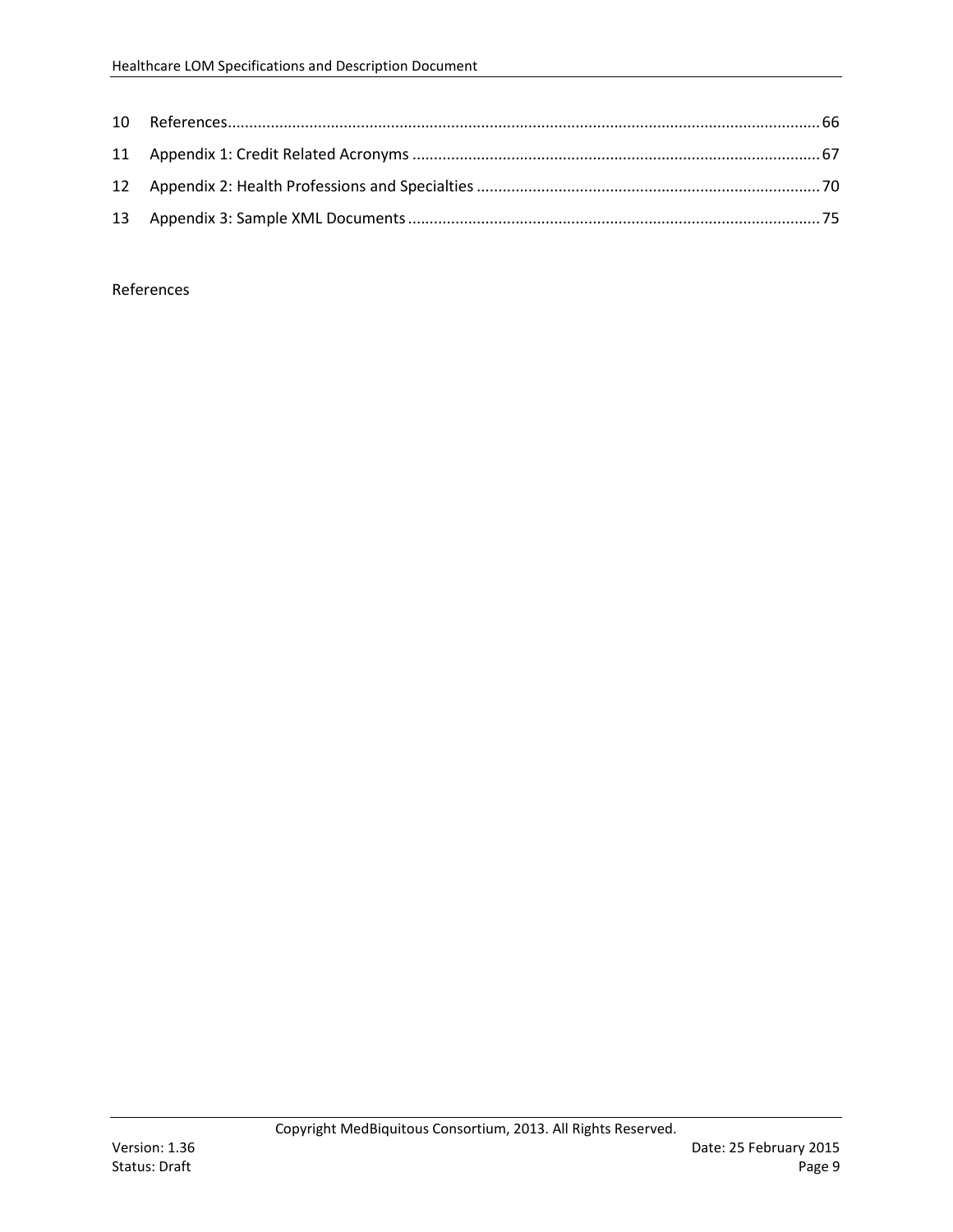10 References ........................................................................................................................................ 66

11 Appendix 1: Credit Related Acronyms ............................................................................................. 67

12 Appendix 2: Health Professions and Specialties ............................................................................... 70

13 Appendix 3: Sample XML Documents ............................................................................................... 75

References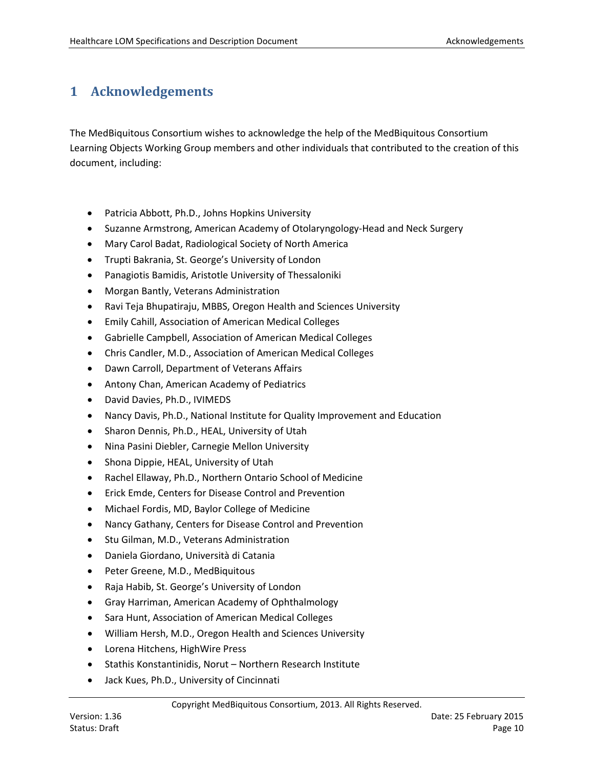# 1 Acknowledgements

The MedBiquitous Consortium wishes to acknowledge the help of the MedBiquitous Consortium Learning Objects Working Group members and other individuals that contributed to the creation of this document, including:

- Patricia Abbott, Ph.D., Johns Hopkins University
- Suzanne Armstrong, American Academy of Otolaryngology-Head and Neck Surgery
- Mary Carol Badat, Radiological Society of North America
- Trupti Bakrania, St. George's University of London
- Panagiotis Bamidis, Aristotle University of Thessaloniki
- Morgan Bantly, Veterans Administration
- Ravi Teja Bhupatiraju, MBBS, Oregon Health and Sciences University
- Emily Cahill, Association of American Medical Colleges
- Gabrielle Campbell, Association of American Medical Colleges
- Chris Candler, M.D., Association of American Medical Colleges
- Dawn Carroll, Department of Veterans Affairs
- Antony Chan, American Academy of Pediatrics
- David Davies, Ph.D., IVIMEDS
- Nancy Davis, Ph.D., National Institute for Quality Improvement and Education
- Sharon Dennis, Ph.D., HEAL, University of Utah
- Nina Pasini Diebler, Carnegie Mellon University
- Shona Dippie, HEAL, University of Utah
- Rachel Ellaway, Ph.D., Northern Ontario School of Medicine
- Erick Emde, Centers for Disease Control and Prevention
- Michael Fordis, MD, Baylor College of Medicine
- Nancy Gathany, Centers for Disease Control and Prevention
- Stu Gilman, M.D., Veterans Administration
- Daniela Giordano, Università di Catania
- Peter Greene, M.D., MedBiquitous
- Raja Habib, St. George's University of London
- Gray Harriman, American Academy of Ophthalmology
- Sara Hunt, Association of American Medical Colleges
- William Hersh, M.D., Oregon Health and Sciences University
- Lorena Hitchens, HighWire Press
- Stathis Konstantinidis, Norut – Northern Research Institute
- Jack Kues, Ph.D., University of Cincinnati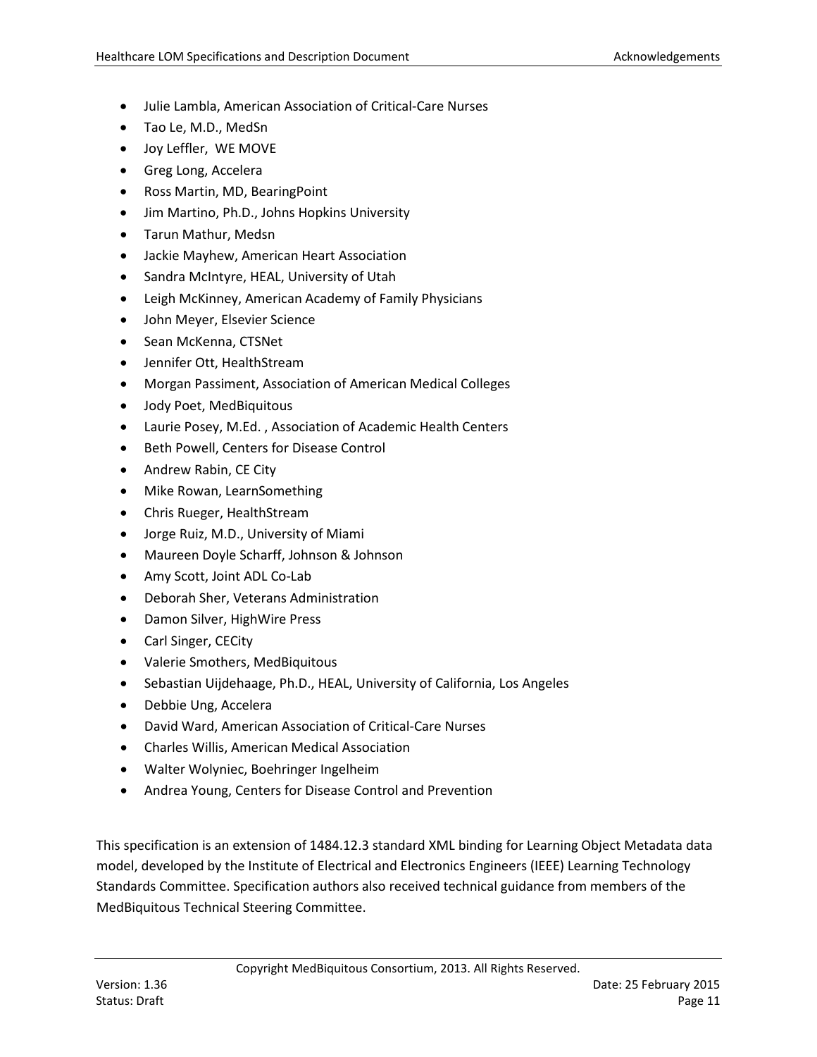- Julie Lambla, American Association of Critical-Care Nurses
- Tao Le, M.D., MedSn
- Joy Leffler, WE MOVE
- Greg Long, Accelera
- Ross Martin, MD, BearingPoint
- Jim Martino, Ph.D., Johns Hopkins University
- Tarun Mathur, Medsn
- Jackie Mayhew, American Heart Association
- Sandra McIntyre, HEAL, University of Utah
- Leigh McKinney, American Academy of Family Physicians
- John Meyer, Elsevier Science
- Sean McKenna, CTSNet
- Jennifer Ott, HealthStream
- Morgan Passiment, Association of American Medical Colleges
- Jody Poet, MedBiquitous
- Laurie Posey, M.Ed. , Association of Academic Health Centers
- Beth Powell, Centers for Disease Control
- Andrew Rabin, CE City
- Mike Rowan, LearnSomething
- Chris Rueger, HealthStream
- Jorge Ruiz, M.D., University of Miami
- Maureen Doyle Scharff, Johnson & Johnson
- Amy Scott, Joint ADL Co-Lab
- Deborah Sher, Veterans Administration
- Damon Silver, HighWire Press
- Carl Singer, CECity
- Valerie Smothers, MedBiquitous
- Sebastian Uijdehaage, Ph.D., HEAL, University of California, Los Angeles
- Debbie Ung, Accelera
- David Ward, American Association of Critical-Care Nurses
- Charles Willis, American Medical Association
- Walter Wolyniec, Boehringer Ingelheim
- Andrea Young, Centers for Disease Control and Prevention

This specification is an extension of 1484.12.3 standard XML binding for Learning Object Metadata data model, developed by the Institute of Electrical and Electronics Engineers (IEEE) Learning Technology Standards Committee. Specification authors also received technical guidance from members of the MedBiquitous Technical Steering Committee.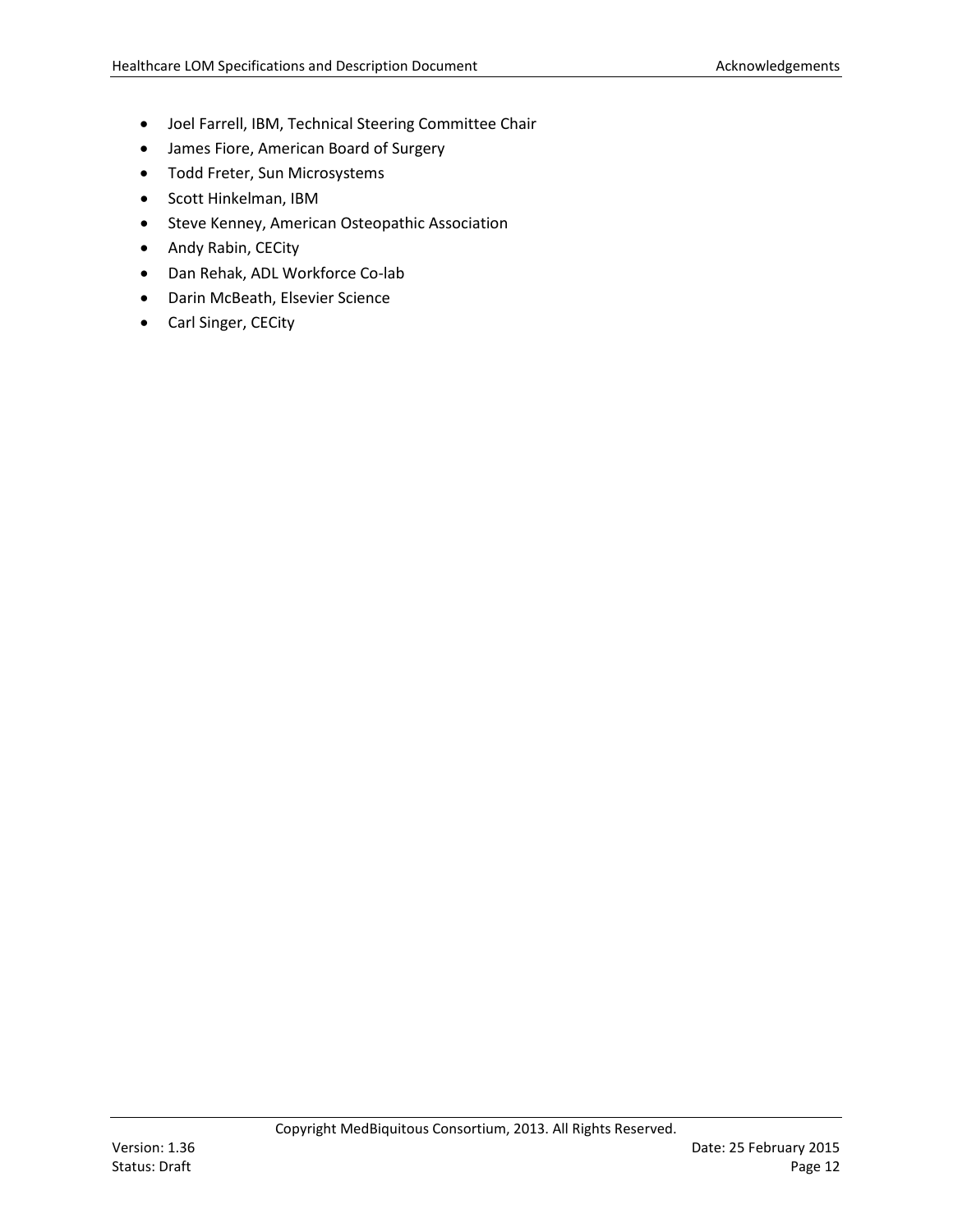- Joel Farrell, IBM, Technical Steering Committee Chair
- James Fiore, American Board of Surgery
- Todd Freter, Sun Microsystems
- Scott Hinkelman, IBM
- Steve Kenney, American Osteopathic Association
- Andy Rabin, CECity
- Dan Rehak, ADL Workforce Co-lab
- Darin McBeath, Elsevier Science
- Carl Singer, CECity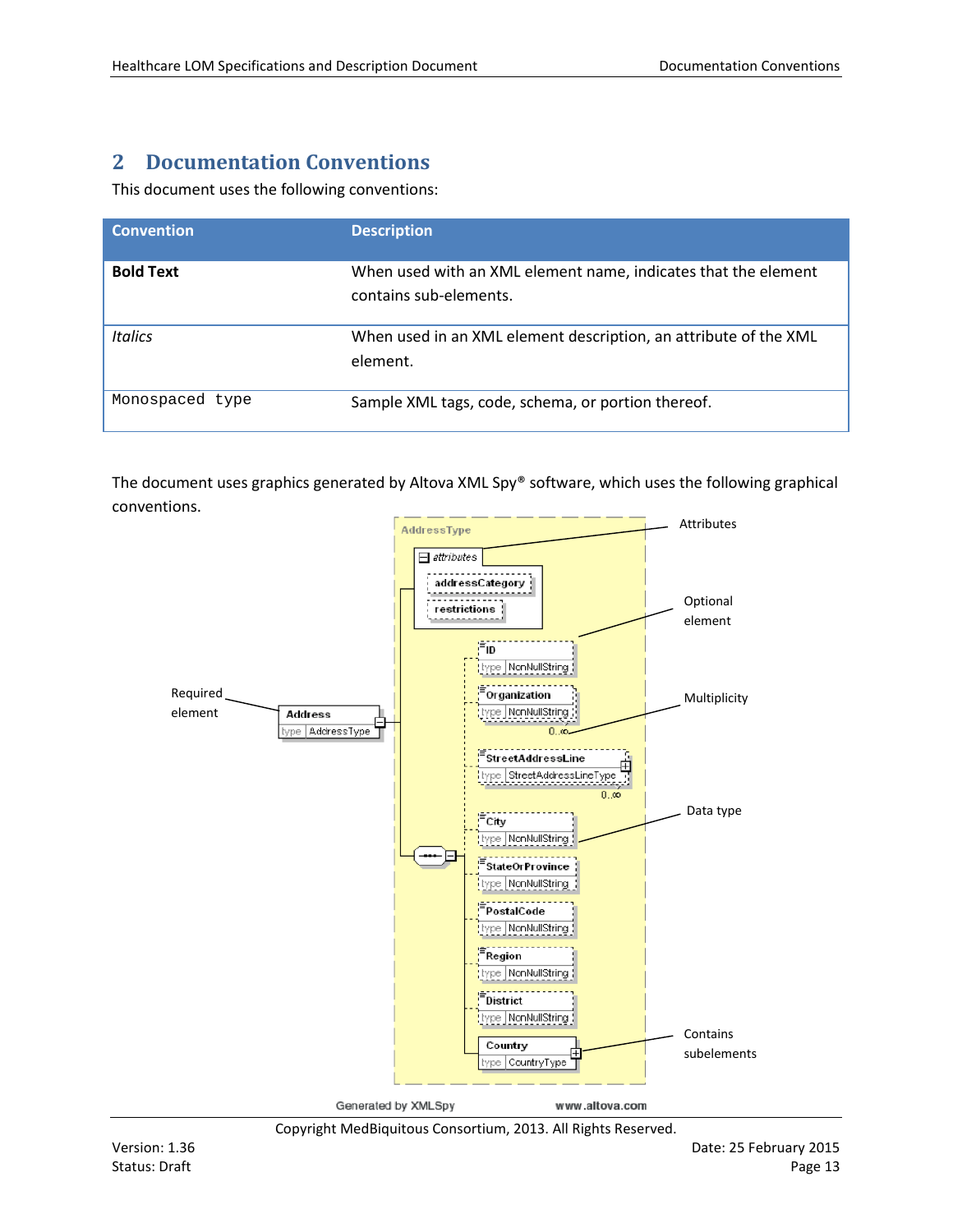# 2 Documentation Conventions

This document uses the following conventions:

| Convention | Description |
| --- | --- |
| **Bold Text** | When used with an XML element name, indicates that the element contains sub-elements. |
| *Italics* | When used in an XML element description, an attribute of the XML element. |
| `Monospaced type` | Sample XML tags, code, schema, or portion thereof. |

The document uses graphics generated by Altova XML Spy® software, which uses the following graphical conventions.

AddressType

attributes

addressCategory

restrictions

Attributes

Optional element

Required element

Address

type AddressType

ID

type NonNullString

Organization

type NonNullString

0..∞

Multiplicity

StreetAddressLine

type StreetAddressLineType

0..∞

City

type NonNullString

Data type

StateOrProvince

type NonNullString

PostalCode

type NonNullString

Region

type NonNullString

District

type NonNullString

Country

type CountryType

Contains subelements

Generated by XMLSpy www.altova.com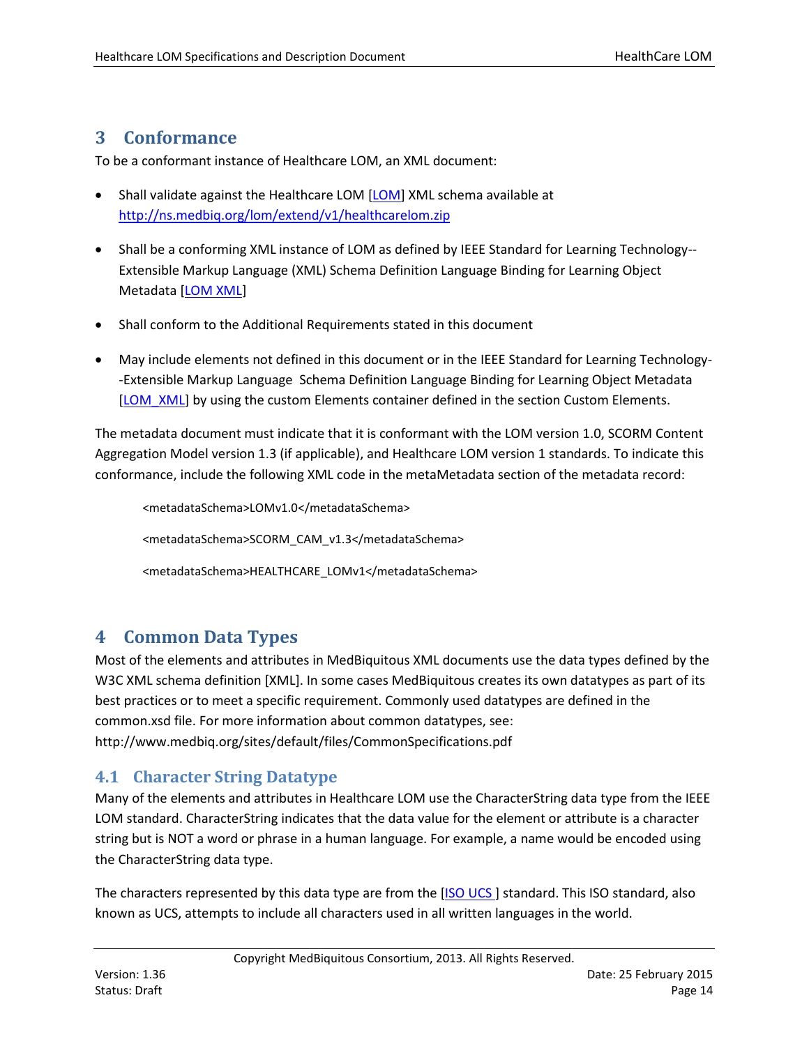# 3 Conformance

To be a conformant instance of Healthcare LOM, an XML document:

- Shall validate against the Healthcare LOM [LOM] XML schema available at http://ns.medbiq.org/lom/extend/v1/healthcarelom.zip
- Shall be a conforming XML instance of LOM as defined by IEEE Standard for Learning Technology--Extensible Markup Language (XML) Schema Definition Language Binding for Learning Object Metadata [LOM XML]
- Shall conform to the Additional Requirements stated in this document
- May include elements not defined in this document or in the IEEE Standard for Learning Technology--Extensible Markup Language Schema Definition Language Binding for Learning Object Metadata [LOM_XML] by using the custom Elements container defined in the section Custom Elements.

The metadata document must indicate that it is conformant with the LOM version 1.0, SCORM Content Aggregation Model version 1.3 (if applicable), and Healthcare LOM version 1 standards. To indicate this conformance, include the following XML code in the metaMetadata section of the metadata record:

```
<metadataSchema>LOMv1.0</metadataSchema>

<metadataSchema>SCORM_CAM_v1.3</metadataSchema>

<metadataSchema>HEALTHCARE_LOMv1</metadataSchema>
```

# 4 Common Data Types

Most of the elements and attributes in MedBiquitous XML documents use the data types defined by the W3C XML schema definition [XML]. In some cases MedBiquitous creates its own datatypes as part of its best practices or to meet a specific requirement. Commonly used datatypes are defined in the common.xsd file. For more information about common datatypes, see: http://www.medbiq.org/sites/default/files/CommonSpecifications.pdf

## 4.1 Character String Datatype

Many of the elements and attributes in Healthcare LOM use the CharacterString data type from the IEEE LOM standard. CharacterString indicates that the data value for the element or attribute is a character string but is NOT a word or phrase in a human language. For example, a name would be encoded using the CharacterString data type.

The characters represented by this data type are from the [ISO UCS ] standard. This ISO standard, also known as UCS, attempts to include all characters used in all written languages in the world.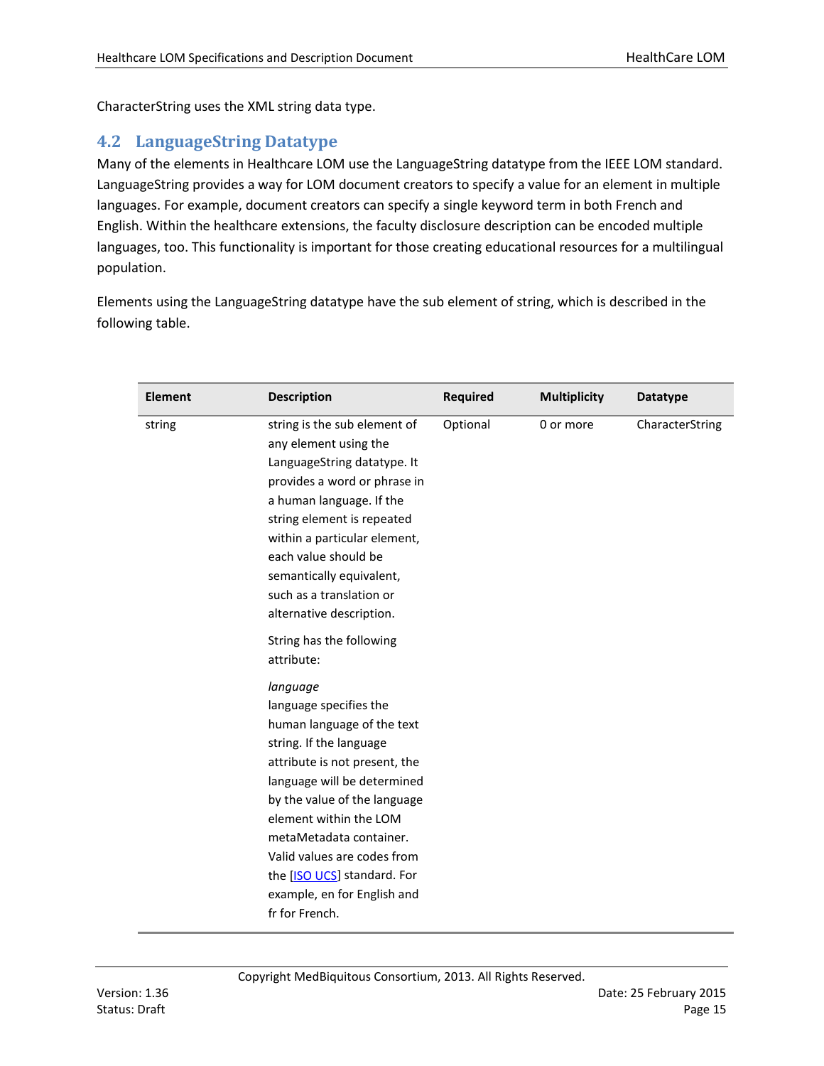CharacterString uses the XML string data type.

## 4.2 LanguageString Datatype

Many of the elements in Healthcare LOM use the LanguageString datatype from the IEEE LOM standard. LanguageString provides a way for LOM document creators to specify a value for an element in multiple languages. For example, document creators can specify a single keyword term in both French and English. Within the healthcare extensions, the faculty disclosure description can be encoded multiple languages, too. This functionality is important for those creating educational resources for a multilingual population.

Elements using the LanguageString datatype have the sub element of string, which is described in the following table.

| Element | Description | Required | Multiplicity | Datatype |
|---|---|---|---|---|
| string | string is the sub element of any element using the LanguageString datatype. It provides a word or phrase in a human language. If the string element is repeated within a particular element, each value should be semantically equivalent, such as a translation or alternative description.<br><br>String has the following attribute:<br><br>*language*<br>language specifies the human language of the text string. If the language attribute is not present, the language will be determined by the value of the language element within the LOM metaMetadata container. Valid values are codes from the [ISO UCS] standard. For example, en for English and fr for French. | Optional | 0 or more | CharacterString |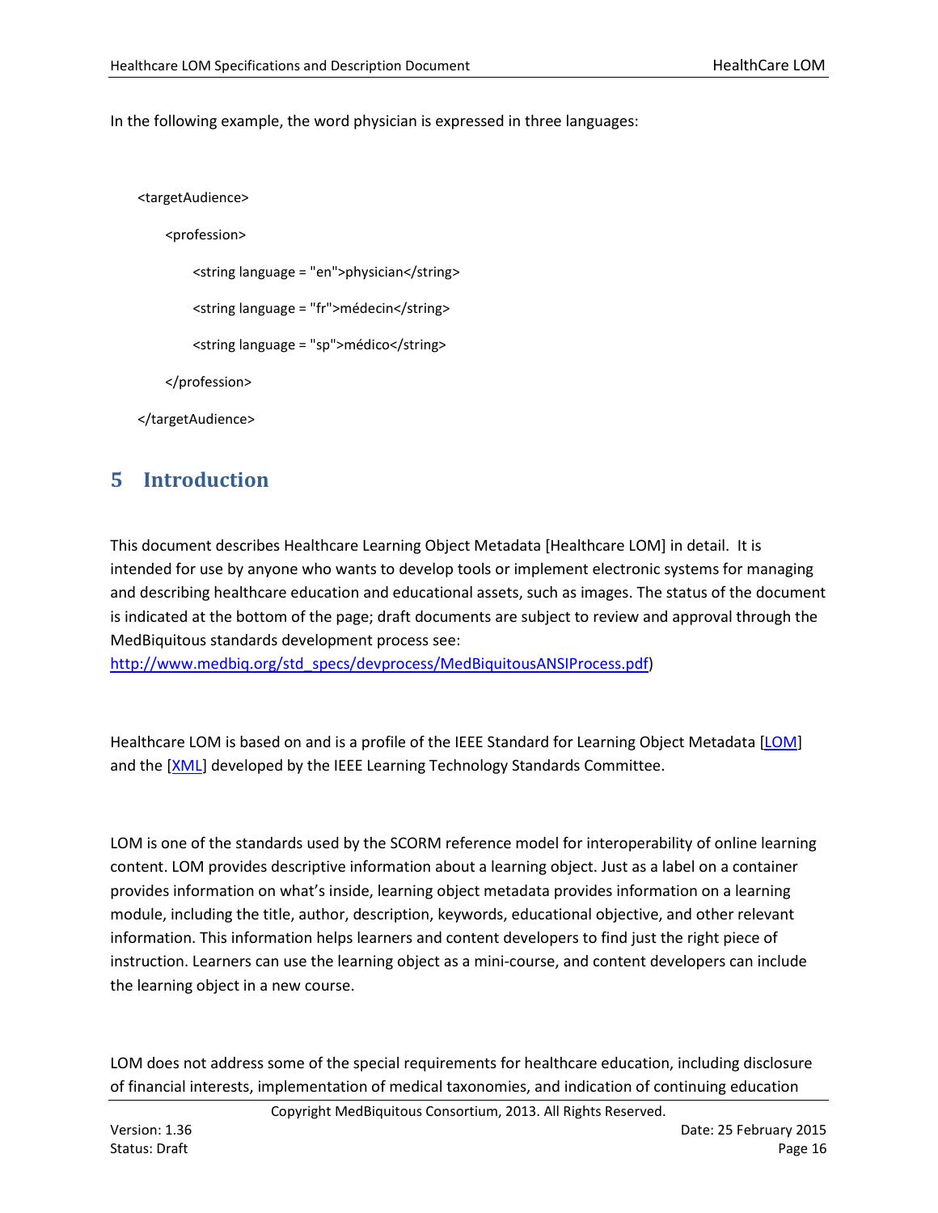In the following example, the word physician is expressed in three languages:

```
<targetAudience>
    <profession>
        <string language = "en">physician</string>
        <string language = "fr">médecin</string>
        <string language = "sp">médico</string>
    </profession>
</targetAudience>
```

# 5 Introduction

This document describes Healthcare Learning Object Metadata [Healthcare LOM] in detail. It is intended for use by anyone who wants to develop tools or implement electronic systems for managing and describing healthcare education and educational assets, such as images. The status of the document is indicated at the bottom of the page; draft documents are subject to review and approval through the MedBiquitous standards development process see: http://www.medbiq.org/std_specs/devprocess/MedBiquitousANSIProcess.pdf)

Healthcare LOM is based on and is a profile of the IEEE Standard for Learning Object Metadata [LOM] and the [XML] developed by the IEEE Learning Technology Standards Committee.

LOM is one of the standards used by the SCORM reference model for interoperability of online learning content. LOM provides descriptive information about a learning object. Just as a label on a container provides information on what's inside, learning object metadata provides information on a learning module, including the title, author, description, keywords, educational objective, and other relevant information. This information helps learners and content developers to find just the right piece of instruction. Learners can use the learning object as a mini-course, and content developers can include the learning object in a new course.

LOM does not address some of the special requirements for healthcare education, including disclosure of financial interests, implementation of medical taxonomies, and indication of continuing education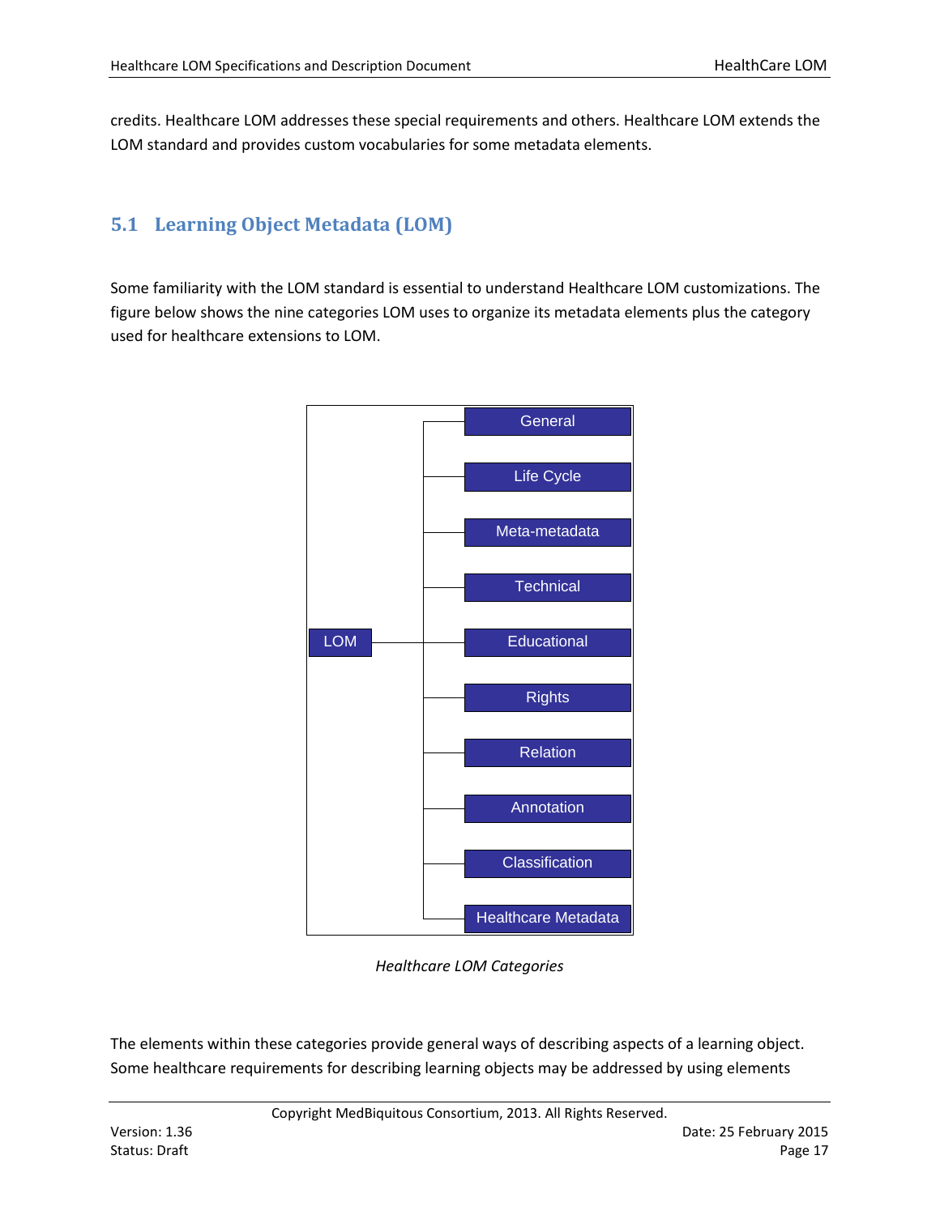credits. Healthcare LOM addresses these special requirements and others. Healthcare LOM extends the LOM standard and provides custom vocabularies for some metadata elements.

## 5.1 Learning Object Metadata (LOM)

Some familiarity with the LOM standard is essential to understand Healthcare LOM customizations. The figure below shows the nine categories LOM uses to organize its metadata elements plus the category used for healthcare extensions to LOM.

- LOM
  - General
  - Life Cycle
  - Meta-metadata
  - Technical
  - Educational
  - Rights
  - Relation
  - Annotation
  - Classification
  - Healthcare Metadata

*Healthcare LOM Categories*

The elements within these categories provide general ways of describing aspects of a learning object. Some healthcare requirements for describing learning objects may be addressed by using elements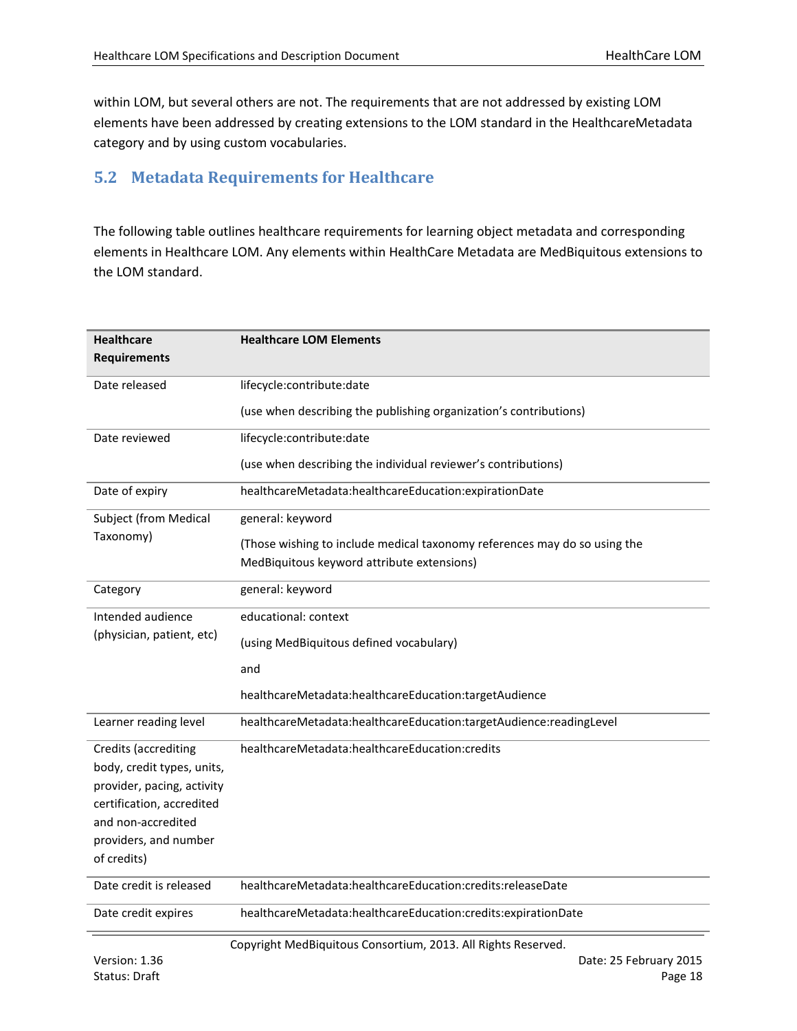within LOM, but several others are not. The requirements that are not addressed by existing LOM elements have been addressed by creating extensions to the LOM standard in the HealthcareMetadata category and by using custom vocabularies.

## 5.2 Metadata Requirements for Healthcare

The following table outlines healthcare requirements for learning object metadata and corresponding elements in Healthcare LOM. Any elements within HealthCare Metadata are MedBiquitous extensions to the LOM standard.

| Healthcare Requirements | Healthcare LOM Elements |
|---|---|
| Date released | lifecycle:contribute:date<br><br>(use when describing the publishing organization's contributions) |
| Date reviewed | lifecycle:contribute:date<br><br>(use when describing the individual reviewer's contributions) |
| Date of expiry | healthcareMetadata:healthcareEducation:expirationDate |
| Subject (from Medical Taxonomy) | general: keyword<br><br>(Those wishing to include medical taxonomy references may do so using the MedBiquitous keyword attribute extensions) |
| Category | general: keyword |
| Intended audience (physician, patient, etc) | educational: context<br><br>(using MedBiquitous defined vocabulary)<br><br>and<br><br>healthcareMetadata:healthcareEducation:targetAudience |
| Learner reading level | healthcareMetadata:healthcareEducation:targetAudience:readingLevel |
| Credits (accrediting body, credit types, units, provider, pacing, activity certification, accredited and non-accredited providers, and number of credits) | healthcareMetadata:healthcareEducation:credits |
| Date credit is released | healthcareMetadata:healthcareEducation:credits:releaseDate |
| Date credit expires | healthcareMetadata:healthcareEducation:credits:expirationDate |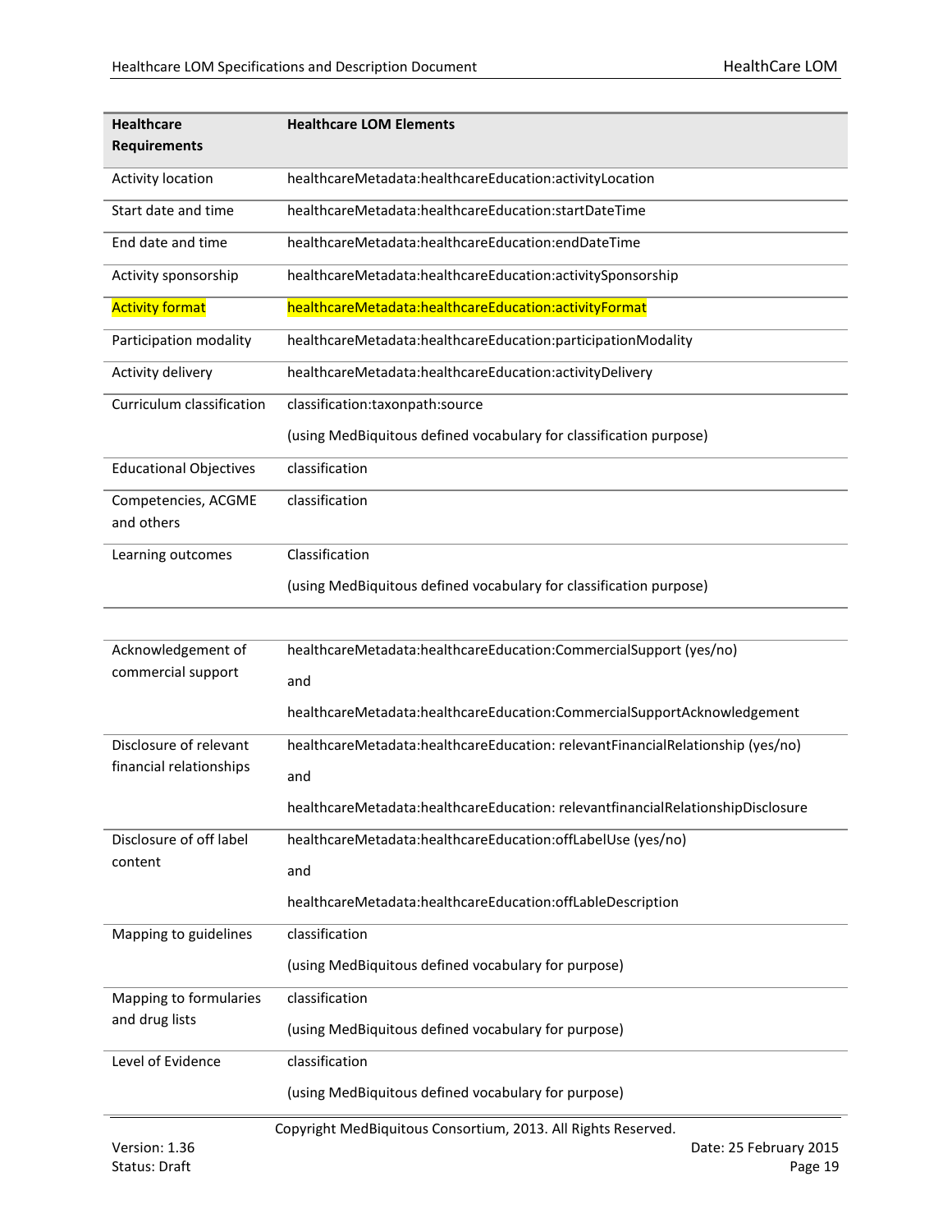| Healthcare Requirements | Healthcare LOM Elements |
| --- | --- |
| Activity location | healthcareMetadata:healthcareEducation:activityLocation |
| Start date and time | healthcareMetadata:healthcareEducation:startDateTime |
| End date and time | healthcareMetadata:healthcareEducation:endDateTime |
| Activity sponsorship | healthcareMetadata:healthcareEducation:activitySponsorship |
| Activity format | healthcareMetadata:healthcareEducation:activityFormat |
| Participation modality | healthcareMetadata:healthcareEducation:participationModality |
| Activity delivery | healthcareMetadata:healthcareEducation:activityDelivery |
| Curriculum classification | classification:taxonpath:source<br><br>(using MedBiquitous defined vocabulary for classification purpose) |
| Educational Objectives | classification |
| Competencies, ACGME and others | classification |
| Learning outcomes | Classification<br><br>(using MedBiquitous defined vocabulary for classification purpose) |
| | |
| Acknowledgement of commercial support | healthcareMetadata:healthcareEducation:CommercialSupport (yes/no)<br><br>and<br><br>healthcareMetadata:healthcareEducation:CommercialSupportAcknowledgement |
| Disclosure of relevant financial relationships | healthcareMetadata:healthcareEducation: relevantFinancialRelationship (yes/no)<br><br>and<br><br>healthcareMetadata:healthcareEducation: relevantfinancialRelationshipDisclosure |
| Disclosure of off label content | healthcareMetadata:healthcareEducation:offLabelUse (yes/no)<br><br>and<br><br>healthcareMetadata:healthcareEducation:offLableDescription |
| Mapping to guidelines | classification<br><br>(using MedBiquitous defined vocabulary for purpose) |
| Mapping to formularies and drug lists | classification<br><br>(using MedBiquitous defined vocabulary for purpose) |
| Level of Evidence | classification<br><br>(using MedBiquitous defined vocabulary for purpose) |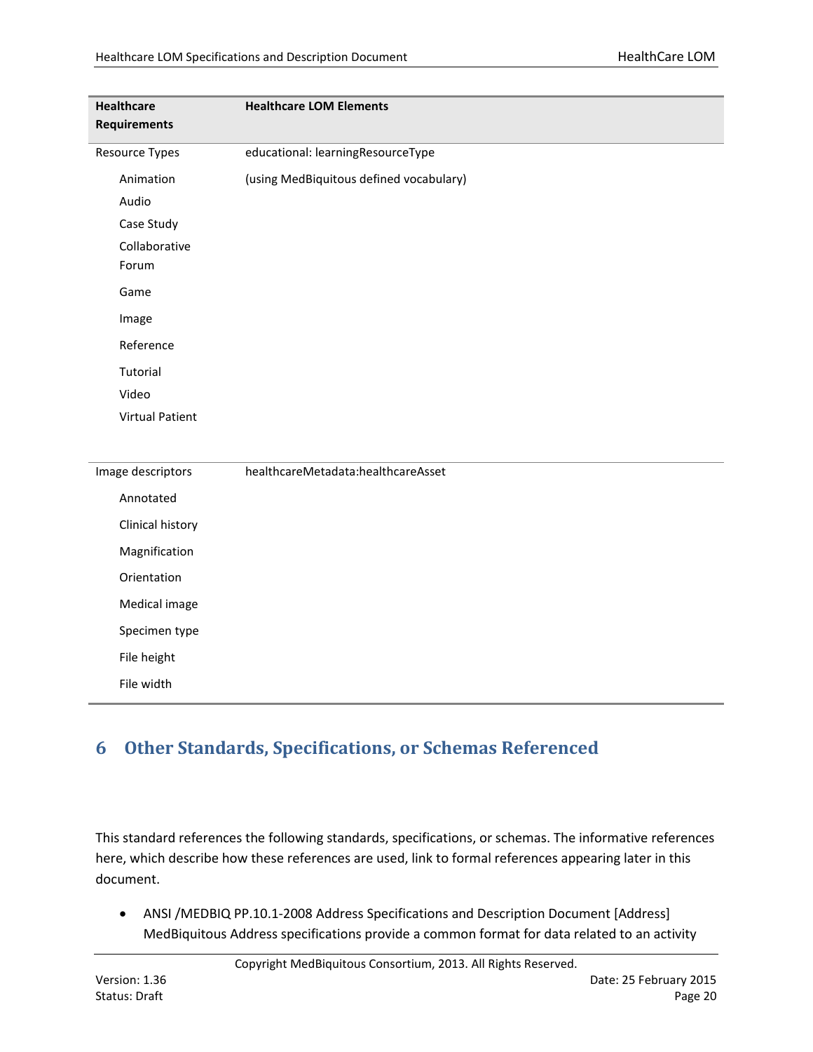| Healthcare Requirements | Healthcare LOM Elements |
|---|---|
| Resource Types | educational: learningResourceType |
| Animation | (using MedBiquitous defined vocabulary) |
| Audio | |
| Case Study | |
| Collaborative Forum | |
| Game | |
| Image | |
| Reference | |
| Tutorial | |
| Video | |
| Virtual Patient | |
| Image descriptors | healthcareMetadata:healthcareAsset |
| Annotated | |
| Clinical history | |
| Magnification | |
| Orientation | |
| Medical image | |
| Specimen type | |
| File height | |
| File width | |

# 6 Other Standards, Specifications, or Schemas Referenced

This standard references the following standards, specifications, or schemas. The informative references here, which describe how these references are used, link to formal references appearing later in this document.

- ANSI /MEDBIQ PP.10.1-2008 Address Specifications and Description Document [Address] MedBiquitous Address specifications provide a common format for data related to an activity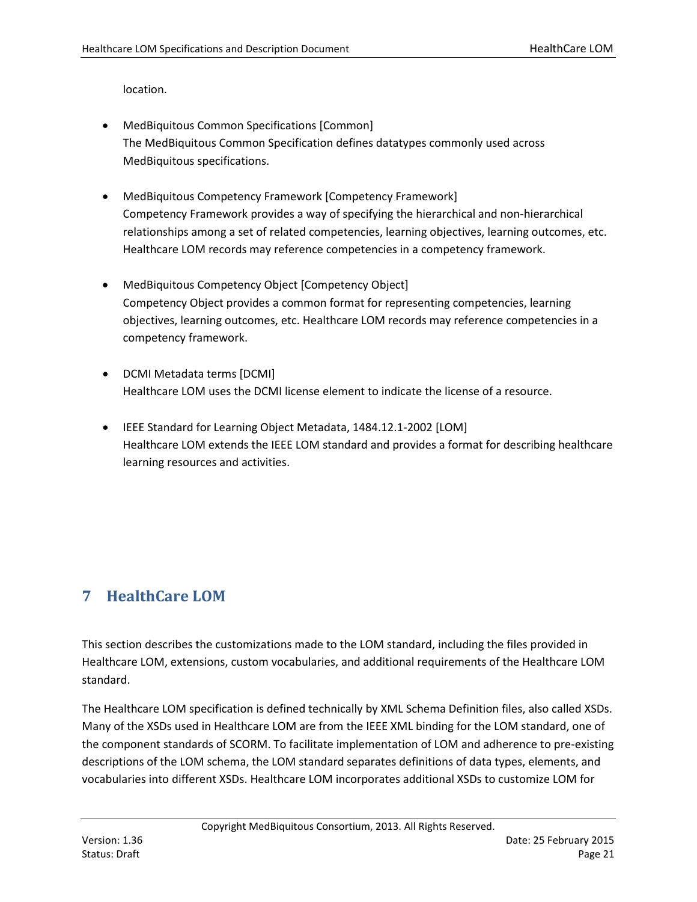location.

- MedBiquitous Common Specifications [Common]
  The MedBiquitous Common Specification defines datatypes commonly used across MedBiquitous specifications.

- MedBiquitous Competency Framework [Competency Framework]
  Competency Framework provides a way of specifying the hierarchical and non-hierarchical relationships among a set of related competencies, learning objectives, learning outcomes, etc. Healthcare LOM records may reference competencies in a competency framework.

- MedBiquitous Competency Object [Competency Object]
  Competency Object provides a common format for representing competencies, learning objectives, learning outcomes, etc. Healthcare LOM records may reference competencies in a competency framework.

- DCMI Metadata terms [DCMI]
  Healthcare LOM uses the DCMI license element to indicate the license of a resource.

- IEEE Standard for Learning Object Metadata, 1484.12.1-2002 [LOM]
  Healthcare LOM extends the IEEE LOM standard and provides a format for describing healthcare learning resources and activities.

# 7 HealthCare LOM

This section describes the customizations made to the LOM standard, including the files provided in Healthcare LOM, extensions, custom vocabularies, and additional requirements of the Healthcare LOM standard.

The Healthcare LOM specification is defined technically by XML Schema Definition files, also called XSDs. Many of the XSDs used in Healthcare LOM are from the IEEE XML binding for the LOM standard, one of the component standards of SCORM. To facilitate implementation of LOM and adherence to pre-existing descriptions of the LOM schema, the LOM standard separates definitions of data types, elements, and vocabularies into different XSDs. Healthcare LOM incorporates additional XSDs to customize LOM for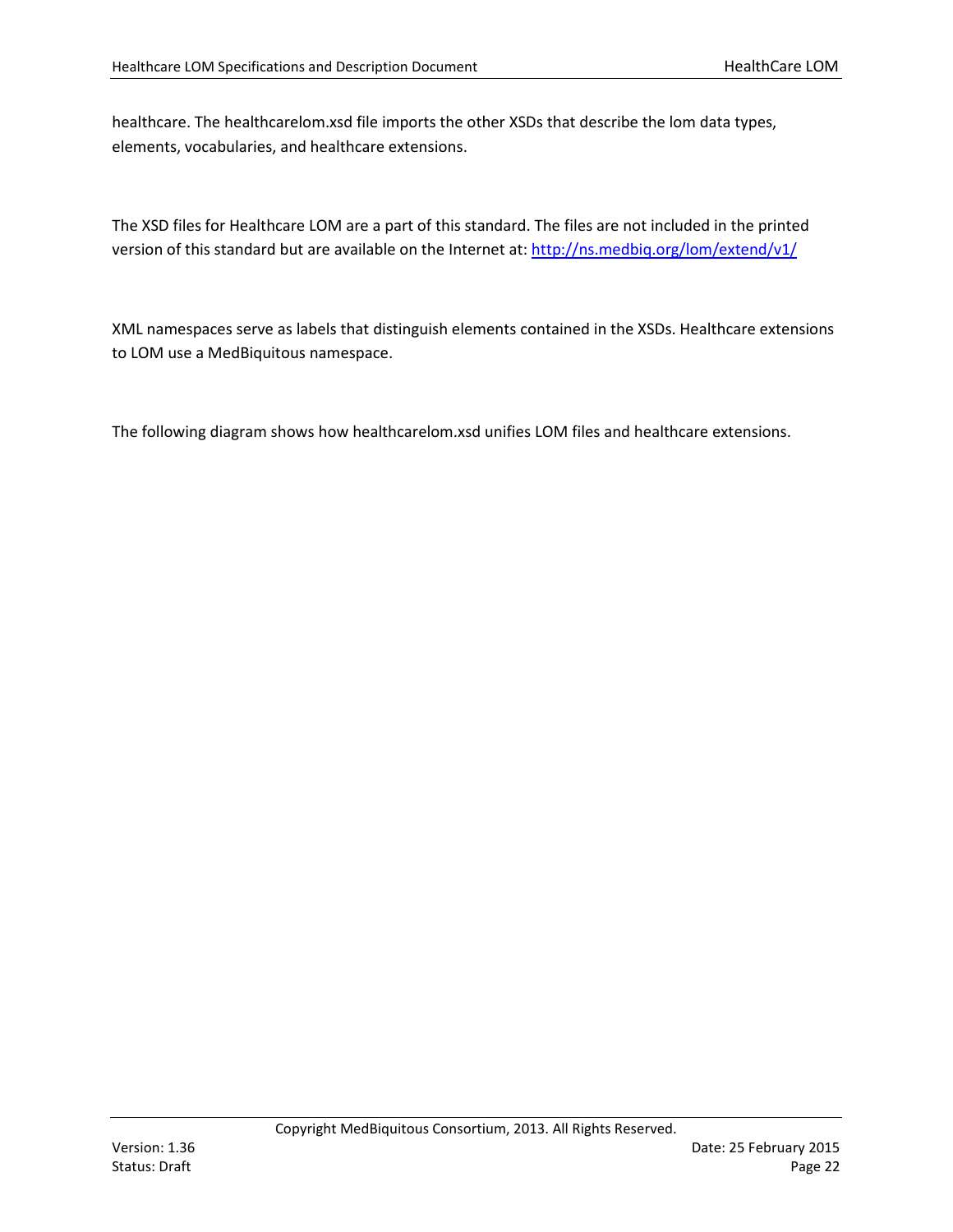healthcare. The healthcarelom.xsd file imports the other XSDs that describe the lom data types, elements, vocabularies, and healthcare extensions.

The XSD files for Healthcare LOM are a part of this standard. The files are not included in the printed version of this standard but are available on the Internet at: [http://ns.medbiq.org/lom/extend/v1/](http://ns.medbiq.org/lom/extend/v1/)

XML namespaces serve as labels that distinguish elements contained in the XSDs. Healthcare extensions to LOM use a MedBiquitous namespace.

The following diagram shows how healthcarelom.xsd unifies LOM files and healthcare extensions.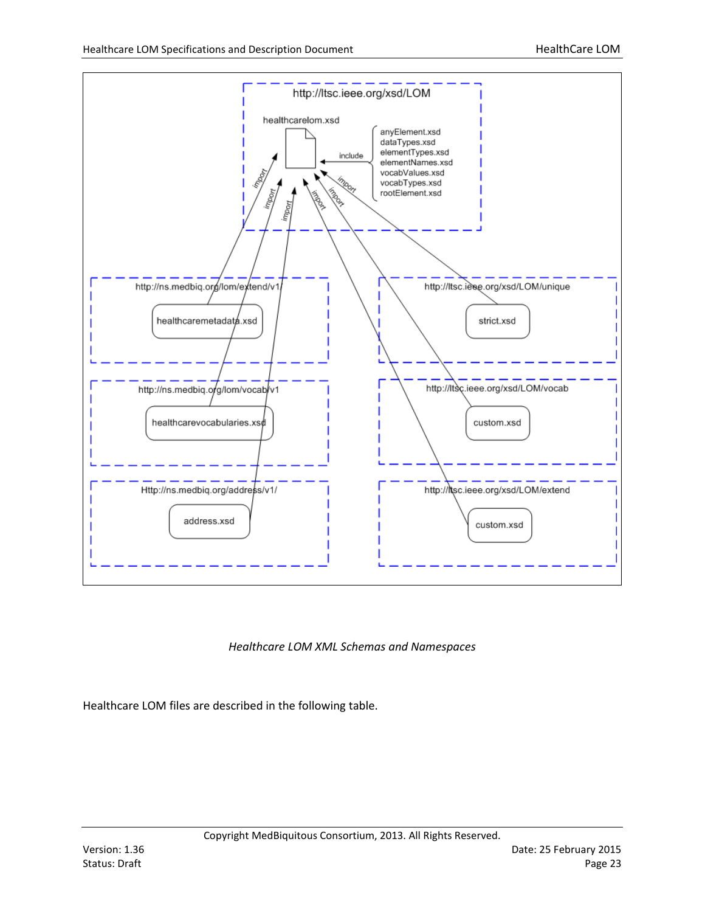*Healthcare LOM XML Schemas and Namespaces*

Healthcare LOM files are described in the following table.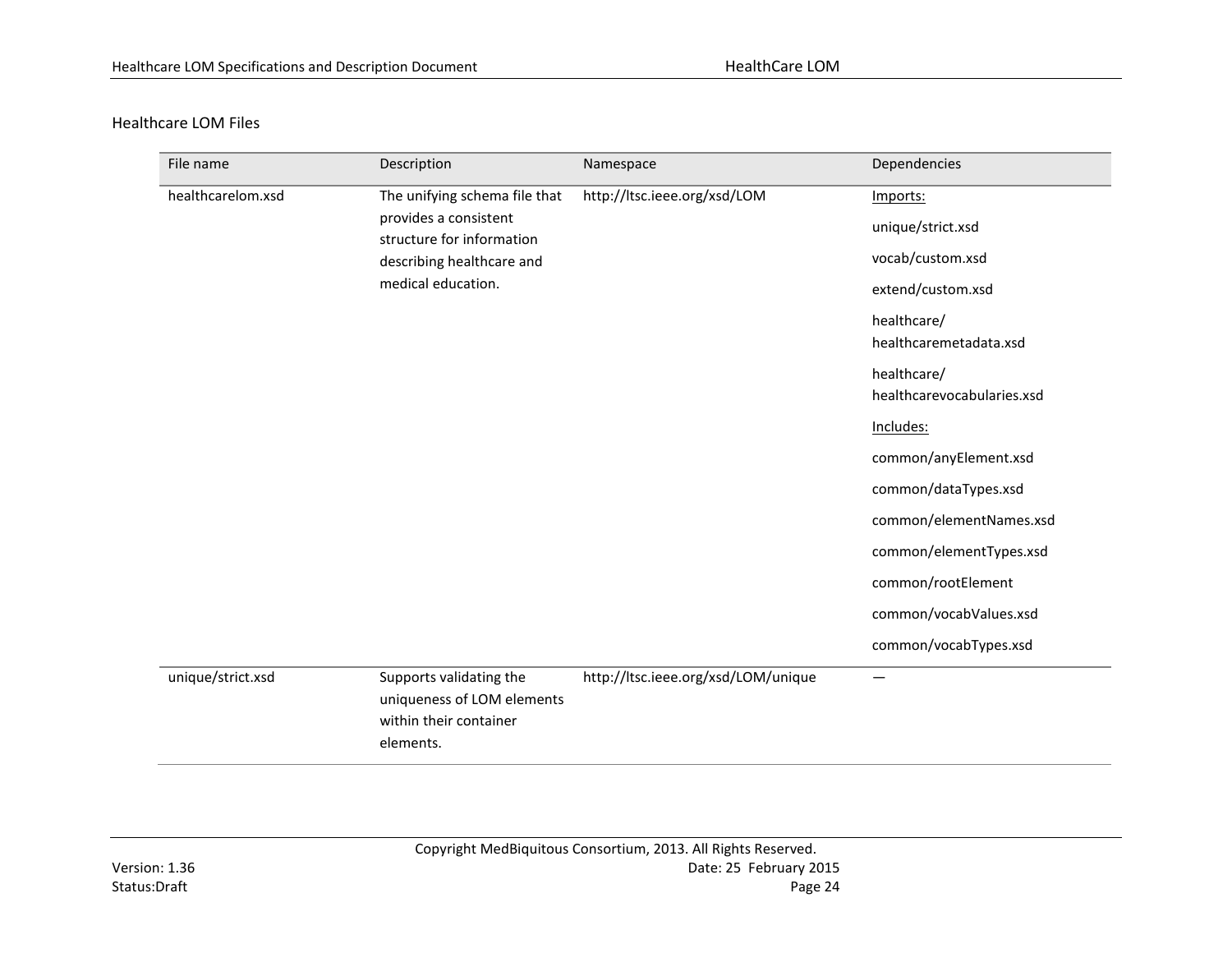Healthcare LOM Files

| File name | Description | Namespace | Dependencies |
| --- | --- | --- | --- |
| healthcarelom.xsd | The unifying schema file that provides a consistent structure for information describing healthcare and medical education. | http://ltsc.ieee.org/xsd/LOM | Imports:<br>unique/strict.xsd<br>vocab/custom.xsd<br>extend/custom.xsd<br>healthcare/healthcaremetadata.xsd<br>healthcare/healthcarevocabularies.xsd<br>Includes:<br>common/anyElement.xsd<br>common/dataTypes.xsd<br>common/elementNames.xsd<br>common/elementTypes.xsd<br>common/rootElement<br>common/vocabValues.xsd<br>common/vocabTypes.xsd |
| unique/strict.xsd | Supports validating the uniqueness of LOM elements within their container elements. | http://ltsc.ieee.org/xsd/LOM/unique | — |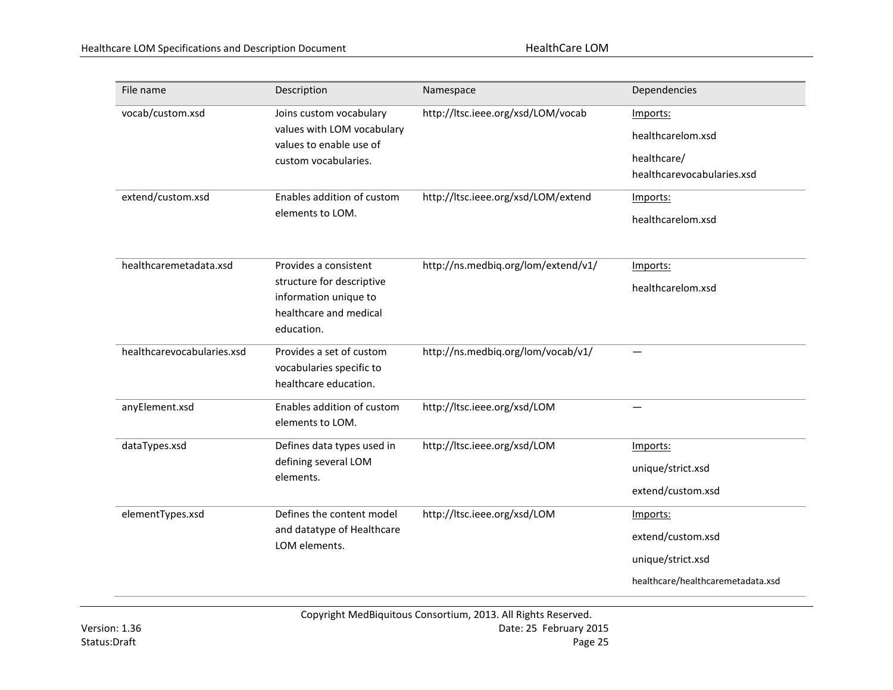| File name | Description | Namespace | Dependencies |
|---|---|---|---|
| vocab/custom.xsd | Joins custom vocabulary values with LOM vocabulary values to enable use of custom vocabularies. | http://ltsc.ieee.org/xsd/LOM/vocab | Imports:<br>healthcarelom.xsd<br>healthcare/ healthcarevocabularies.xsd |
| extend/custom.xsd | Enables addition of custom elements to LOM. | http://ltsc.ieee.org/xsd/LOM/extend | Imports:<br>healthcarelom.xsd |
| healthcaremetadata.xsd | Provides a consistent structure for descriptive information unique to healthcare and medical education. | http://ns.medbiq.org/lom/extend/v1/ | Imports:<br>healthcarelom.xsd |
| healthcarevocabularies.xsd | Provides a set of custom vocabularies specific to healthcare education. | http://ns.medbiq.org/lom/vocab/v1/ | — |
| anyElement.xsd | Enables addition of custom elements to LOM. | http://ltsc.ieee.org/xsd/LOM | — |
| dataTypes.xsd | Defines data types used in defining several LOM elements. | http://ltsc.ieee.org/xsd/LOM | Imports:<br>unique/strict.xsd<br>extend/custom.xsd |
| elementTypes.xsd | Defines the content model and datatype of Healthcare LOM elements. | http://ltsc.ieee.org/xsd/LOM | Imports:<br>extend/custom.xsd<br>unique/strict.xsd<br>healthcare/healthcaremetadata.xsd |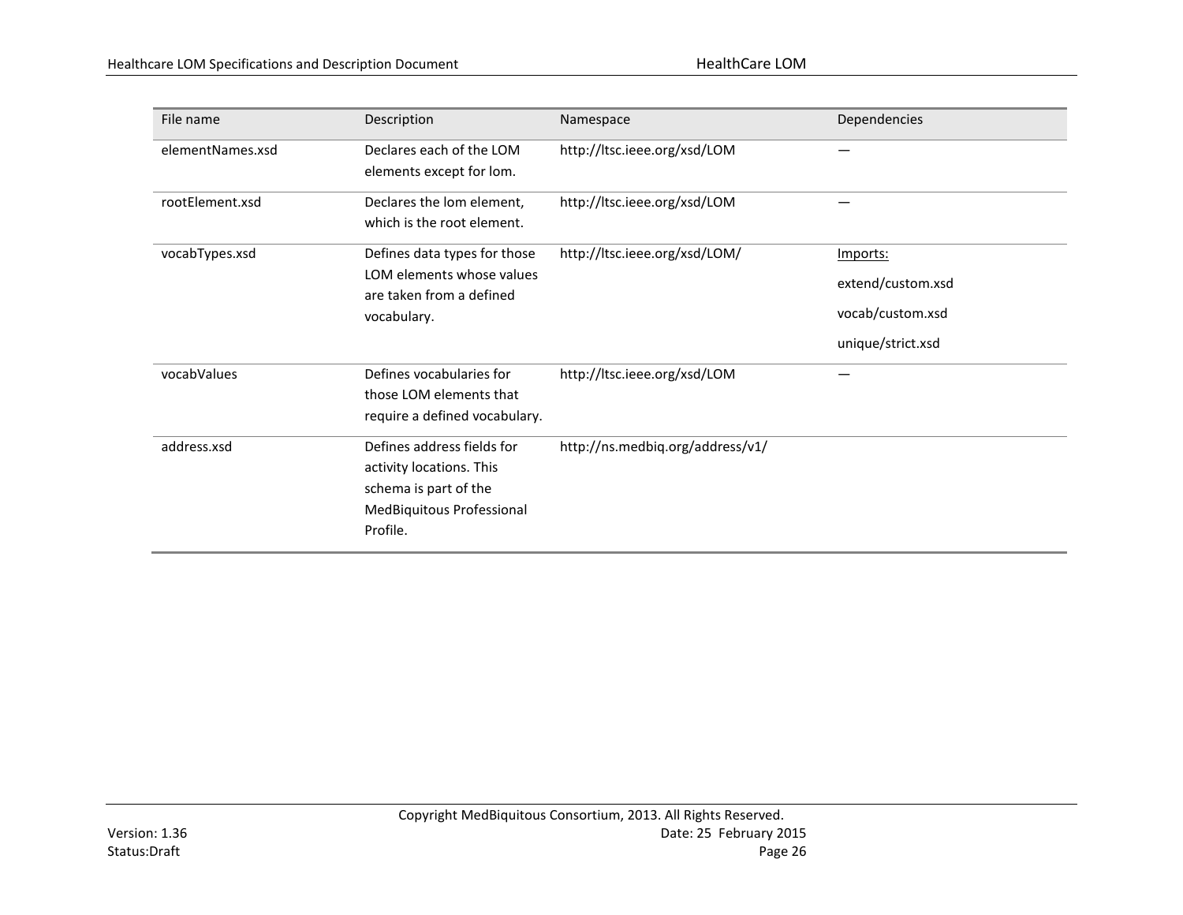| File name | Description | Namespace | Dependencies |
|---|---|---|---|
| elementNames.xsd | Declares each of the LOM elements except for lom. | http://ltsc.ieee.org/xsd/LOM | — |
| rootElement.xsd | Declares the lom element, which is the root element. | http://ltsc.ieee.org/xsd/LOM | — |
| vocabTypes.xsd | Defines data types for those LOM elements whose values are taken from a defined vocabulary. | http://ltsc.ieee.org/xsd/LOM/ | Imports: extend/custom.xsd vocab/custom.xsd unique/strict.xsd |
| vocabValues | Defines vocabularies for those LOM elements that require a defined vocabulary. | http://ltsc.ieee.org/xsd/LOM | — |
| address.xsd | Defines address fields for activity locations. This schema is part of the MedBiquitous Professional Profile. | http://ns.medbiq.org/address/v1/ | |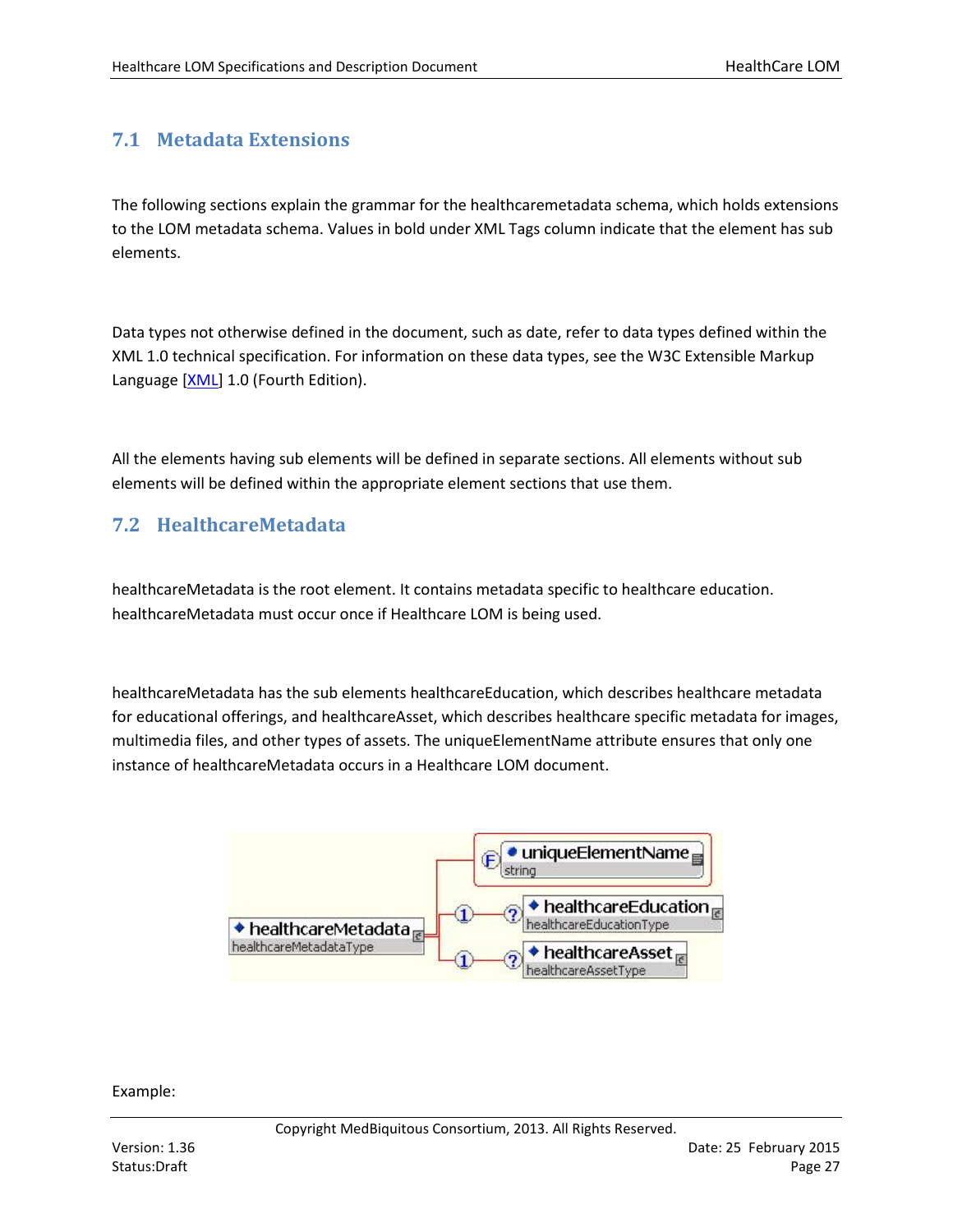## 7.1 Metadata Extensions

The following sections explain the grammar for the healthcaremetadata schema, which holds extensions to the LOM metadata schema. Values in bold under XML Tags column indicate that the element has sub elements.

Data types not otherwise defined in the document, such as date, refer to data types defined within the XML 1.0 technical specification. For information on these data types, see the W3C Extensible Markup Language [XML] 1.0 (Fourth Edition).

All the elements having sub elements will be defined in separate sections. All elements without sub elements will be defined within the appropriate element sections that use them.

## 7.2 HealthcareMetadata

healthcareMetadata is the root element. It contains metadata specific to healthcare education. healthcareMetadata must occur once if Healthcare LOM is being used.

healthcareMetadata has the sub elements healthcareEducation, which describes healthcare metadata for educational offerings, and healthcareAsset, which describes healthcare specific metadata for images, multimedia files, and other types of assets. The uniqueElementName attribute ensures that only one instance of healthcareMetadata occurs in a Healthcare LOM document.

Example: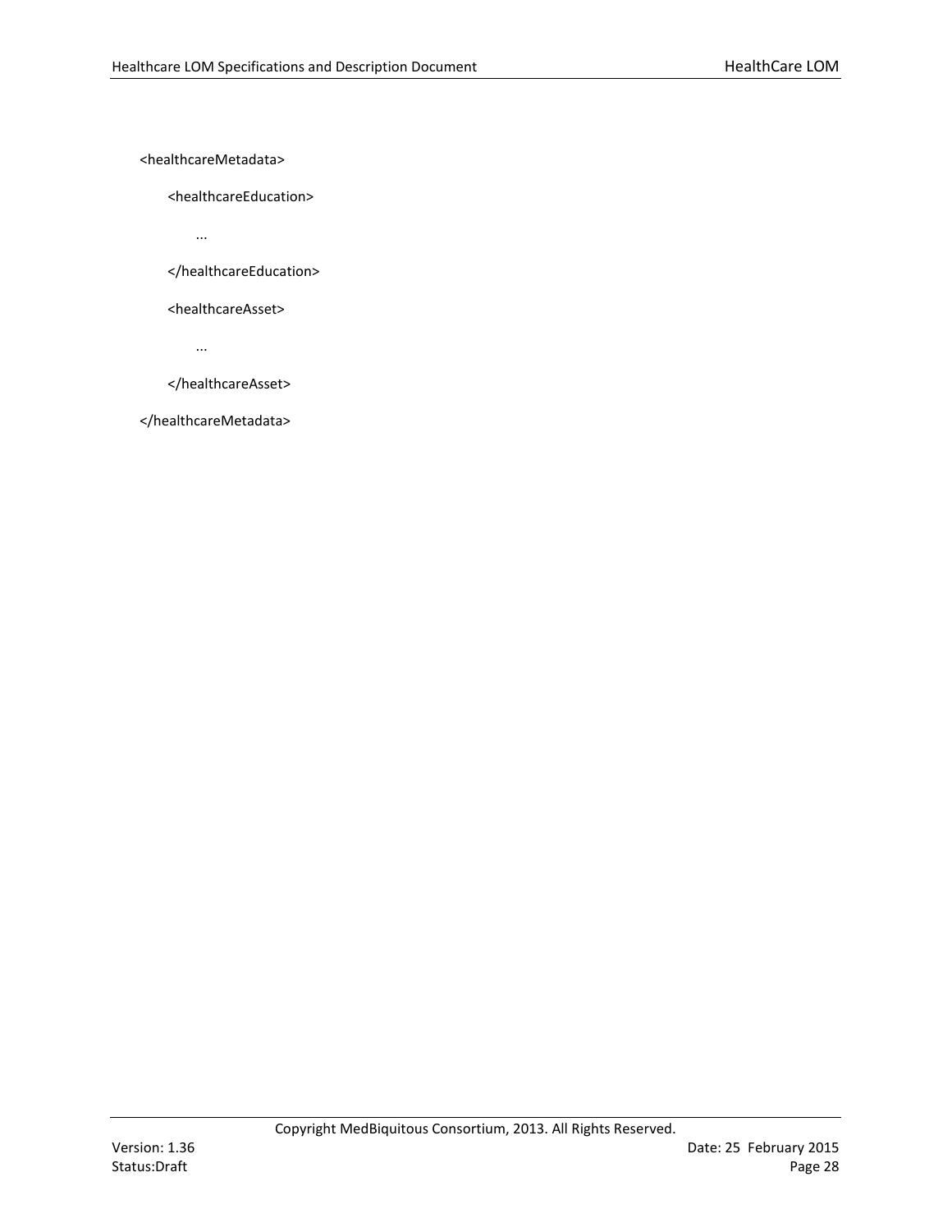```
<healthcareMetadata>
    <healthcareEducation>
        ...
    </healthcareEducation>
    <healthcareAsset>
        ...
    </healthcareAsset>
</healthcareMetadata>
```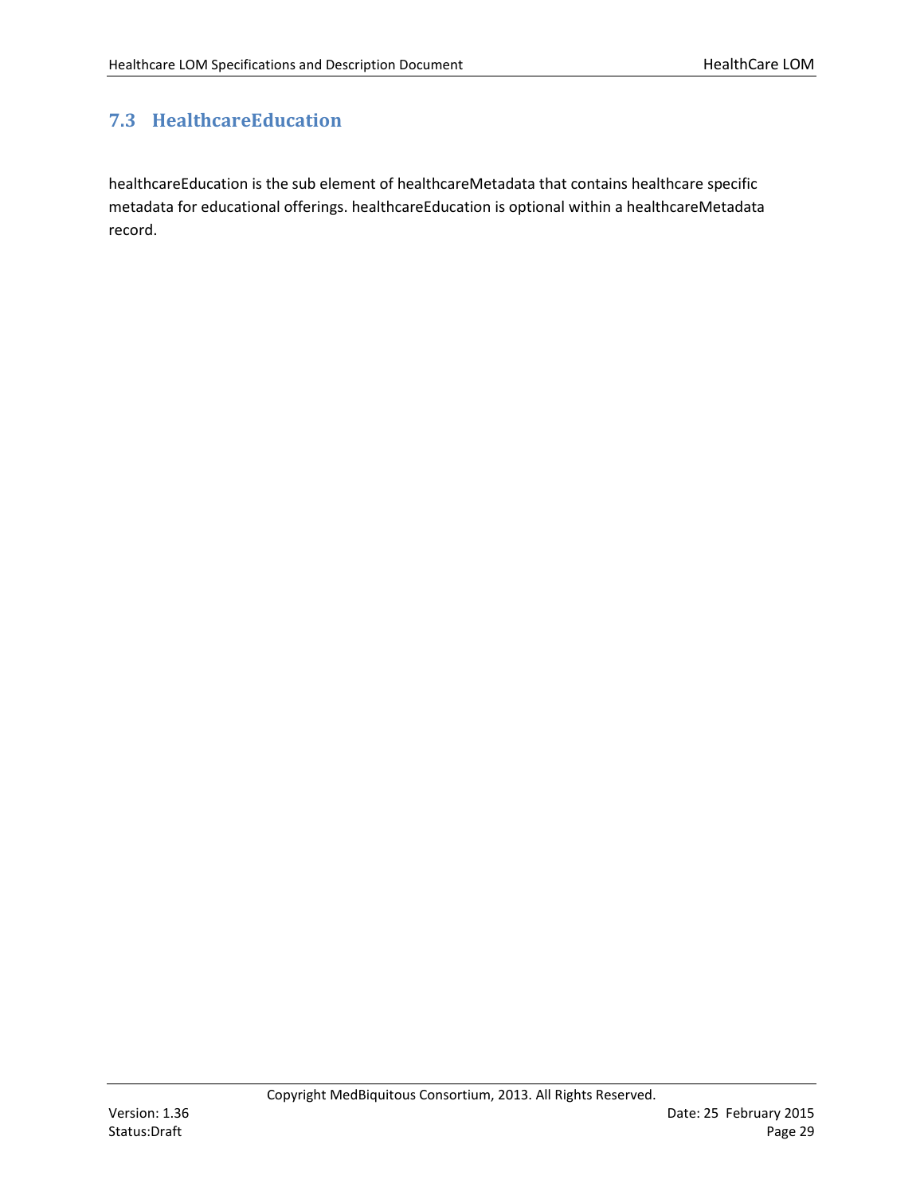## 7.3 HealthcareEducation

healthcareEducation is the sub element of healthcareMetadata that contains healthcare specific metadata for educational offerings. healthcareEducation is optional within a healthcareMetadata record.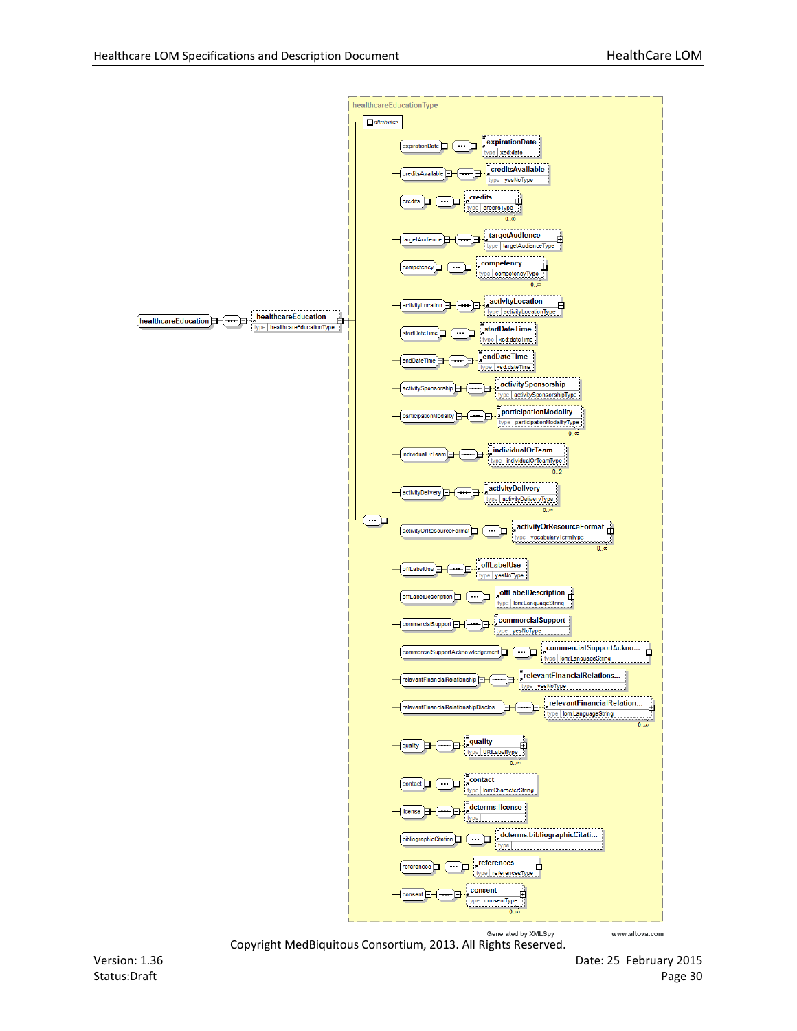healthcareEducation — healthcareEducation (type: healthcareEducationType)

healthcareEducationType

- attributes
- expirationDate — expirationDate (type: xsd:date)
- creditsAvailable — creditsAvailable (type: yesNoType)
- credits — credits (type: creditsType) 0..∞
- targetAudience — targetAudience (type: targetAudienceType)
- competency — competency (type: competencyType) 0..∞
- activityLocation — activityLocation (type: activityLocationType)
- startDateTime — startDateTime (type: xsd:dateTime)
- endDateTime — endDateTime (type: xsd:dateTime)
- activitySponsorship — activitySponsorship (type: activitySponsorshipType)
- participationModality — participationModality (type: participationModalityType) 0..∞
- individualOrTeam — individualOrTeam (type: individualOrTeamType) 0..2
- activityDelivery — activityDelivery (type: activityDeliveryType) 0..∞
- activityOrResourceFormat — activityOrResourceFormat (type: vocabularyTermType) 0..∞
- offLabelUse — offLabelUse (type: yesNoType)
- offLabelDescription — offLabelDescription (type: lom:LanguageString)
- commercialSupport — commercialSupport (type: yesNoType)
- commercialSupportAcknowledgement — commercialSupportAckno... (type: lom:LanguageString)
- relevantFinancialRelationship — relevantFinancialRelations... (type: yesNoType)
- relevantFinancialRelationshipDisclos... — relevantFinancialRelation... (type: lom:LanguageString) 0..∞
- quality — quality (type: URLabelType) 0..∞
- contact — contact (type: lom:CharacterString)
- license — dcterms:license (type: )
- bibliographicCitation — dcterms:bibliographicCitati... (type: )
- references — references (type: referencesType)
- consent — consent (type: consentType) 0..∞

Generated by XMLSpy www.altova.com

Copyright MedBiquitous Consortium, 2013. All Rights Reserved.

Version: 1.36 Date: 25 February 2015

Status:Draft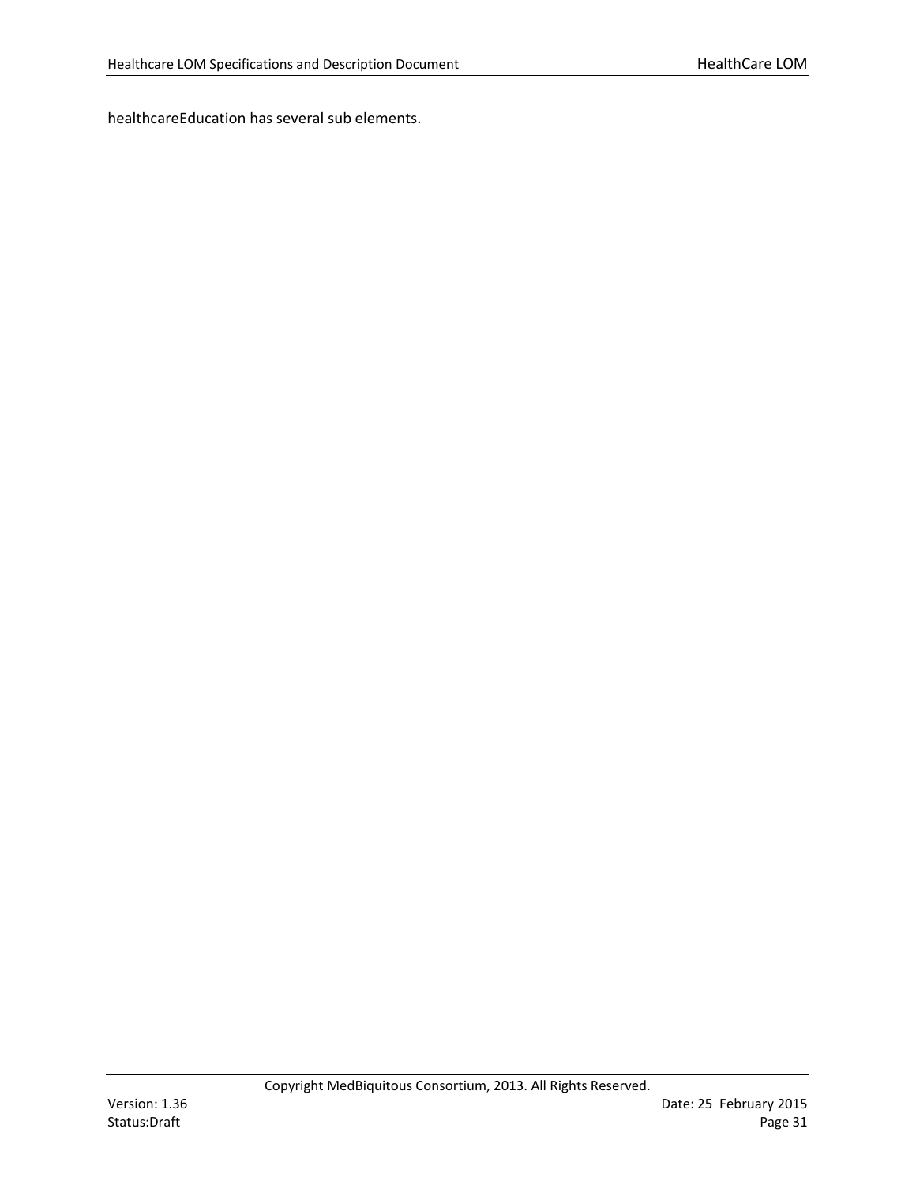healthcareEducation has several sub elements.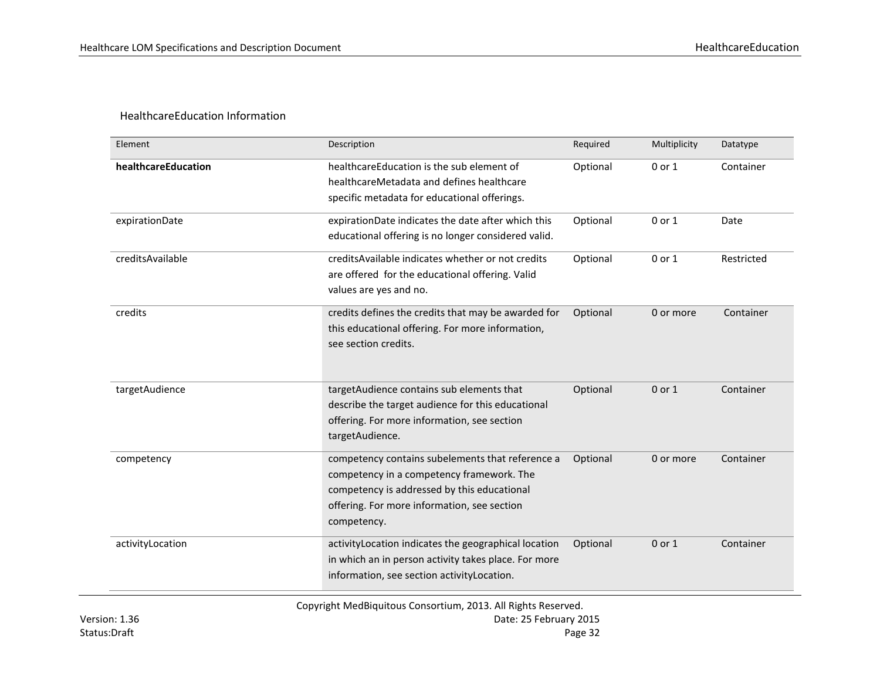HealthcareEducation Information

| Element | Description | Required | Multiplicity | Datatype |
|---|---|---|---|---|
| **healthcareEducation** | healthcareEducation is the sub element of healthcareMetadata and defines healthcare specific metadata for educational offerings. | Optional | 0 or 1 | Container |
| expirationDate | expirationDate indicates the date after which this educational offering is no longer considered valid. | Optional | 0 or 1 | Date |
| creditsAvailable | creditsAvailable indicates whether or not credits are offered for the educational offering. Valid values are yes and no. | Optional | 0 or 1 | Restricted |
| credits | credits defines the credits that may be awarded for this educational offering. For more information, see section credits. | Optional | 0 or more | Container |
| targetAudience | targetAudience contains sub elements that describe the target audience for this educational offering. For more information, see section targetAudience. | Optional | 0 or 1 | Container |
| competency | competency contains subelements that reference a competency in a competency framework. The competency is addressed by this educational offering. For more information, see section competency. | Optional | 0 or more | Container |
| activityLocation | activityLocation indicates the geographical location in which an in person activity takes place. For more information, see section activityLocation. | Optional | 0 or 1 | Container |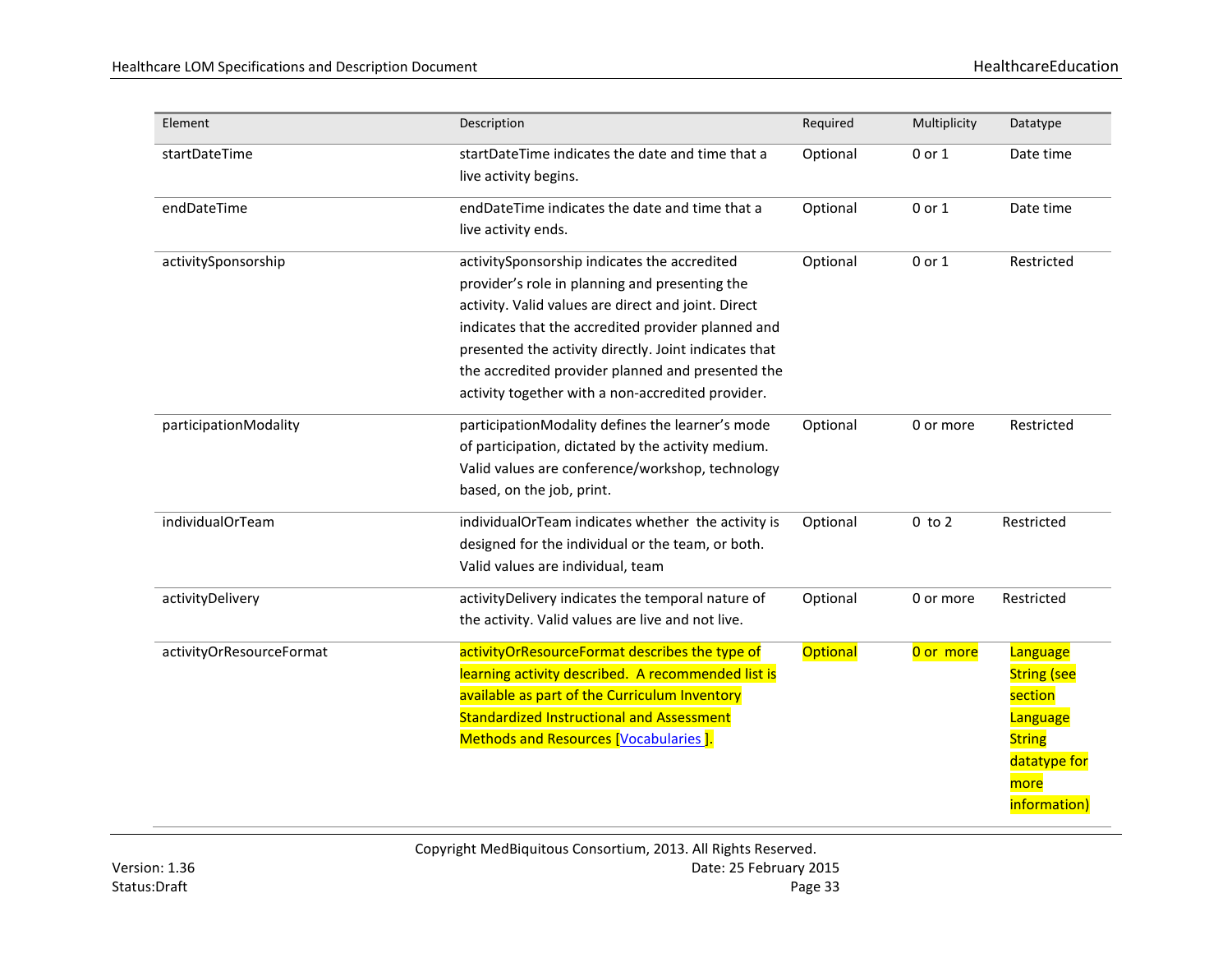| Element | Description | Required | Multiplicity | Datatype |
|---|---|---|---|---|
| startDateTime | startDateTime indicates the date and time that a live activity begins. | Optional | 0 or 1 | Date time |
| endDateTime | endDateTime indicates the date and time that a live activity ends. | Optional | 0 or 1 | Date time |
| activitySponsorship | activitySponsorship indicates the accredited provider's role in planning and presenting the activity. Valid values are direct and joint. Direct indicates that the accredited provider planned and presented the activity directly. Joint indicates that the accredited provider planned and presented the activity together with a non-accredited provider. | Optional | 0 or 1 | Restricted |
| participationModality | participationModality defines the learner's mode of participation, dictated by the activity medium. Valid values are conference/workshop, technology based, on the job, print. | Optional | 0 or more | Restricted |
| individualOrTeam | individualOrTeam indicates whether the activity is designed for the individual or the team, or both. Valid values are individual, team | Optional | 0 to 2 | Restricted |
| activityDelivery | activityDelivery indicates the temporal nature of the activity. Valid values are live and not live. | Optional | 0 or more | Restricted |
| activityOrResourceFormat | activityOrResourceFormat describes the type of learning activity described. A recommended list is available as part of the Curriculum Inventory Standardized Instructional and Assessment Methods and Resources [Vocabularies ]. | Optional | 0 or more | Language String (see section Language String datatype for more information) |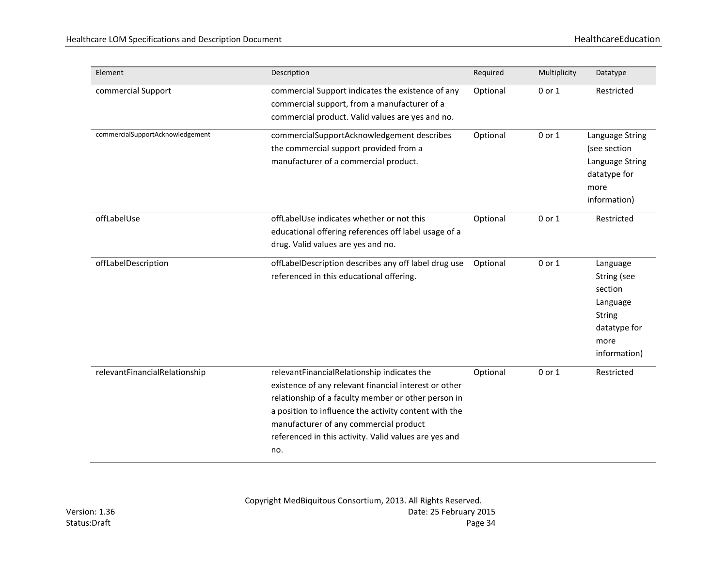| Element | Description | Required | Multiplicity | Datatype |
|---|---|---|---|---|
| commercial Support | commercial Support indicates the existence of any commercial support, from a manufacturer of a commercial product. Valid values are yes and no. | Optional | 0 or 1 | Restricted |
| commercialSupportAcknowledgement | commercialSupportAcknowledgement describes the commercial support provided from a manufacturer of a commercial product. | Optional | 0 or 1 | Language String (see section Language String datatype for more information) |
| offLabelUse | offLabelUse indicates whether or not this educational offering references off label usage of a drug. Valid values are yes and no. | Optional | 0 or 1 | Restricted |
| offLabelDescription | offLabelDescription describes any off label drug use referenced in this educational offering. | Optional | 0 or 1 | Language String (see section Language String datatype for more information) |
| relevantFinancialRelationship | relevantFinancialRelationship indicates the existence of any relevant financial interest or other relationship of a faculty member or other person in a position to influence the activity content with the manufacturer of any commercial product referenced in this activity. Valid values are yes and no. | Optional | 0 or 1 | Restricted |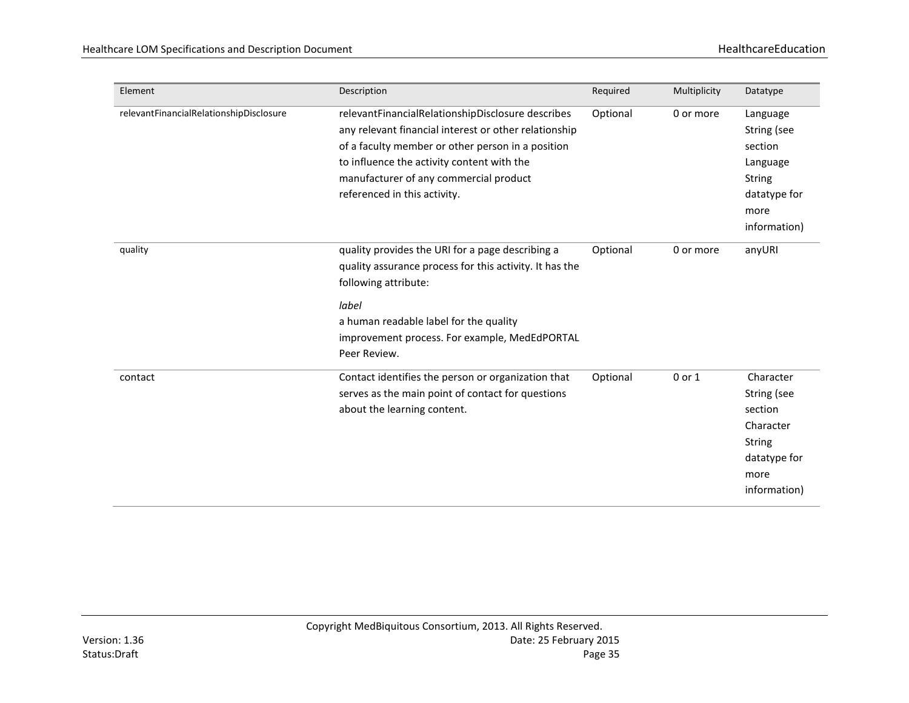| Element | Description | Required | Multiplicity | Datatype |
|---|---|---|---|---|
| relevantFinancialRelationshipDisclosure | relevantFinancialRelationshipDisclosure describes any relevant financial interest or other relationship of a faculty member or other person in a position to influence the activity content with the manufacturer of any commercial product referenced in this activity. | Optional | 0 or more | Language String (see section Language String datatype for more information) |
| quality | quality provides the URI for a page describing a quality assurance process for this activity. It has the following attribute:<br><br>*label*<br>a human readable label for the quality improvement process. For example, MedEdPORTAL Peer Review. | Optional | 0 or more | anyURI |
| contact | Contact identifies the person or organization that serves as the main point of contact for questions about the learning content. | Optional | 0 or 1 | Character String (see section Character String datatype for more information) |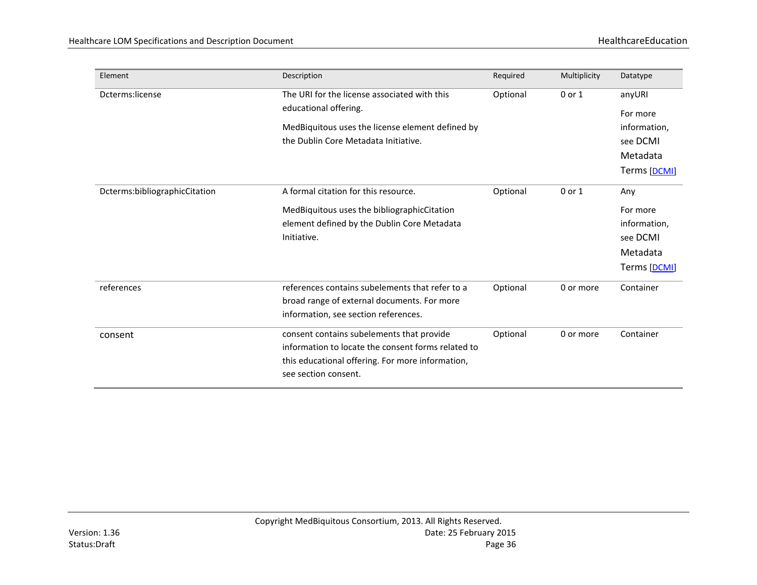| Element | Description | Required | Multiplicity | Datatype |
|---|---|---|---|---|
| Dcterms:license | The URI for the license associated with this educational offering.<br><br>MedBiquitous uses the license element defined by the Dublin Core Metadata Initiative. | Optional | 0 or 1 | anyURI<br><br>For more information, see DCMI Metadata Terms [DCMI] |
| Dcterms:bibliographicCitation | A formal citation for this resource.<br><br>MedBiquitous uses the bibliographicCitation element defined by the Dublin Core Metadata Initiative. | Optional | 0 or 1 | Any<br><br>For more information, see DCMI Metadata Terms [DCMI] |
| references | references contains subelements that refer to a broad range of external documents. For more information, see section references. | Optional | 0 or more | Container |
| consent | consent contains subelements that provide information to locate the consent forms related to this educational offering. For more information, see section consent. | Optional | 0 or more | Container |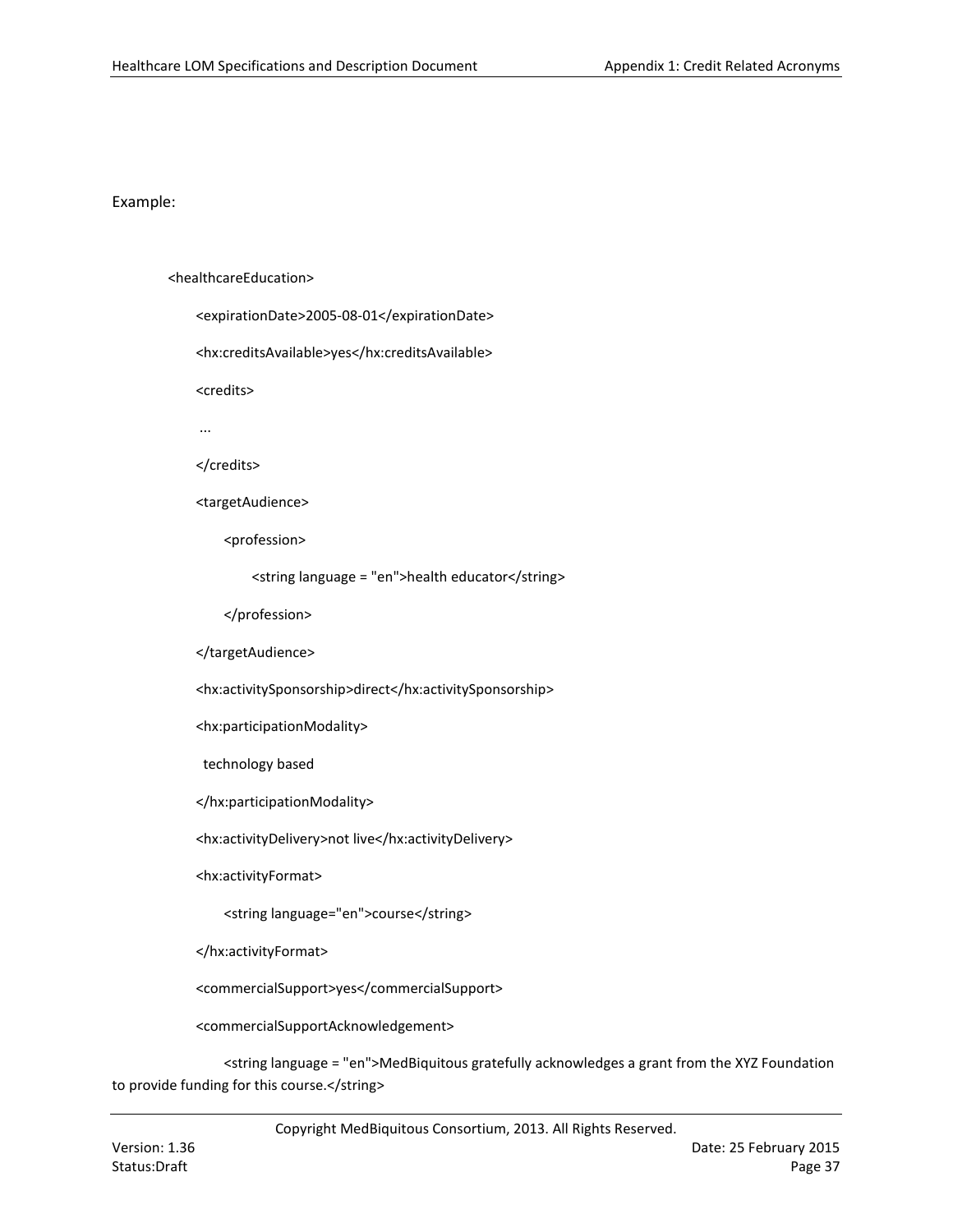Example:

```
<healthcareEducation>
    <expirationDate>2005-08-01</expirationDate>
    <hx:creditsAvailable>yes</hx:creditsAvailable>
    <credits>
     ...
    </credits>
    <targetAudience>
        <profession>
            <string language = "en">health educator</string>
        </profession>
    </targetAudience>
    <hx:activitySponsorship>direct</hx:activitySponsorship>
    <hx:participationModality>
      technology based
    </hx:participationModality>
    <hx:activityDelivery>not live</hx:activityDelivery>
    <hx:activityFormat>
        <string language="en">course</string>
    </hx:activityFormat>
    <commercialSupport>yes</commercialSupport>
    <commercialSupportAcknowledgement>
        <string language = "en">MedBiquitous gratefully acknowledges a grant from the XYZ Foundation to provide funding for this course.</string>
```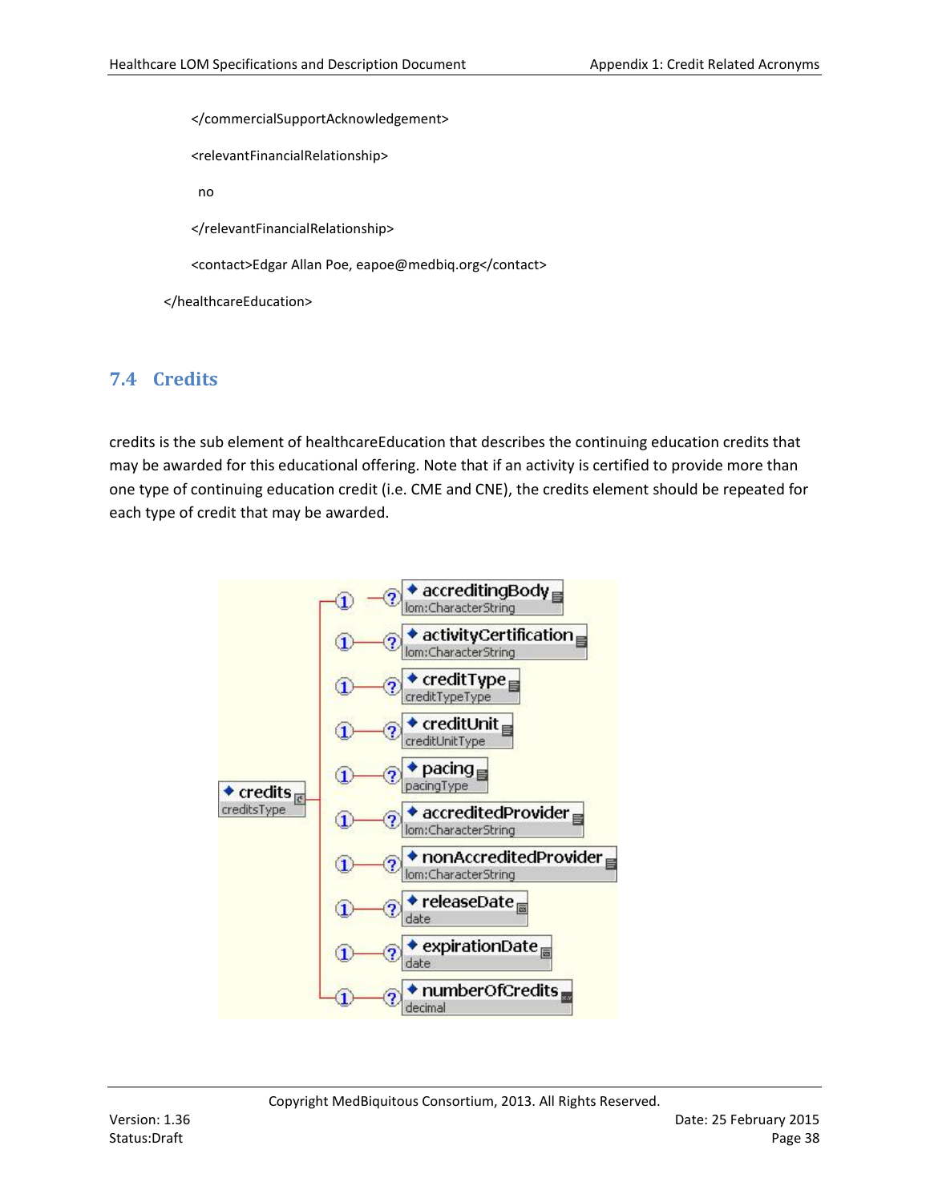```
        </commercialSupportAcknowledgement>

        <relevantFinancialRelationship>

          no

        </relevantFinancialRelationship>

        <contact>Edgar Allan Poe, eapoe@medbiq.org</contact>

    </healthcareEducation>
```

## 7.4 Credits

credits is the sub element of healthcareEducation that describes the continuing education credits that may be awarded for this educational offering. Note that if an activity is certified to provide more than one type of continuing education credit (i.e. CME and CNE), the credits element should be repeated for each type of credit that may be awarded.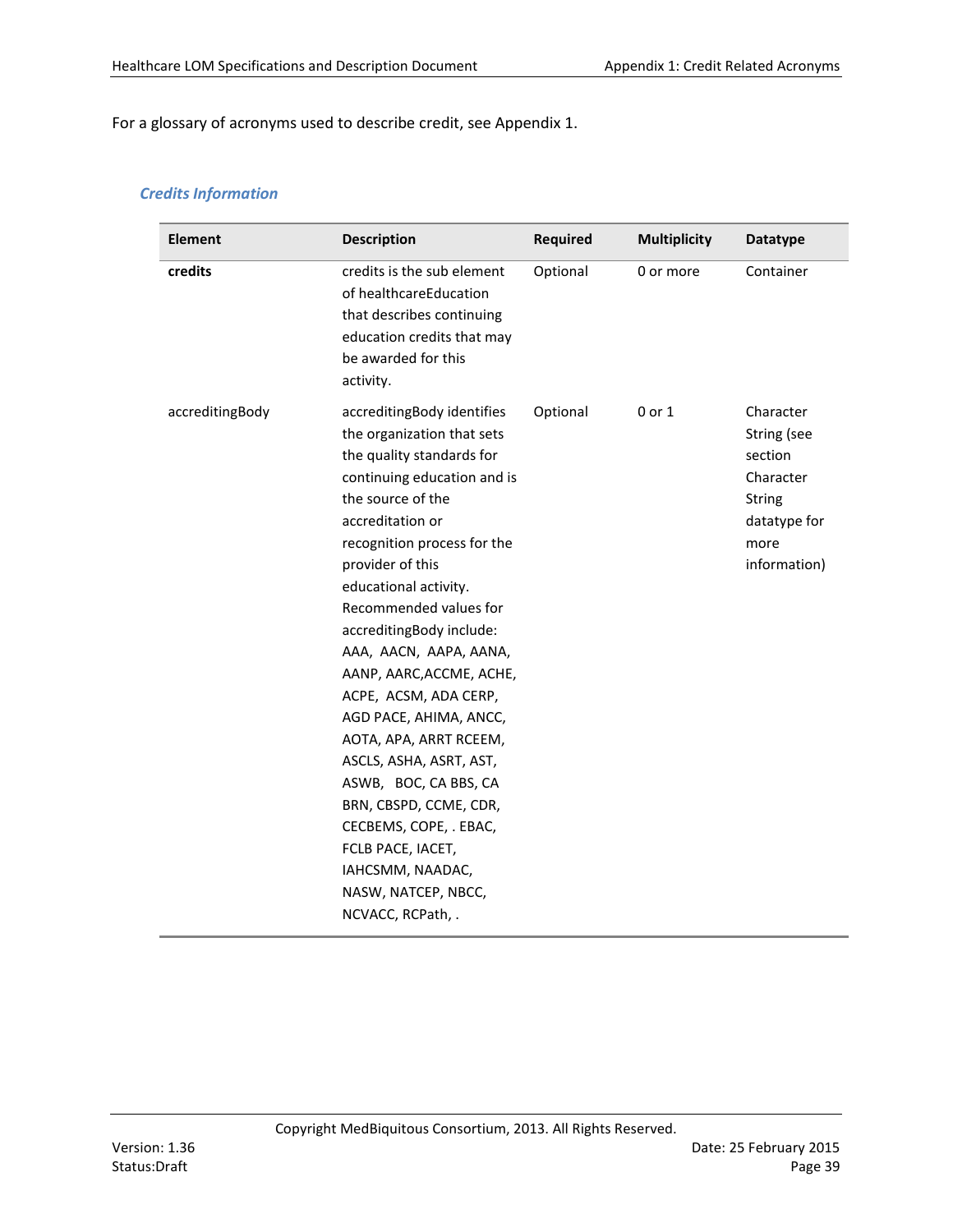For a glossary of acronyms used to describe credit, see Appendix 1.

### *Credits Information*

| Element | Description | Required | Multiplicity | Datatype |
|---|---|---|---|---|
| **credits** | credits is the sub element of healthcareEducation that describes continuing education credits that may be awarded for this activity. | Optional | 0 or more | Container |
| accreditingBody | accreditingBody identifies the organization that sets the quality standards for continuing education and is the source of the accreditation or recognition process for the provider of this educational activity. Recommended values for accreditingBody include: AAA, AACN, AAPA, AANA, AANP, AARC,ACCME, ACHE, ACPE, ACSM, ADA CERP, AGD PACE, AHIMA, ANCC, AOTA, APA, ARRT RCEEM, ASCLS, ASHA, ASRT, AST, ASWB, BOC, CA BBS, CA BRN, CBSPD, CCME, CDR, CECBEMS, COPE, . EBAC, FCLB PACE, IACET, IAHCSMM, NAADAC, NASW, NATCEP, NBCC, NCVACC, RCPath, . | Optional | 0 or 1 | Character String (see section Character String datatype for more information) |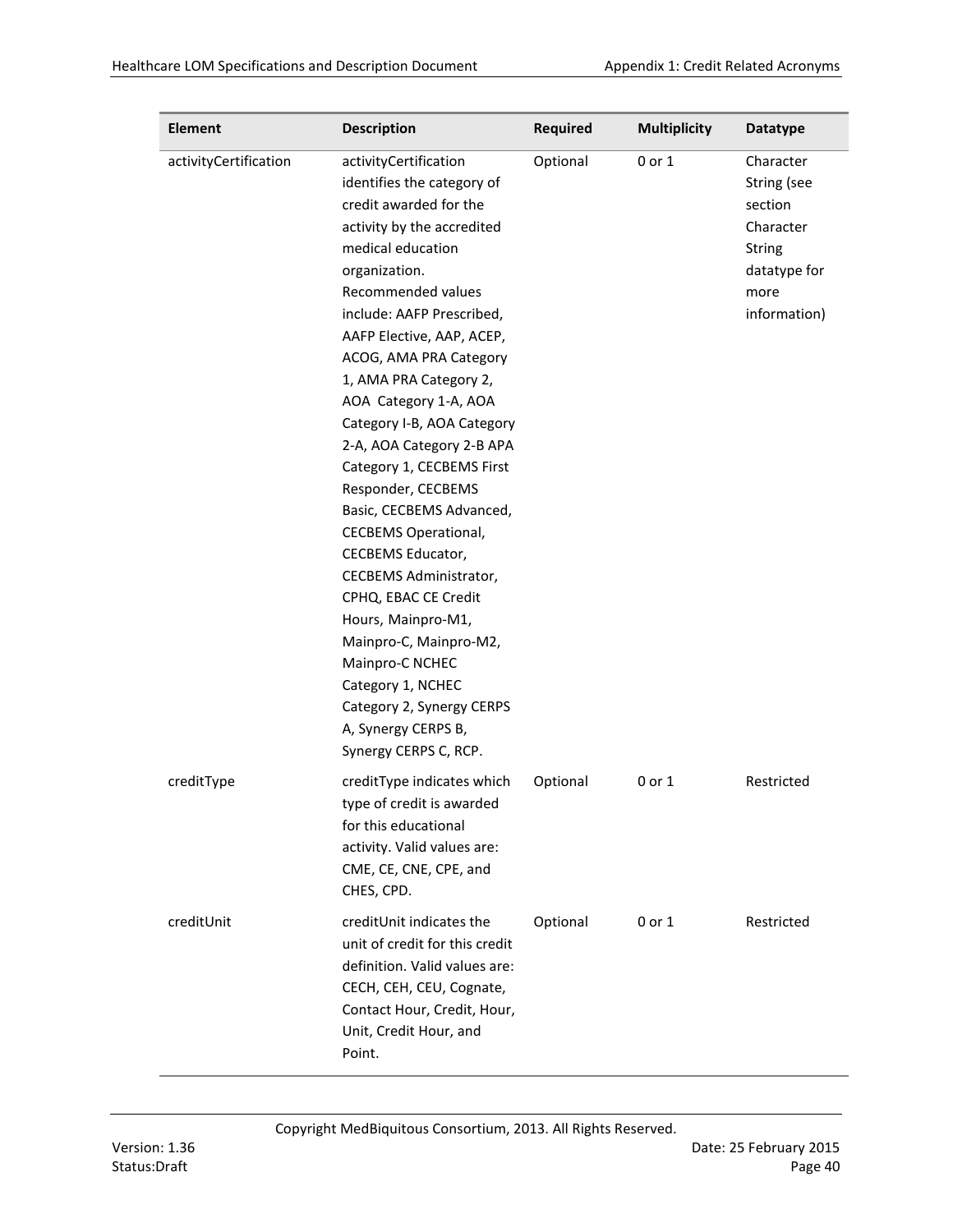| Element | Description | Required | Multiplicity | Datatype |
|---|---|---|---|---|
| activityCertification | activityCertification identifies the category of credit awarded for the activity by the accredited medical education organization. Recommended values include: AAFP Prescribed, AAFP Elective, AAP, ACEP, ACOG, AMA PRA Category 1, AMA PRA Category 2, AOA Category 1-A, AOA Category I-B, AOA Category 2-A, AOA Category 2-B APA Category 1, CECBEMS First Responder, CECBEMS Basic, CECBEMS Advanced, CECBEMS Operational, CECBEMS Educator, CECBEMS Administrator, CPHQ, EBAC CE Credit Hours, Mainpro-M1, Mainpro-C, Mainpro-M2, Mainpro-C NCHEC Category 1, NCHEC Category 2, Synergy CERPS A, Synergy CERPS B, Synergy CERPS C, RCP. | Optional | 0 or 1 | Character String (see section Character String datatype for more information) |
| creditType | creditType indicates which type of credit is awarded for this educational activity. Valid values are: CME, CE, CNE, CPE, and CHES, CPD. | Optional | 0 or 1 | Restricted |
| creditUnit | creditUnit indicates the unit of credit for this credit definition. Valid values are: CECH, CEH, CEU, Cognate, Contact Hour, Credit, Hour, Unit, Credit Hour, and Point. | Optional | 0 or 1 | Restricted |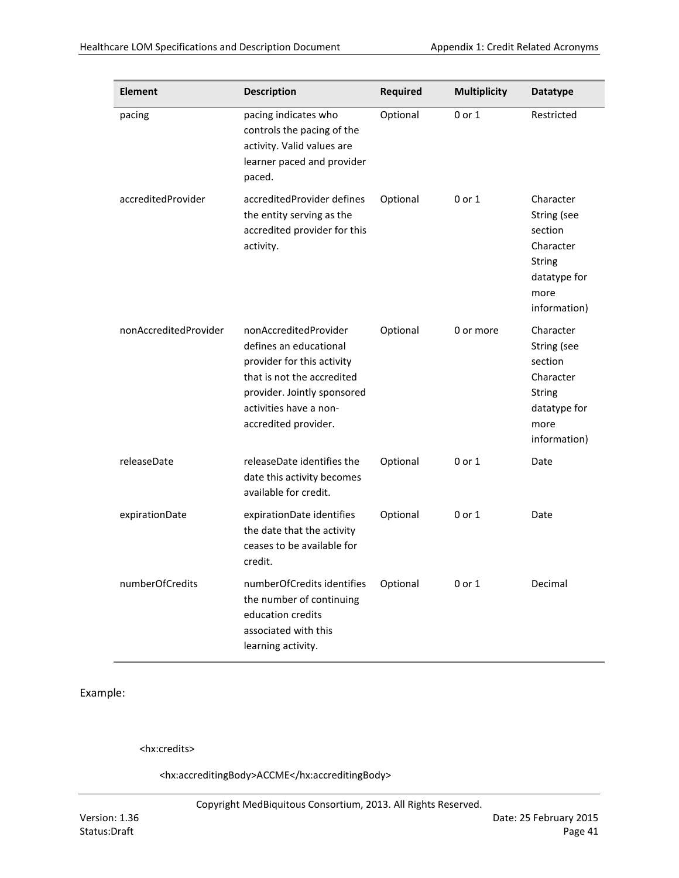| Element | Description | Required | Multiplicity | Datatype |
| --- | --- | --- | --- | --- |
| pacing | pacing indicates who controls the pacing of the activity. Valid values are learner paced and provider paced. | Optional | 0 or 1 | Restricted |
| accreditedProvider | accreditedProvider defines the entity serving as the accredited provider for this activity. | Optional | 0 or 1 | Character String (see section Character String datatype for more information) |
| nonAccreditedProvider | nonAccreditedProvider defines an educational provider for this activity that is not the accredited provider. Jointly sponsored activities have a non-accredited provider. | Optional | 0 or more | Character String (see section Character String datatype for more information) |
| releaseDate | releaseDate identifies the date this activity becomes available for credit. | Optional | 0 or 1 | Date |
| expirationDate | expirationDate identifies the date that the activity ceases to be available for credit. | Optional | 0 or 1 | Date |
| numberOfCredits | numberOfCredits identifies the number of continuing education credits associated with this learning activity. | Optional | 0 or 1 | Decimal |

Example:

```
<hx:credits>
    <hx:accreditingBody>ACCME</hx:accreditingBody>
```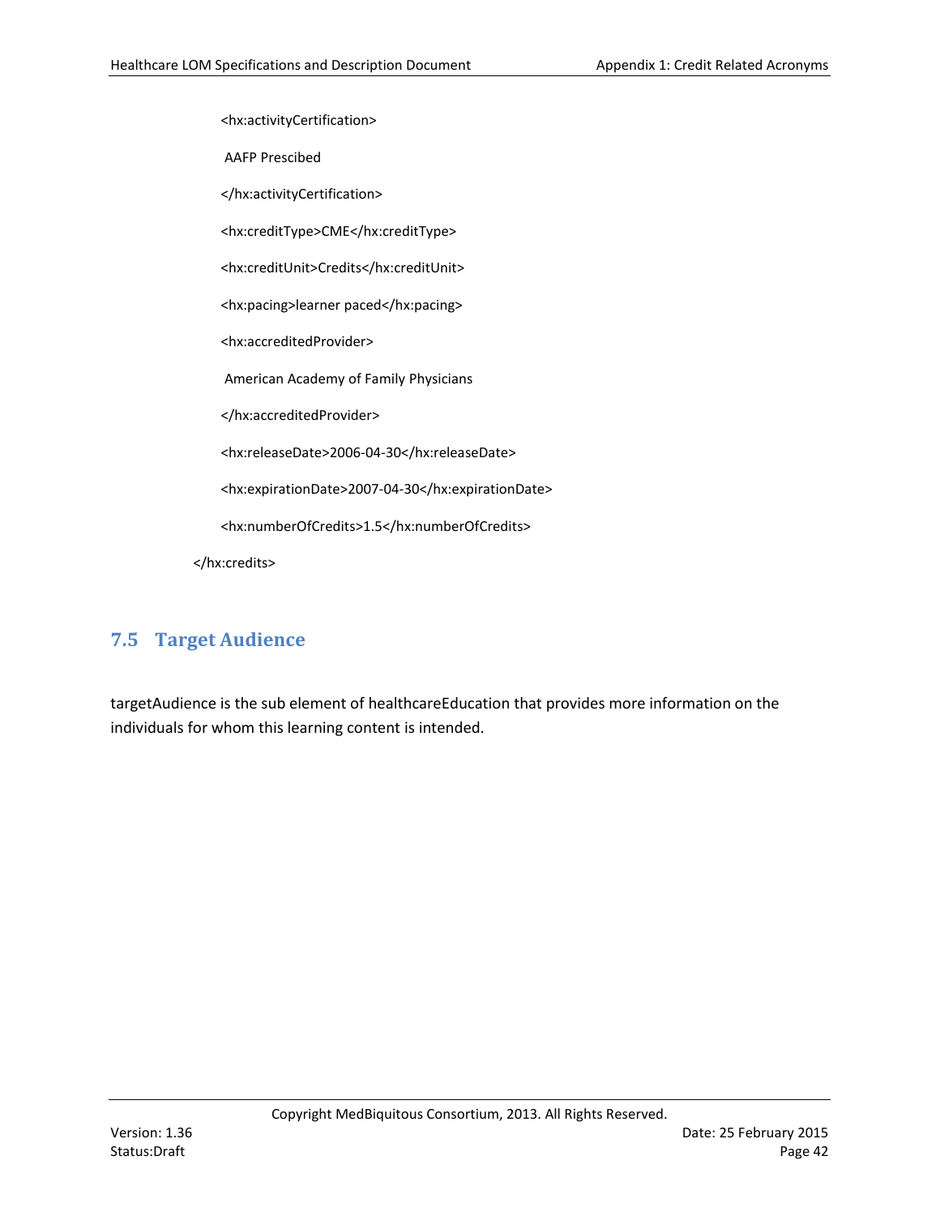```
        <hx:activityCertification>
         AAFP Prescibed
        </hx:activityCertification>
        <hx:creditType>CME</hx:creditType>
        <hx:creditUnit>Credits</hx:creditUnit>
        <hx:pacing>learner paced</hx:pacing>
        <hx:accreditedProvider>
         American Academy of Family Physicians
        </hx:accreditedProvider>
        <hx:releaseDate>2006-04-30</hx:releaseDate>
        <hx:expirationDate>2007-04-30</hx:expirationDate>
        <hx:numberOfCredits>1.5</hx:numberOfCredits>
    </hx:credits>
```

## 7.5 Target Audience

targetAudience is the sub element of healthcareEducation that provides more information on the individuals for whom this learning content is intended.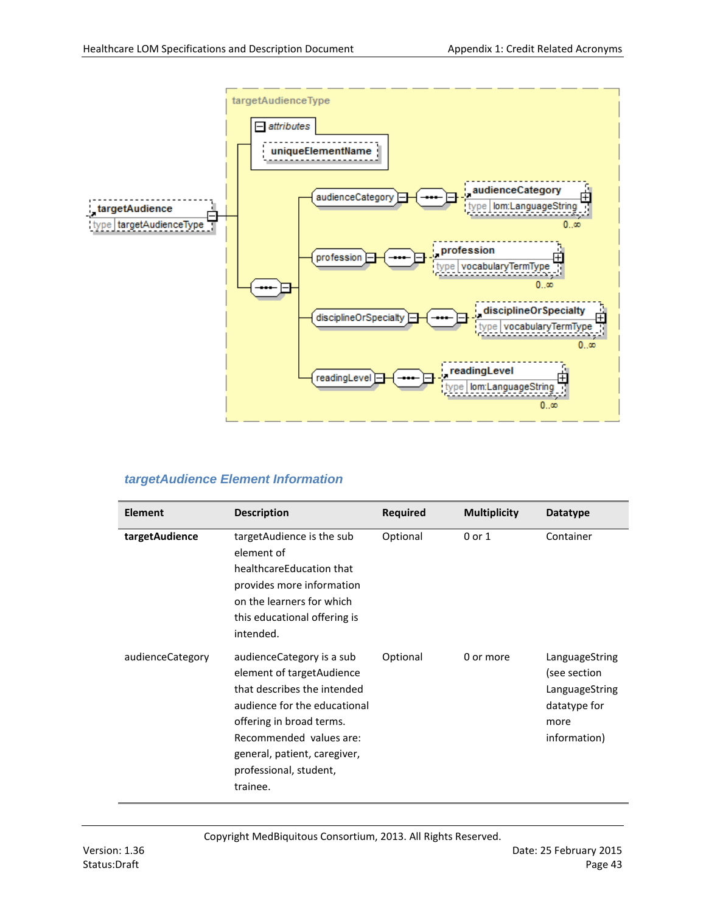targetAudienceType

attributes

uniqueElementName

targetAudience
type targetAudienceType

audienceCategory — audienceCategory, type lom:LanguageString, 0..∞

profession — profession, type vocabularyTermType, 0..∞

disciplineOrSpecialty — disciplineOrSpecialty, type vocabularyTermType, 0..∞

readingLevel — readingLevel, type lom:LanguageString, 0..∞

### *targetAudience Element Information*

| Element | Description | Required | Multiplicity | Datatype |
|---|---|---|---|---|
| **targetAudience** | targetAudience is the sub element of healthcareEducation that provides more information on the learners for which this educational offering is intended. | Optional | 0 or 1 | Container |
| audienceCategory | audienceCategory is a sub element of targetAudience that describes the intended audience for the educational offering in broad terms. Recommended values are: general, patient, caregiver, professional, student, trainee. | Optional | 0 or more | LanguageString (see section LanguageString datatype for more information) |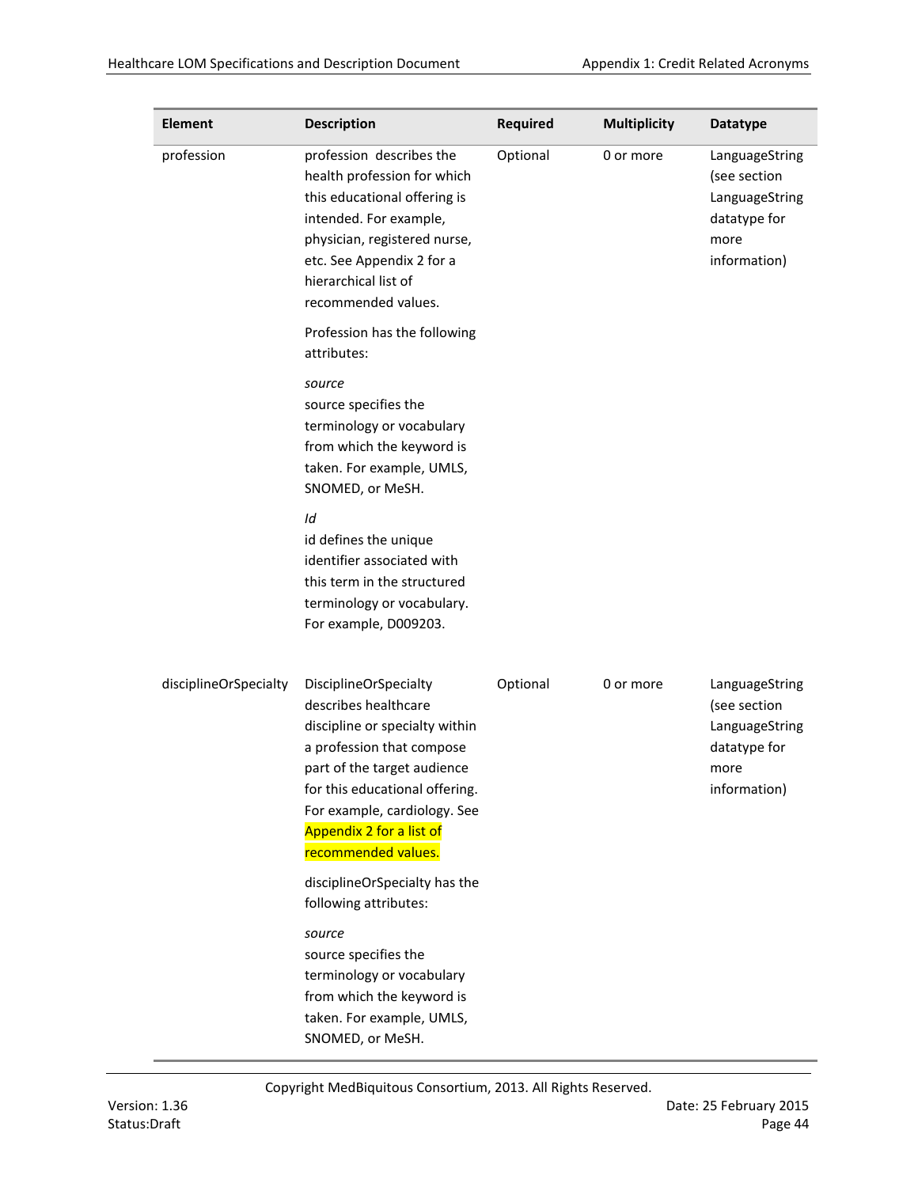| Element | Description | Required | Multiplicity | Datatype |
|---|---|---|---|---|
| profession | profession describes the health profession for which this educational offering is intended. For example, physician, registered nurse, etc. See Appendix 2 for a hierarchical list of recommended values.<br><br>Profession has the following attributes:<br><br>*source*<br>source specifies the terminology or vocabulary from which the keyword is taken. For example, UMLS, SNOMED, or MeSH.<br><br>*Id*<br>id defines the unique identifier associated with this term in the structured terminology or vocabulary. For example, D009203. | Optional | 0 or more | LanguageString (see section LanguageString datatype for more information) |
| disciplineOrSpecialty | DisciplineOrSpecialty describes healthcare discipline or specialty within a profession that compose part of the target audience for this educational offering. For example, cardiology. See Appendix 2 for a list of recommended values.<br><br>disciplineOrSpecialty has the following attributes:<br><br>*source*<br>source specifies the terminology or vocabulary from which the keyword is taken. For example, UMLS, SNOMED, or MeSH. | Optional | 0 or more | LanguageString (see section LanguageString datatype for more information) |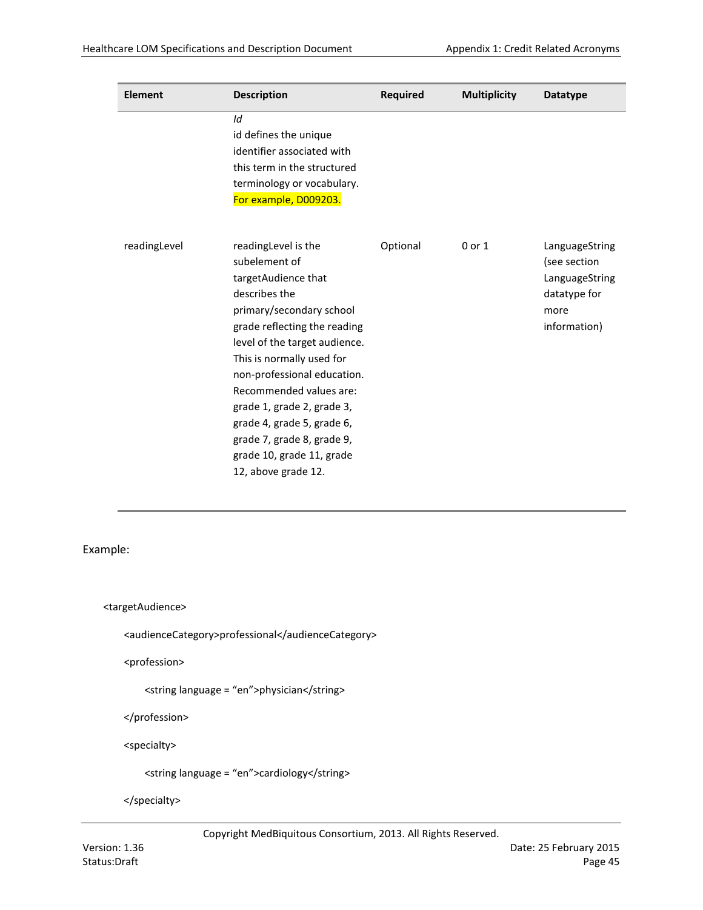| Element | Description | Required | Multiplicity | Datatype |
|---|---|---|---|---|
| | *Id*<br>id defines the unique identifier associated with this term in the structured terminology or vocabulary. For example, D009203. | | | |
| readingLevel | readingLevel is the subelement of targetAudience that describes the primary/secondary school grade reflecting the reading level of the target audience. This is normally used for non-professional education. Recommended values are: grade 1, grade 2, grade 3, grade 4, grade 5, grade 6, grade 7, grade 8, grade 9, grade 10, grade 11, grade 12, above grade 12. | Optional | 0 or 1 | LanguageString (see section LanguageString datatype for more information) |

Example:

```
<targetAudience>
    <audienceCategory>professional</audienceCategory>
    <profession>
        <string language = "en">physician</string>
    </profession>
    <specialty>
        <string language = "en">cardiology</string>
    </specialty>
```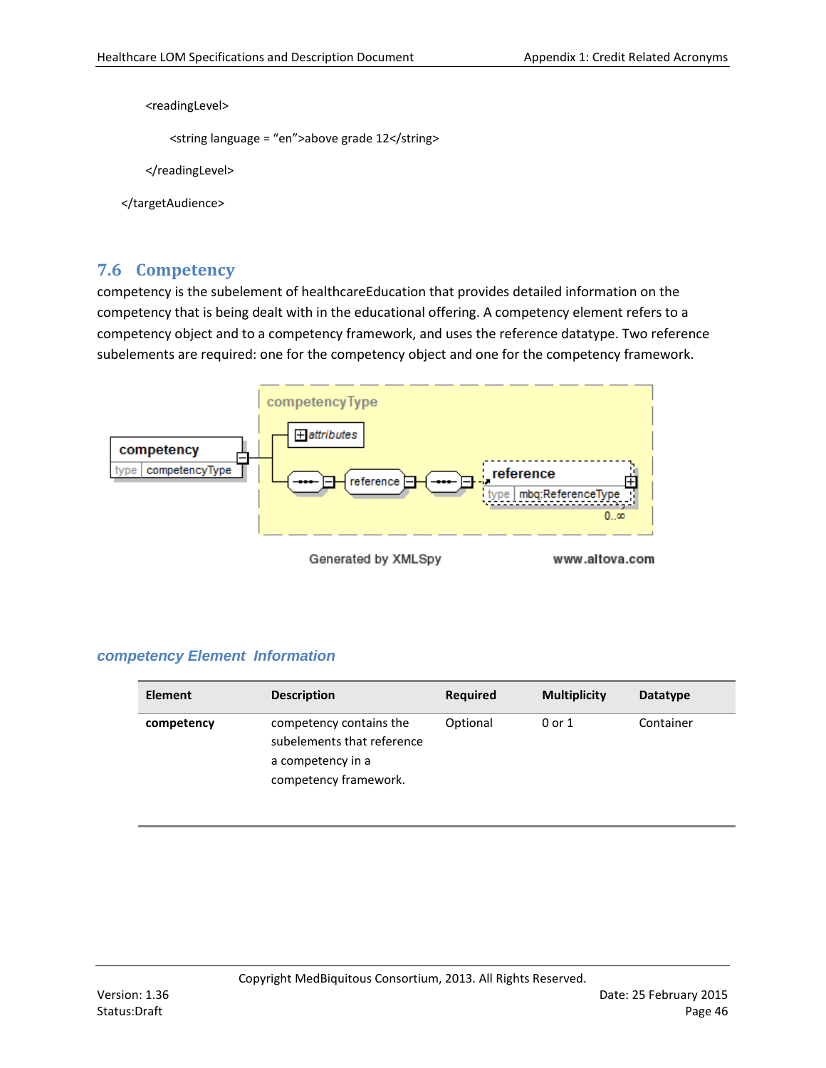```
<readingLevel>
    <string language = "en">above grade 12</string>
</readingLevel>
</targetAudience>
```

## 7.6 Competency

competency is the subelement of healthcareEducation that provides detailed information on the competency that is being dealt with in the educational offering. A competency element refers to a competency object and to a competency framework, and uses the reference datatype. Two reference subelements are required: one for the competency object and one for the competency framework.

### *competency Element Information*

| Element | Description | Required | Multiplicity | Datatype |
|---|---|---|---|---|
| **competency** | competency contains the subelements that reference a competency in a competency framework. | Optional | 0 or 1 | Container |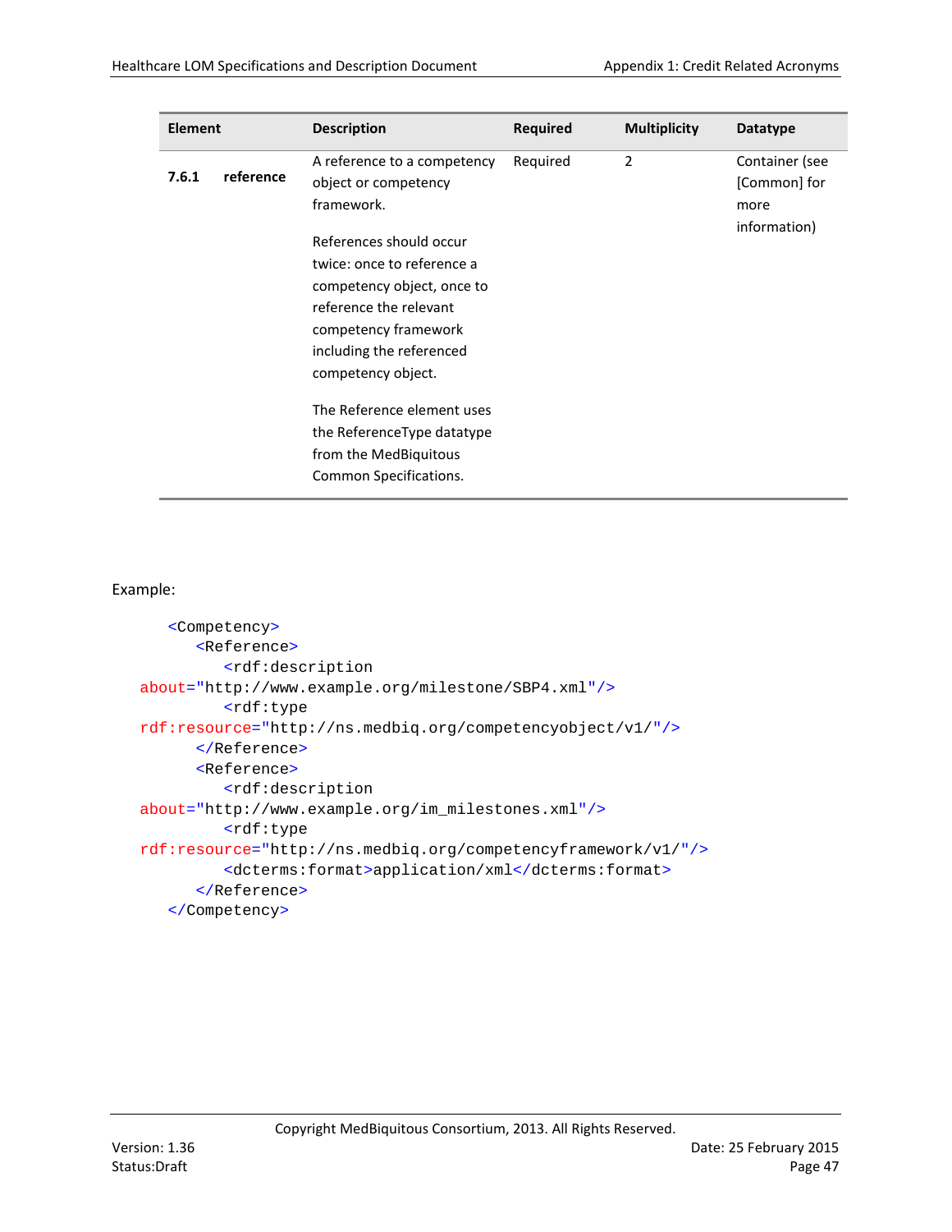| Element | Description | Required | Multiplicity | Datatype |
|---|---|---|---|---|
| **7.6.1 reference** | A reference to a competency object or competency framework.<br><br>References should occur twice: once to reference a competency object, once to reference the relevant competency framework including the referenced competency object.<br><br>The Reference element uses the ReferenceType datatype from the MedBiquitous Common Specifications. | Required | 2 | Container (see [Common] for more information) |

Example:

```
<Competency>
   <Reference>
      <rdf:description
about="http://www.example.org/milestone/SBP4.xml"/>
      <rdf:type
rdf:resource="http://ns.medbiq.org/competencyobject/v1/"/>
   </Reference>
   <Reference>
      <rdf:description
about="http://www.example.org/im_milestones.xml"/>
      <rdf:type
rdf:resource="http://ns.medbiq.org/competencyframework/v1/"/>
      <dcterms:format>application/xml</dcterms:format>
   </Reference>
</Competency>
```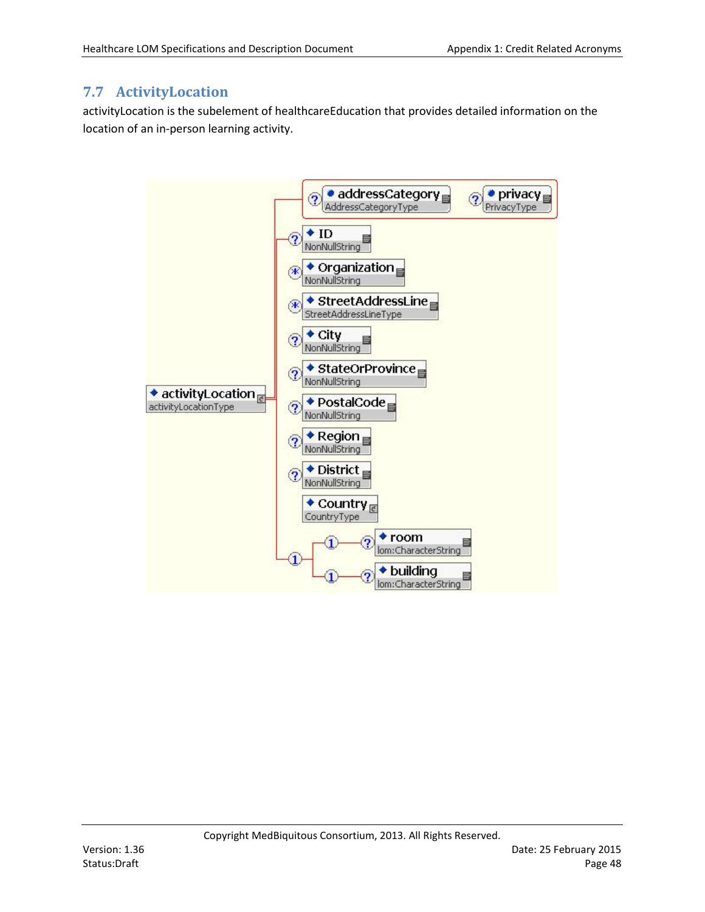## 7.7 ActivityLocation

activityLocation is the subelement of healthcareEducation that provides detailed information on the location of an in-person learning activity.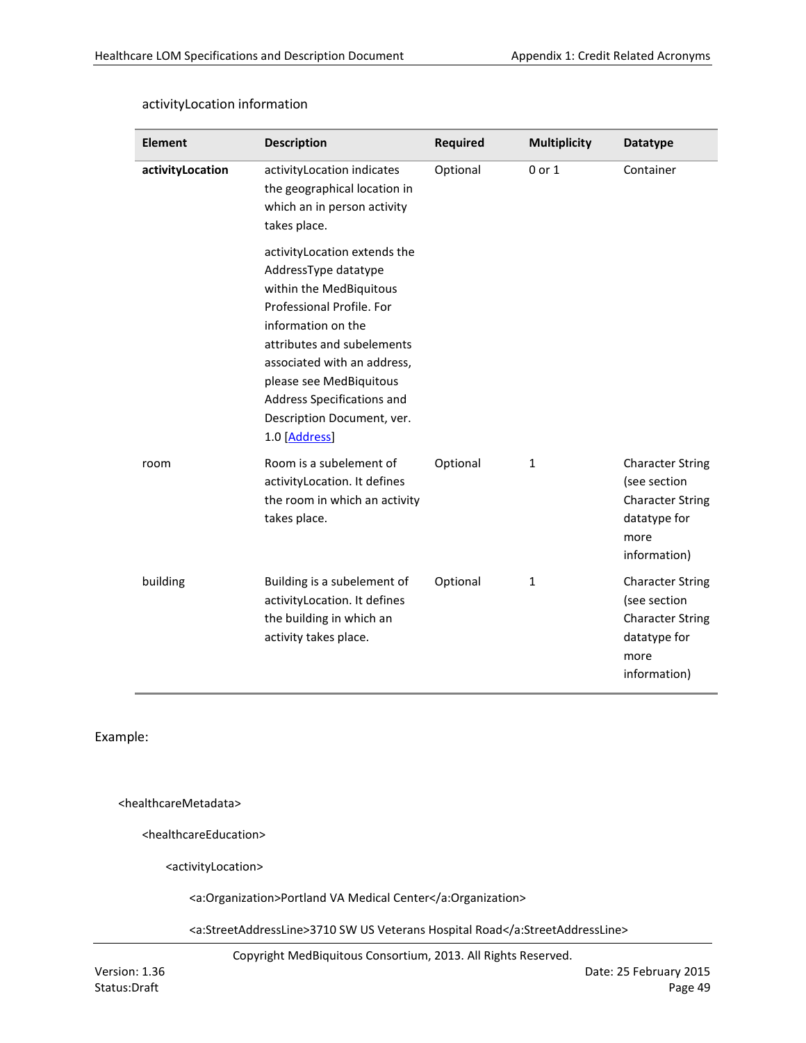activityLocation information

| Element | Description | Required | Multiplicity | Datatype |
|---|---|---|---|---|
| **activityLocation** | activityLocation indicates the geographical location in which an in person activity takes place.<br><br>activityLocation extends the AddressType datatype within the MedBiquitous Professional Profile. For information on the attributes and subelements associated with an address, please see MedBiquitous Address Specifications and Description Document, ver. 1.0 [Address] | Optional | 0 or 1 | Container |
| room | Room is a subelement of activityLocation. It defines the room in which an activity takes place. | Optional | 1 | Character String (see section Character String datatype for more information) |
| building | Building is a subelement of activityLocation. It defines the building in which an activity takes place. | Optional | 1 | Character String (see section Character String datatype for more information) |

Example:

```
<healthcareMetadata>
    <healthcareEducation>
        <activityLocation>
            <a:Organization>Portland VA Medical Center</a:Organization>
            <a:StreetAddressLine>3710 SW US Veterans Hospital Road</a:StreetAddressLine>
```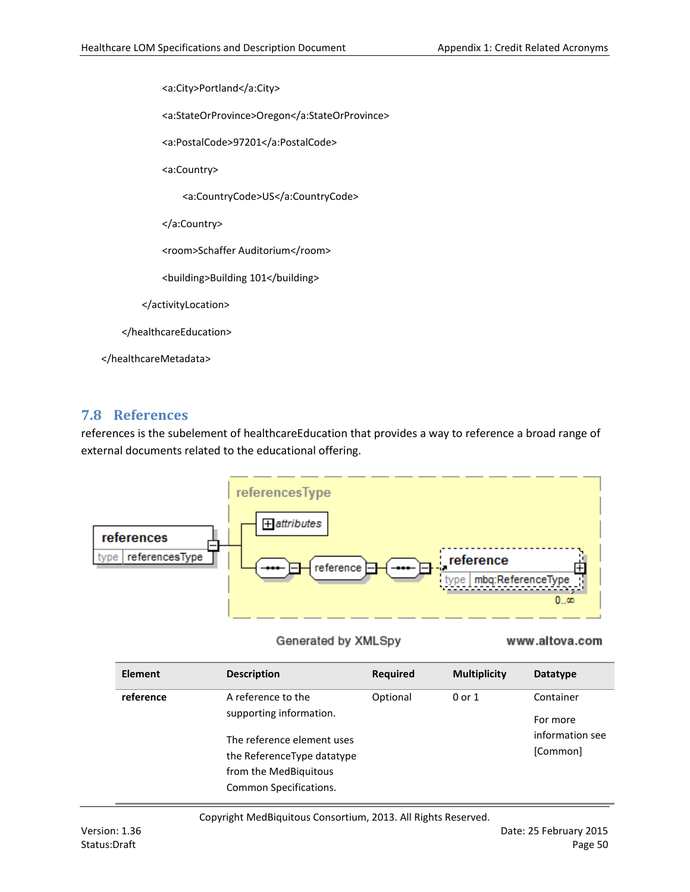```xml
                <a:City>Portland</a:City>

                <a:StateOrProvince>Oregon</a:StateOrProvince>

                <a:PostalCode>97201</a:PostalCode>

                <a:Country>

                    <a:CountryCode>US</a:CountryCode>

                </a:Country>

                <room>Schaffer Auditorium</room>

                <building>Building 101</building>

            </activityLocation>

        </healthcareEducation>

    </healthcareMetadata>
```

## 7.8 References

references is the subelement of healthcareEducation that provides a way to reference a broad range of external documents related to the educational offering.

references
type referencesType

referencesType
attributes
reference
reference
type mbq:ReferenceType
0..∞

Generated by XMLSpy www.altova.com

| Element | Description | Required | Multiplicity | Datatype |
|---|---|---|---|---|
| **reference** | A reference to the supporting information.<br><br>The reference element uses the ReferenceType datatype from the MedBiquitous Common Specifications. | Optional | 0 or 1 | Container<br><br>For more information see [Common] |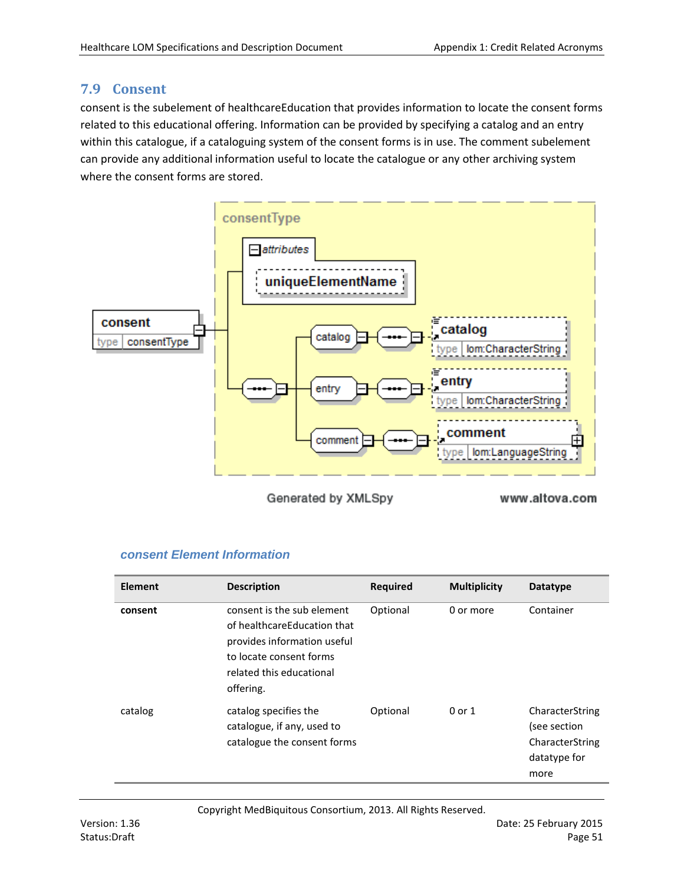## 7.9 Consent

consent is the subelement of healthcareEducation that provides information to locate the consent forms related to this educational offering. Information can be provided by specifying a catalog and an entry within this catalogue, if a cataloguing system of the consent forms is in use. The comment subelement can provide any additional information useful to locate the catalogue or any other archiving system where the consent forms are stored.

consentType

attributes

uniqueElementName

consent
type consentType

catalog — catalog type lom:CharacterString

entry — entry type lom:CharacterString

comment — comment type lom:LanguageString

Generated by XMLSpy www.altova.com

### *consent Element Information*

| Element | Description | Required | Multiplicity | Datatype |
|---|---|---|---|---|
| **consent** | consent is the sub element of healthcareEducation that provides information useful to locate consent forms related this educational offering. | Optional | 0 or more | Container |
| catalog | catalog specifies the catalogue, if any, used to catalogue the consent forms | Optional | 0 or 1 | CharacterString (see section CharacterString datatype for more |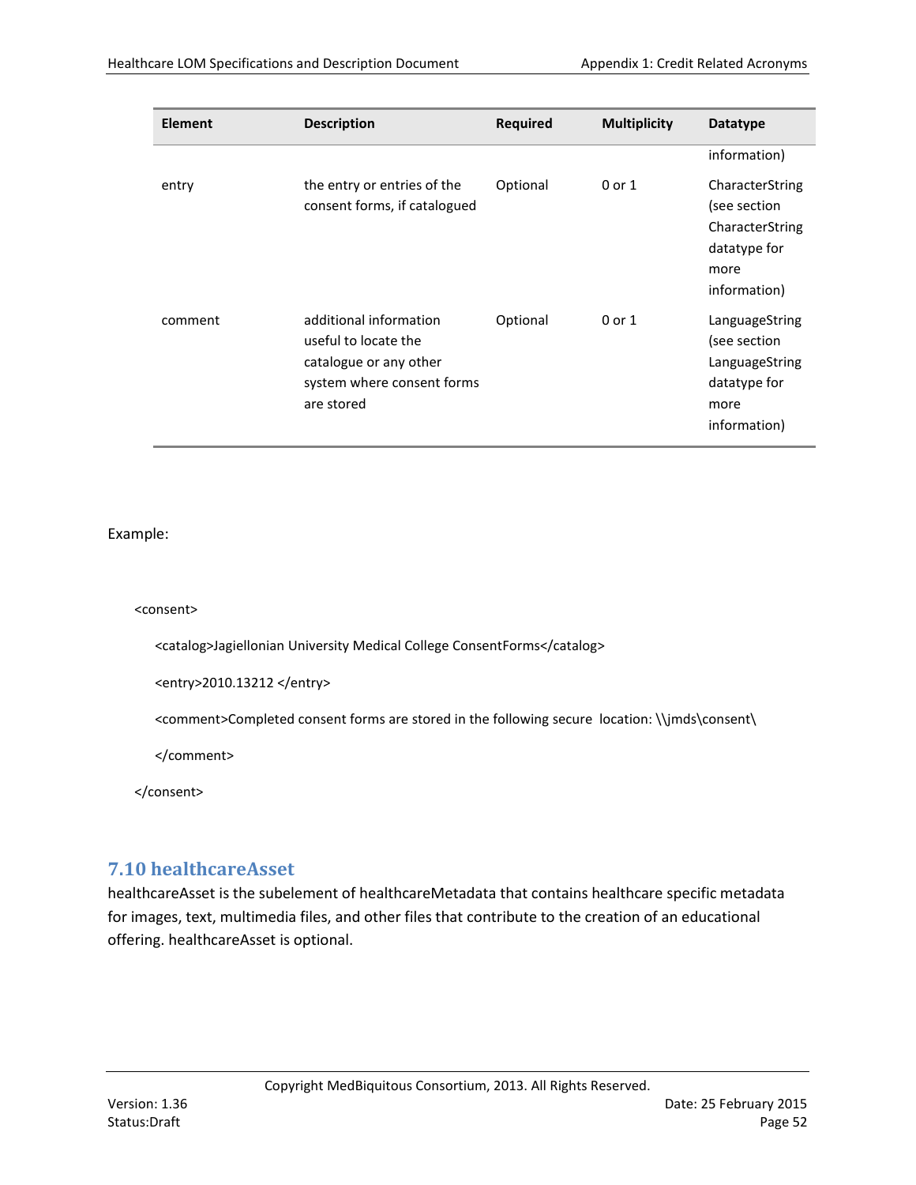| Element | Description | Required | Multiplicity | Datatype |
|---|---|---|---|---|
| | | | | information) |
| entry | the entry or entries of the consent forms, if catalogued | Optional | 0 or 1 | CharacterString (see section CharacterString datatype for more information) |
| comment | additional information useful to locate the catalogue or any other system where consent forms are stored | Optional | 0 or 1 | LanguageString (see section LanguageString datatype for more information) |

Example:

```
<consent>
    <catalog>Jagiellonian University Medical College ConsentForms</catalog>
    <entry>2010.13212 </entry>
    <comment>Completed consent forms are stored in the following secure  location: \\jmds\consent\
    </comment>
</consent>
```

## 7.10 healthcareAsset

healthcareAsset is the subelement of healthcareMetadata that contains healthcare specific metadata for images, text, multimedia files, and other files that contribute to the creation of an educational offering. healthcareAsset is optional.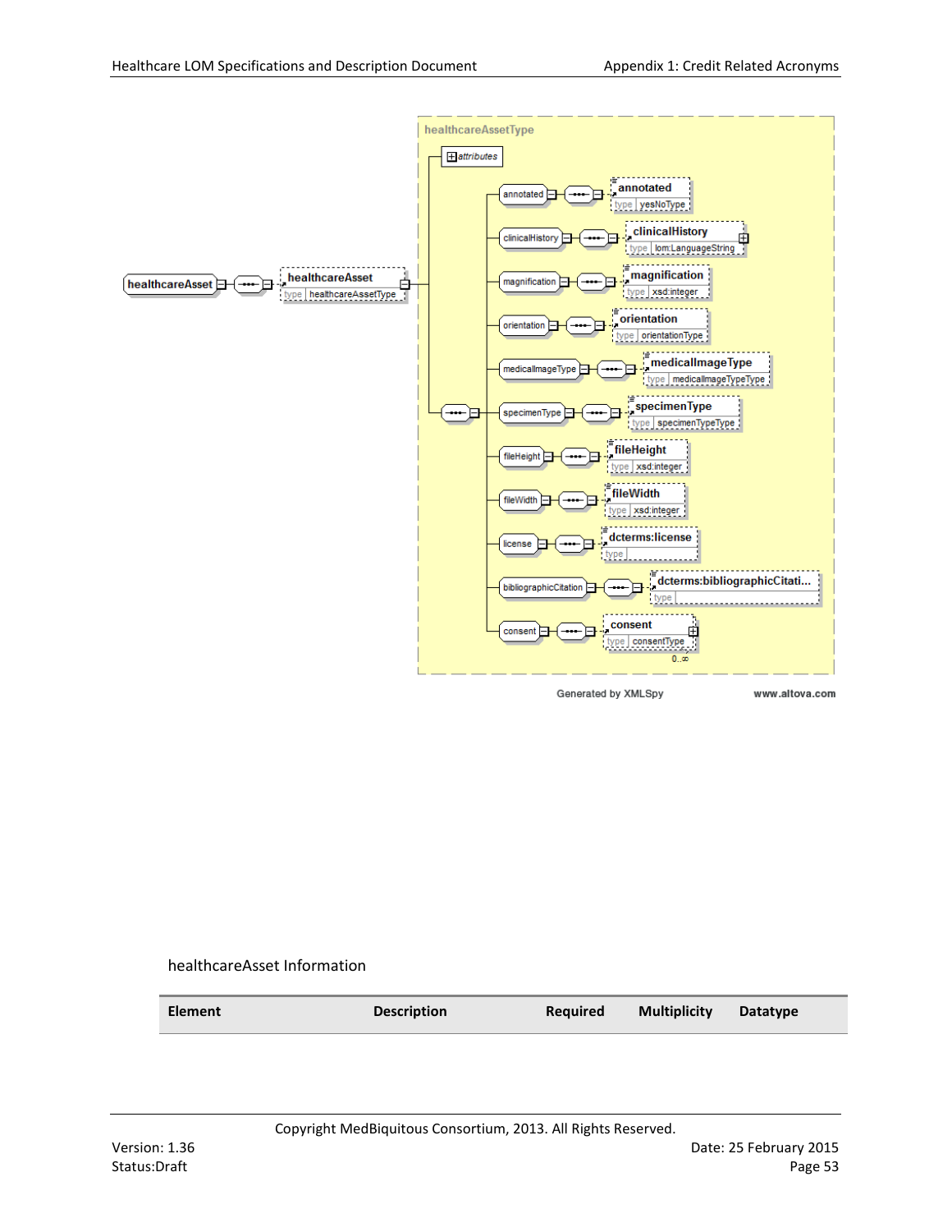healthcareAsset

healthcareAssetType

attributes

annotated — annotated (type yesNoType)

clinicalHistory — clinicalHistory (type lom:LanguageString)

magnification — magnification (type xsd:integer)

orientation — orientation (type orientationType)

medicalImageType — medicalImageType (type medicalImageTypeType)

specimenType — specimenType (type specimenTypeType)

fileHeight — fileHeight (type xsd:integer)

fileWidth — fileWidth (type xsd:integer)

license — dcterms:license (type)

bibliographicCitation — dcterms:bibliographicCitati... (type)

consent — consent (type consentType) 0..∞

Generated by XMLSpy www.altova.com

healthcareAsset Information

| Element | Description | Required | Multiplicity | Datatype |
|---|---|---|---|---|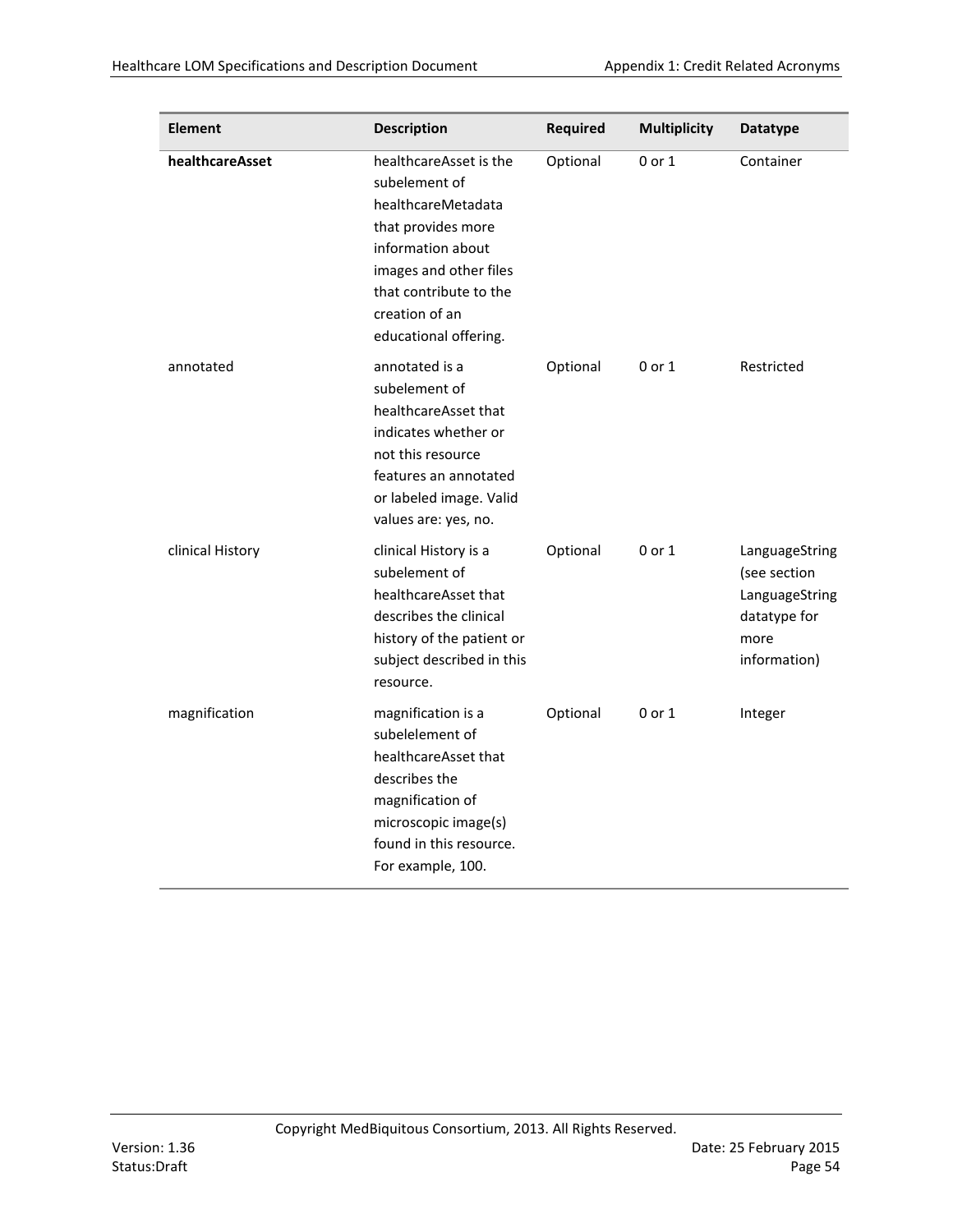| Element | Description | Required | Multiplicity | Datatype |
| --- | --- | --- | --- | --- |
| **healthcareAsset** | healthcareAsset is the subelement of healthcareMetadata that provides more information about images and other files that contribute to the creation of an educational offering. | Optional | 0 or 1 | Container |
| annotated | annotated is a subelement of healthcareAsset that indicates whether or not this resource features an annotated or labeled image. Valid values are: yes, no. | Optional | 0 or 1 | Restricted |
| clinical History | clinical History is a subelement of healthcareAsset that describes the clinical history of the patient or subject described in this resource. | Optional | 0 or 1 | LanguageString (see section LanguageString datatype for more information) |
| magnification | magnification is a subelelement of healthcareAsset that describes the magnification of microscopic image(s) found in this resource. For example, 100. | Optional | 0 or 1 | Integer |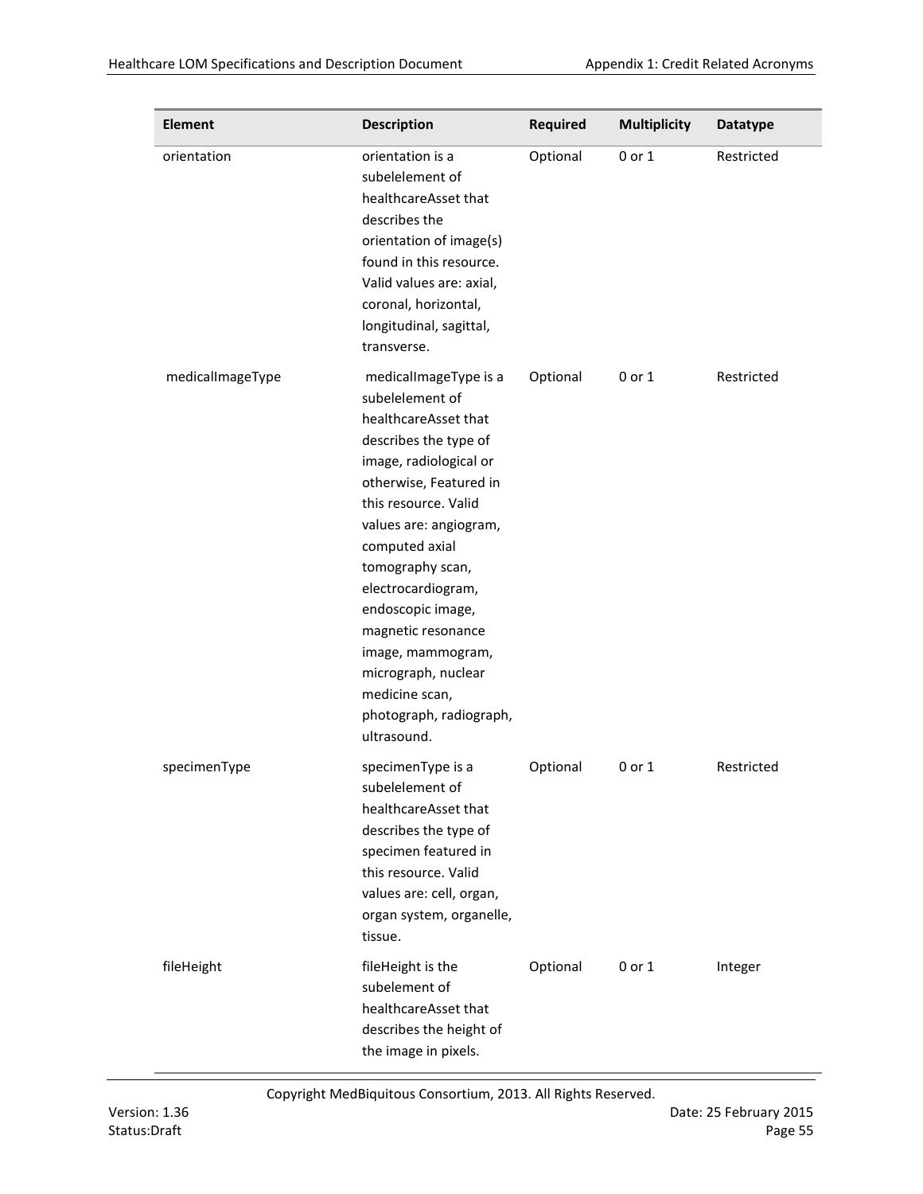| Element | Description | Required | Multiplicity | Datatype |
| --- | --- | --- | --- | --- |
| orientation | orientation is a subelelement of healthcareAsset that describes the orientation of image(s) found in this resource. Valid values are: axial, coronal, horizontal, longitudinal, sagittal, transverse. | Optional | 0 or 1 | Restricted |
| medicalImageType | medicalImageType is a subelelement of healthcareAsset that describes the type of image, radiological or otherwise, Featured in this resource. Valid values are: angiogram, computed axial tomography scan, electrocardiogram, endoscopic image, magnetic resonance image, mammogram, micrograph, nuclear medicine scan, photograph, radiograph, ultrasound. | Optional | 0 or 1 | Restricted |
| specimenType | specimenType is a subelelement of healthcareAsset that describes the type of specimen featured in this resource. Valid values are: cell, organ, organ system, organelle, tissue. | Optional | 0 or 1 | Restricted |
| fileHeight | fileHeight is the subelement of healthcareAsset that describes the height of the image in pixels. | Optional | 0 or 1 | Integer |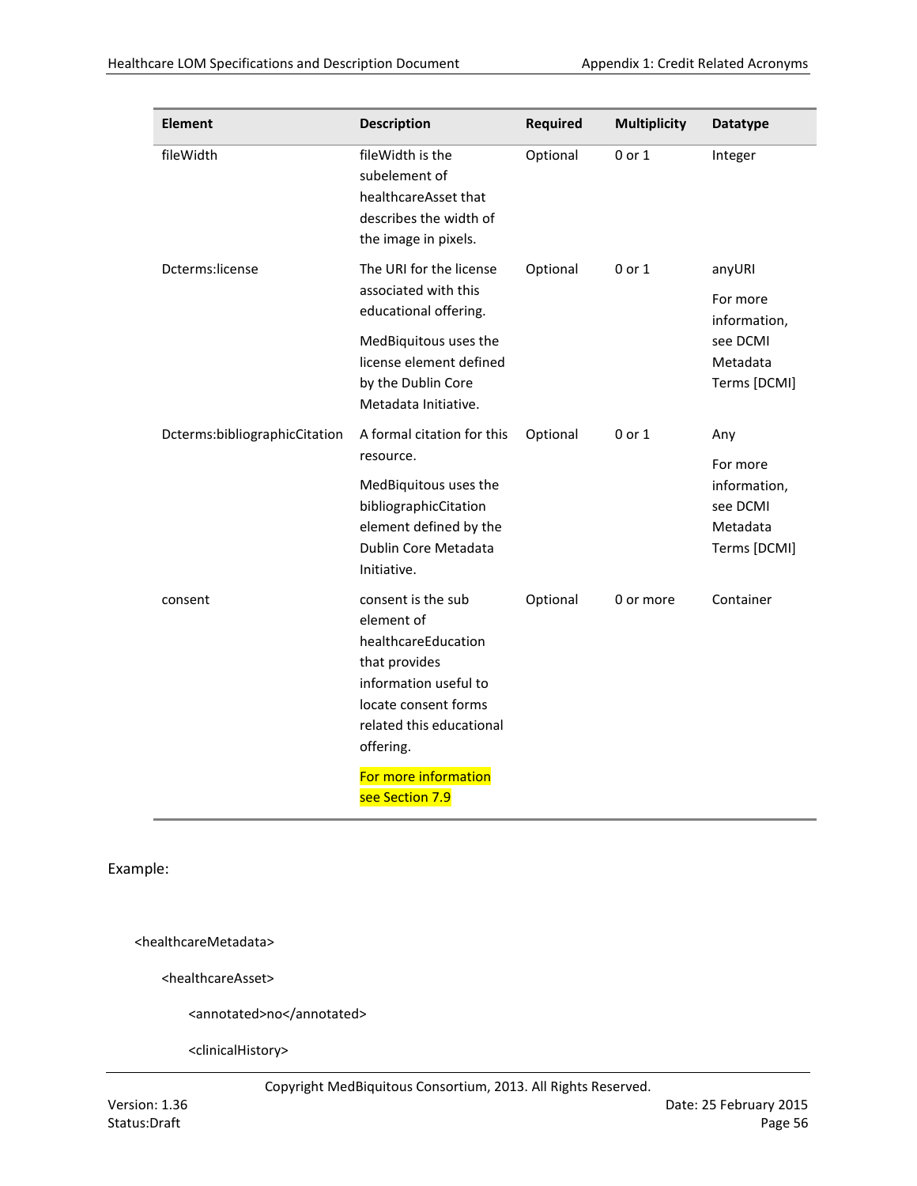| Element | Description | Required | Multiplicity | Datatype |
|---|---|---|---|---|
| fileWidth | fileWidth is the subelement of healthcareAsset that describes the width of the image in pixels. | Optional | 0 or 1 | Integer |
| Dcterms:license | The URI for the license associated with this educational offering.<br><br>MedBiquitous uses the license element defined by the Dublin Core Metadata Initiative. | Optional | 0 or 1 | anyURI<br><br>For more information, see DCMI Metadata Terms [DCMI] |
| Dcterms:bibliographicCitation | A formal citation for this resource.<br><br>MedBiquitous uses the bibliographicCitation element defined by the Dublin Core Metadata Initiative. | Optional | 0 or 1 | Any<br><br>For more information, see DCMI Metadata Terms [DCMI] |
| consent | consent is the sub element of healthcareEducation that provides information useful to locate consent forms related this educational offering.<br><br>For more information see Section 7.9 | Optional | 0 or more | Container |

Example:

```
<healthcareMetadata>
    <healthcareAsset>
        <annotated>no</annotated>
        <clinicalHistory>
```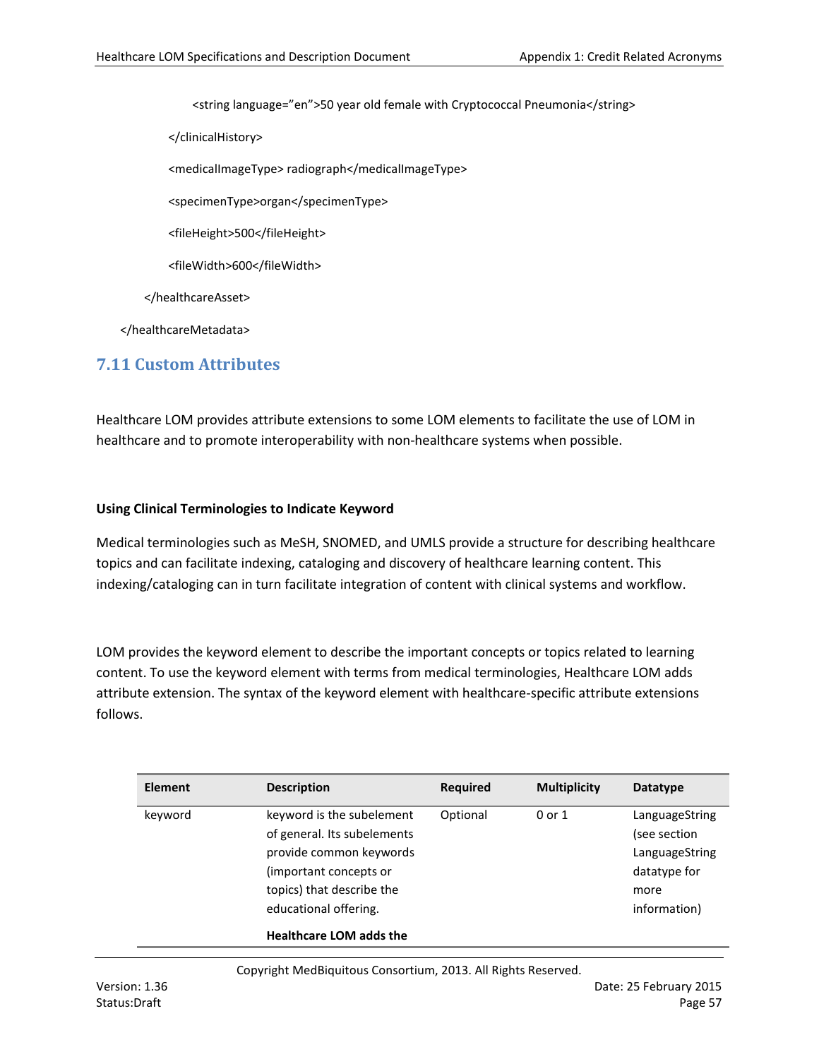```
            <string language="en">50 year old female with Cryptococcal Pneumonia</string>

        </clinicalHistory>

        <medicalImageType> radiograph</medicalImageType>

        <specimenType>organ</specimenType>

        <fileHeight>500</fileHeight>

        <fileWidth>600</fileWidth>

    </healthcareAsset>

</healthcareMetadata>
```

## 7.11 Custom Attributes

Healthcare LOM provides attribute extensions to some LOM elements to facilitate the use of LOM in healthcare and to promote interoperability with non-healthcare systems when possible.

**Using Clinical Terminologies to Indicate Keyword**

Medical terminologies such as MeSH, SNOMED, and UMLS provide a structure for describing healthcare topics and can facilitate indexing, cataloging and discovery of healthcare learning content. This indexing/cataloging can in turn facilitate integration of content with clinical systems and workflow.

LOM provides the keyword element to describe the important concepts or topics related to learning content. To use the keyword element with terms from medical terminologies, Healthcare LOM adds attribute extension. The syntax of the keyword element with healthcare-specific attribute extensions follows.

| Element | Description | Required | Multiplicity | Datatype |
|---|---|---|---|---|
| keyword | keyword is the subelement of general. Its subelements provide common keywords (important concepts or topics) that describe the educational offering. **Healthcare LOM adds the** | Optional | 0 or 1 | LanguageString (see section LanguageString datatype for more information) |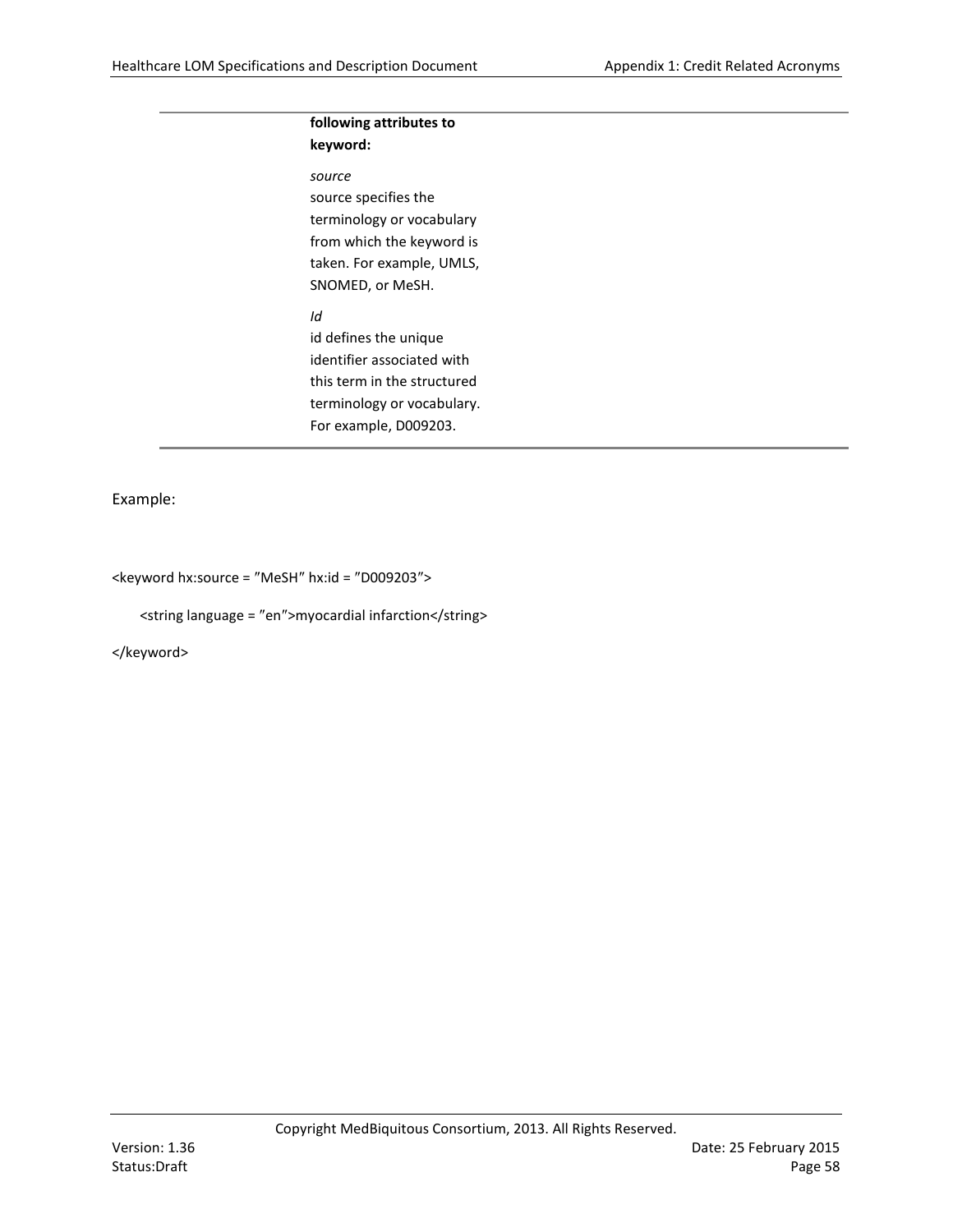| | |
|---|---|
| | **following attributes to keyword:**<br><br>*source*<br>source specifies the terminology or vocabulary from which the keyword is taken. For example, UMLS, SNOMED, or MeSH.<br><br>*Id*<br>id defines the unique identifier associated with this term in the structured terminology or vocabulary. For example, D009203. |

Example:

```
<keyword hx:source = ”MeSH” hx:id = ”D009203”>
    <string language = ”en”>myocardial infarction</string>
</keyword>
```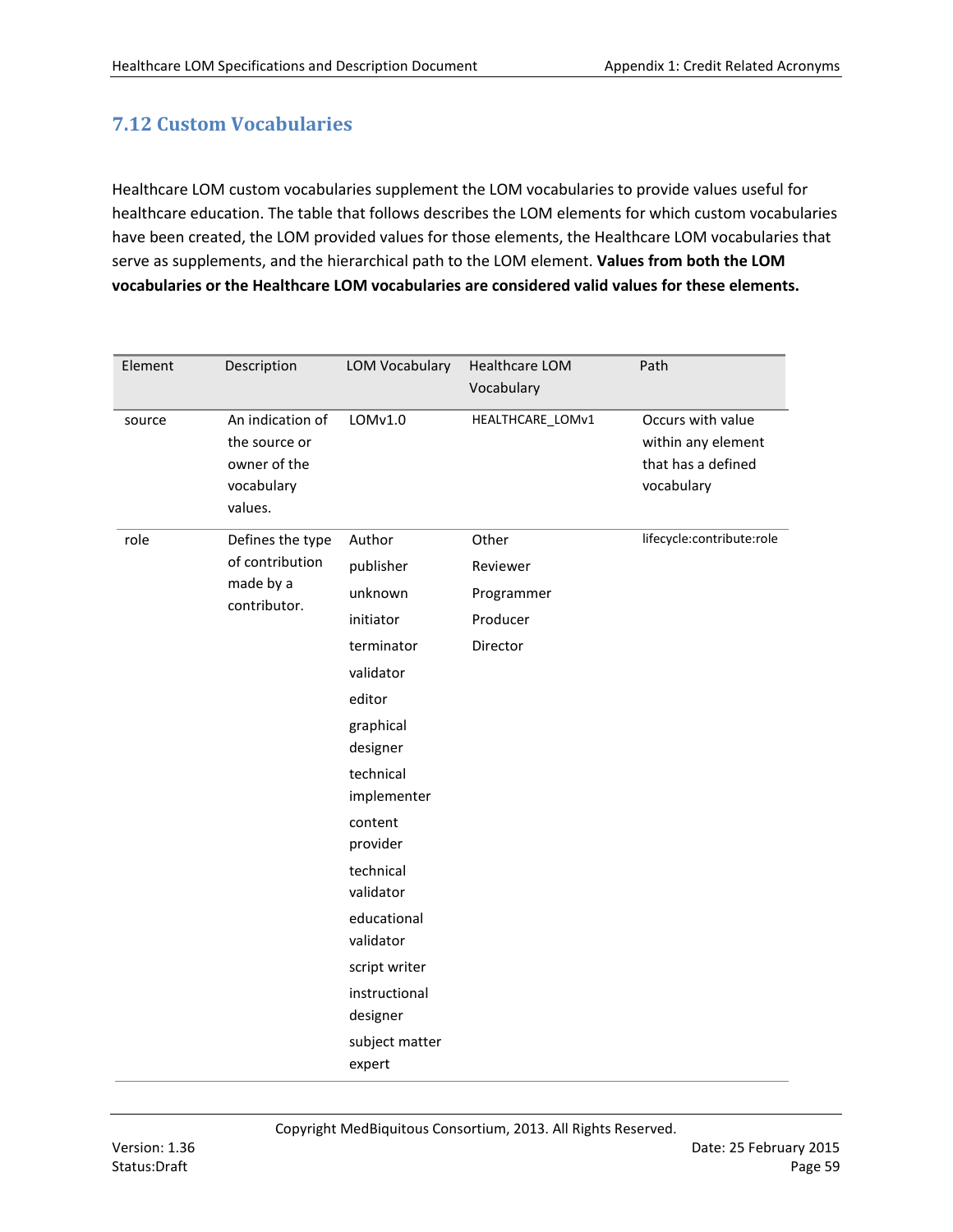## 7.12 Custom Vocabularies

Healthcare LOM custom vocabularies supplement the LOM vocabularies to provide values useful for healthcare education. The table that follows describes the LOM elements for which custom vocabularies have been created, the LOM provided values for those elements, the Healthcare LOM vocabularies that serve as supplements, and the hierarchical path to the LOM element. **Values from both the LOM vocabularies or the Healthcare LOM vocabularies are considered valid values for these elements.**

| Element | Description | LOM Vocabulary | Healthcare LOM Vocabulary | Path |
|---|---|---|---|---|
| source | An indication of the source or owner of the vocabulary values. | LOMv1.0 | HEALTHCARE_LOMv1 | Occurs with value within any element that has a defined vocabulary |
| role | Defines the type of contribution made by a contributor. | Author<br>publisher<br>unknown<br>initiator<br>terminator<br>validator<br>editor<br>graphical designer<br>technical implementer<br>content provider<br>technical validator<br>educational validator<br>script writer<br>instructional designer<br>subject matter expert | Other<br>Reviewer<br>Programmer<br>Producer<br>Director | lifecycle:contribute:role |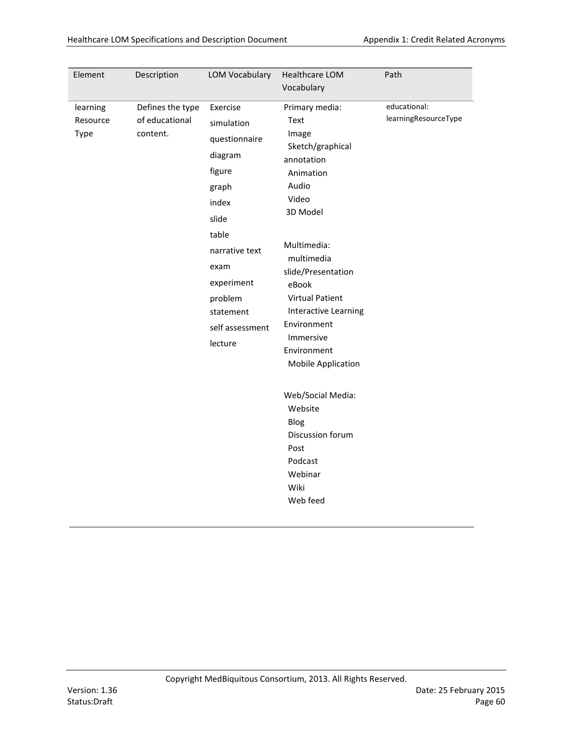| Element | Description | LOM Vocabulary | Healthcare LOM Vocabulary | Path |
|---|---|---|---|---|
| learning Resource Type | Defines the type of educational content. | Exercise<br>simulation<br>questionnaire<br>diagram<br>figure<br>graph<br>index<br>slide<br>table<br>narrative text<br>exam<br>experiment<br>problem statement<br>self assessment<br>lecture | Primary media:<br>Text<br>Image<br>Sketch/graphical annotation<br>Animation<br>Audio<br>Video<br>3D Model<br><br>Multimedia:<br>multimedia slide/Presentation<br>eBook<br>Virtual Patient<br>Interactive Learning Environment<br>Immersive Environment<br>Mobile Application<br><br>Web/Social Media:<br>Website<br>Blog<br>Discussion forum<br>Post<br>Podcast<br>Webinar<br>Wiki<br>Web feed | educational: learningResourceType |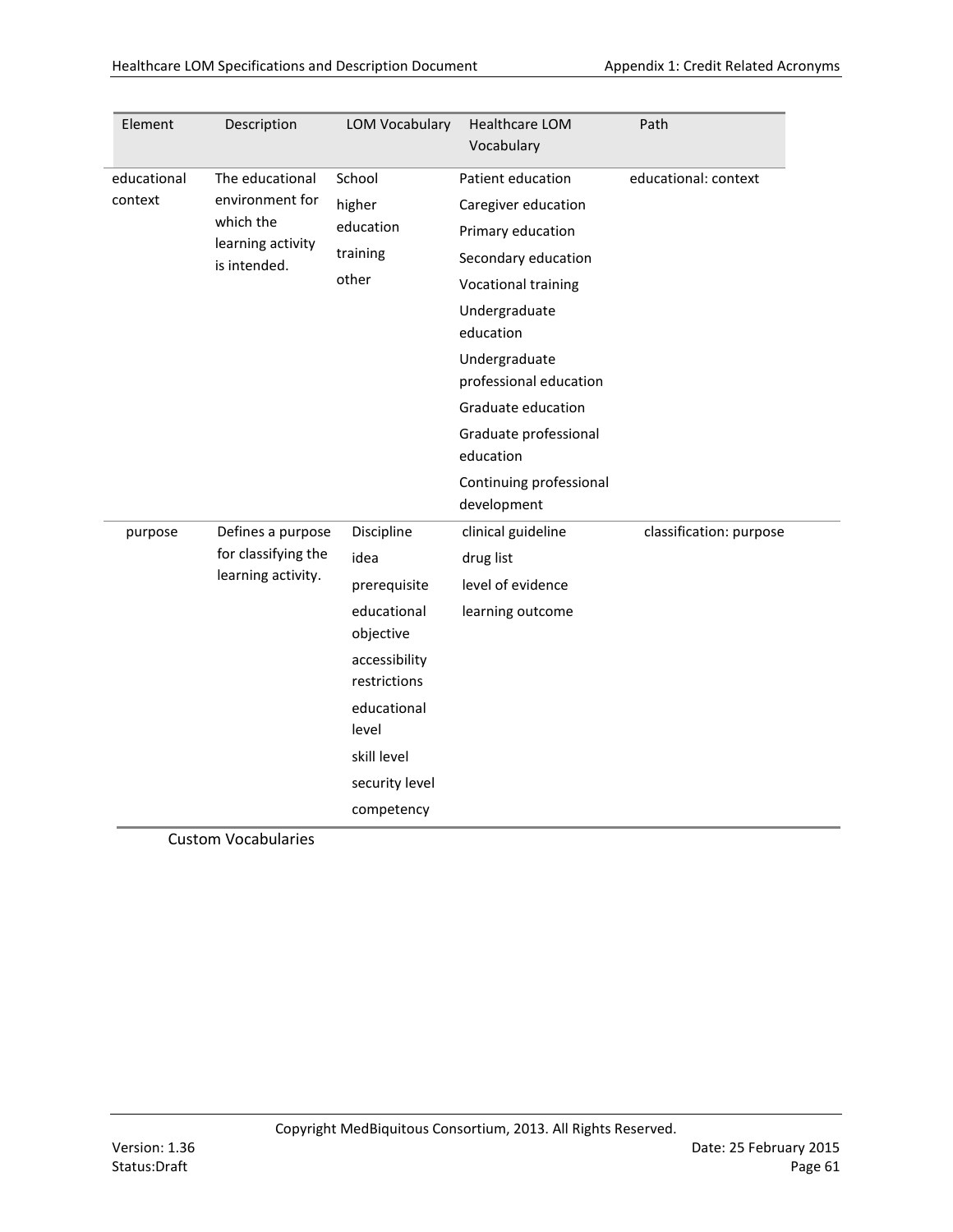| Element | Description | LOM Vocabulary | Healthcare LOM Vocabulary | Path |
|---|---|---|---|---|
| educational context | The educational environment for which the learning activity is intended. | School<br>higher education<br>training<br>other | Patient education<br>Caregiver education<br>Primary education<br>Secondary education<br>Vocational training<br>Undergraduate education<br>Undergraduate professional education<br>Graduate education<br>Graduate professional education<br>Continuing professional development | educational: context |
| purpose | Defines a purpose for classifying the learning activity. | Discipline<br>idea<br>prerequisite<br>educational objective<br>accessibility restrictions<br>educational level<br>skill level<br>security level<br>competency | clinical guideline<br>drug list<br>level of evidence<br>learning outcome | classification: purpose |

Custom Vocabularies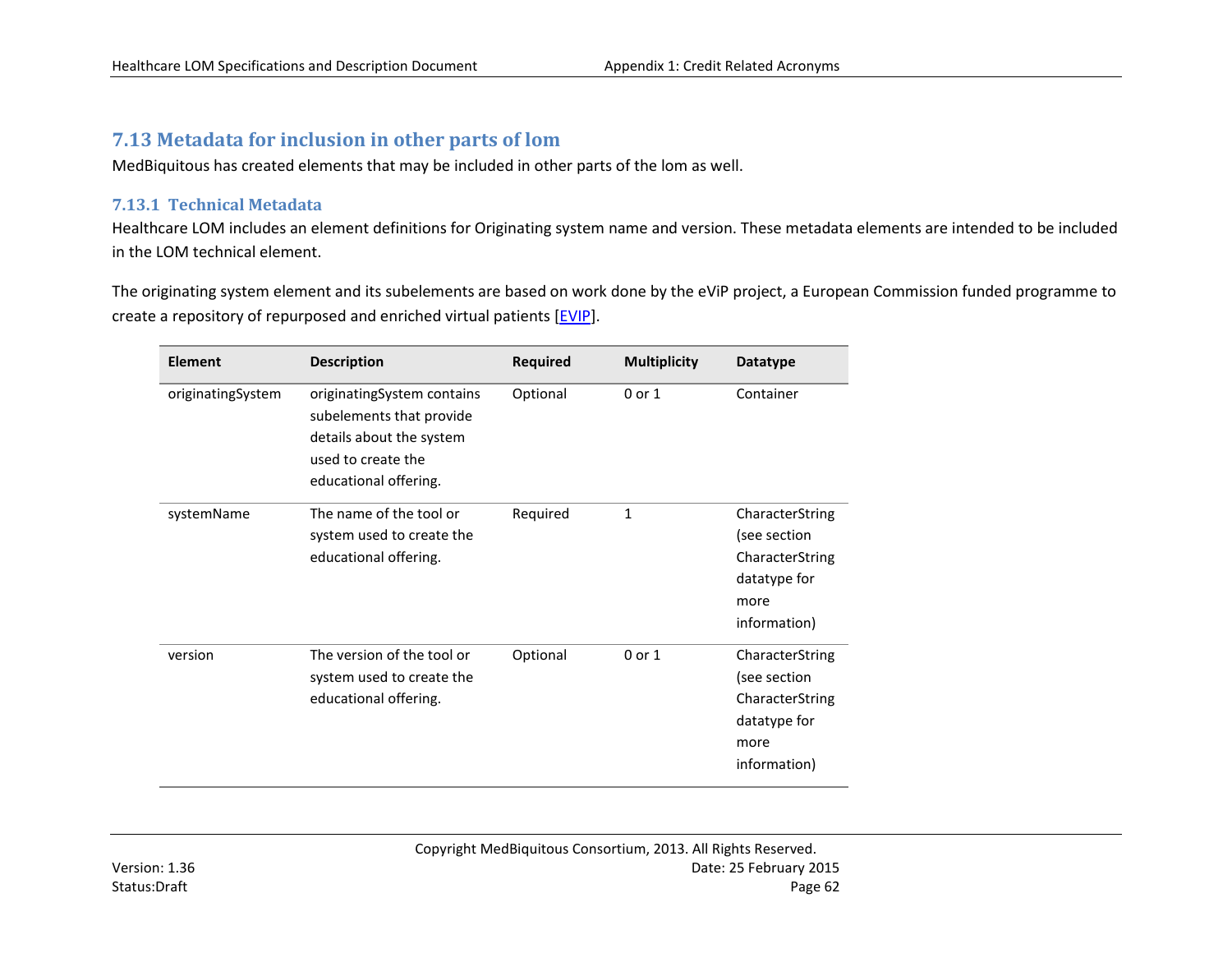## 7.13 Metadata for inclusion in other parts of lom

MedBiquitous has created elements that may be included in other parts of the lom as well.

### 7.13.1 Technical Metadata

Healthcare LOM includes an element definitions for Originating system name and version. These metadata elements are intended to be included in the LOM technical element.

The originating system element and its subelements are based on work done by the eViP project, a European Commission funded programme to create a repository of repurposed and enriched virtual patients [EVIP].

| Element | Description | Required | Multiplicity | Datatype |
|---|---|---|---|---|
| originatingSystem | originatingSystem contains subelements that provide details about the system used to create the educational offering. | Optional | 0 or 1 | Container |
| systemName | The name of the tool or system used to create the educational offering. | Required | 1 | CharacterString (see section CharacterString datatype for more information) |
| version | The version of the tool or system used to create the educational offering. | Optional | 0 or 1 | CharacterString (see section CharacterString datatype for more information) |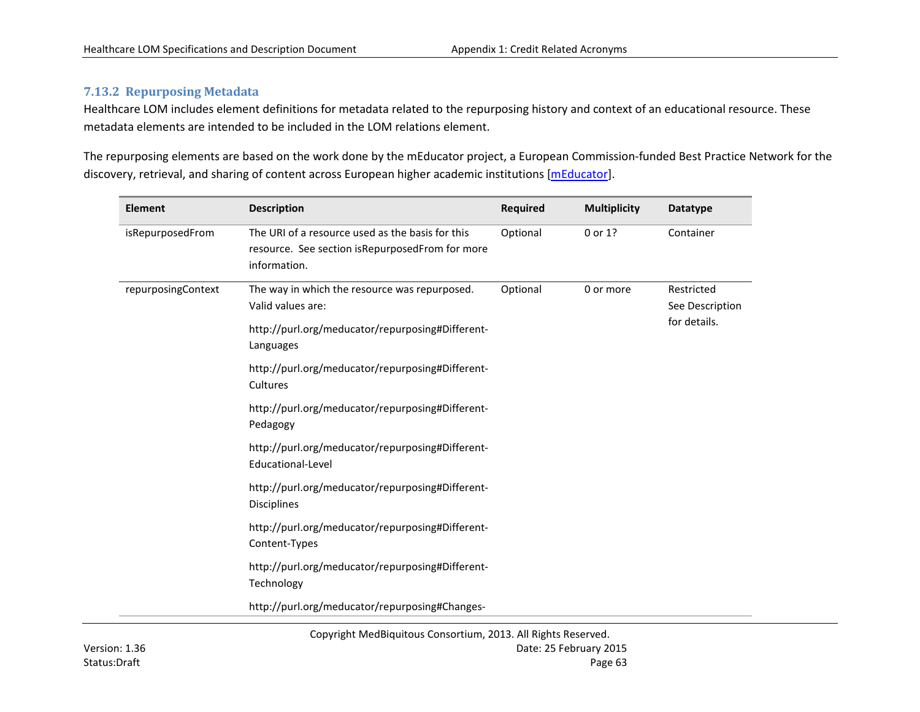### 7.13.2 Repurposing Metadata

Healthcare LOM includes element definitions for metadata related to the repurposing history and context of an educational resource. These metadata elements are intended to be included in the LOM relations element.

The repurposing elements are based on the work done by the mEducator project, a European Commission-funded Best Practice Network for the discovery, retrieval, and sharing of content across European higher academic institutions [mEducator].

| Element | Description | Required | Multiplicity | Datatype |
|---|---|---|---|---|
| isRepurposedFrom | The URI of a resource used as the basis for this resource. See section isRepurposedFrom for more information. | Optional | 0 or 1? | Container |
| repurposingContext | The way in which the resource was repurposed. Valid values are:<br><br>http://purl.org/meducator/repurposing#Different-Languages<br><br>http://purl.org/meducator/repurposing#Different-Cultures<br><br>http://purl.org/meducator/repurposing#Different-Pedagogy<br><br>http://purl.org/meducator/repurposing#Different-Educational-Level<br><br>http://purl.org/meducator/repurposing#Different-Disciplines<br><br>http://purl.org/meducator/repurposing#Different-Content-Types<br><br>http://purl.org/meducator/repurposing#Different-Technology<br><br>http://purl.org/meducator/repurposing#Changes- | Optional | 0 or more | Restricted See Description for details. |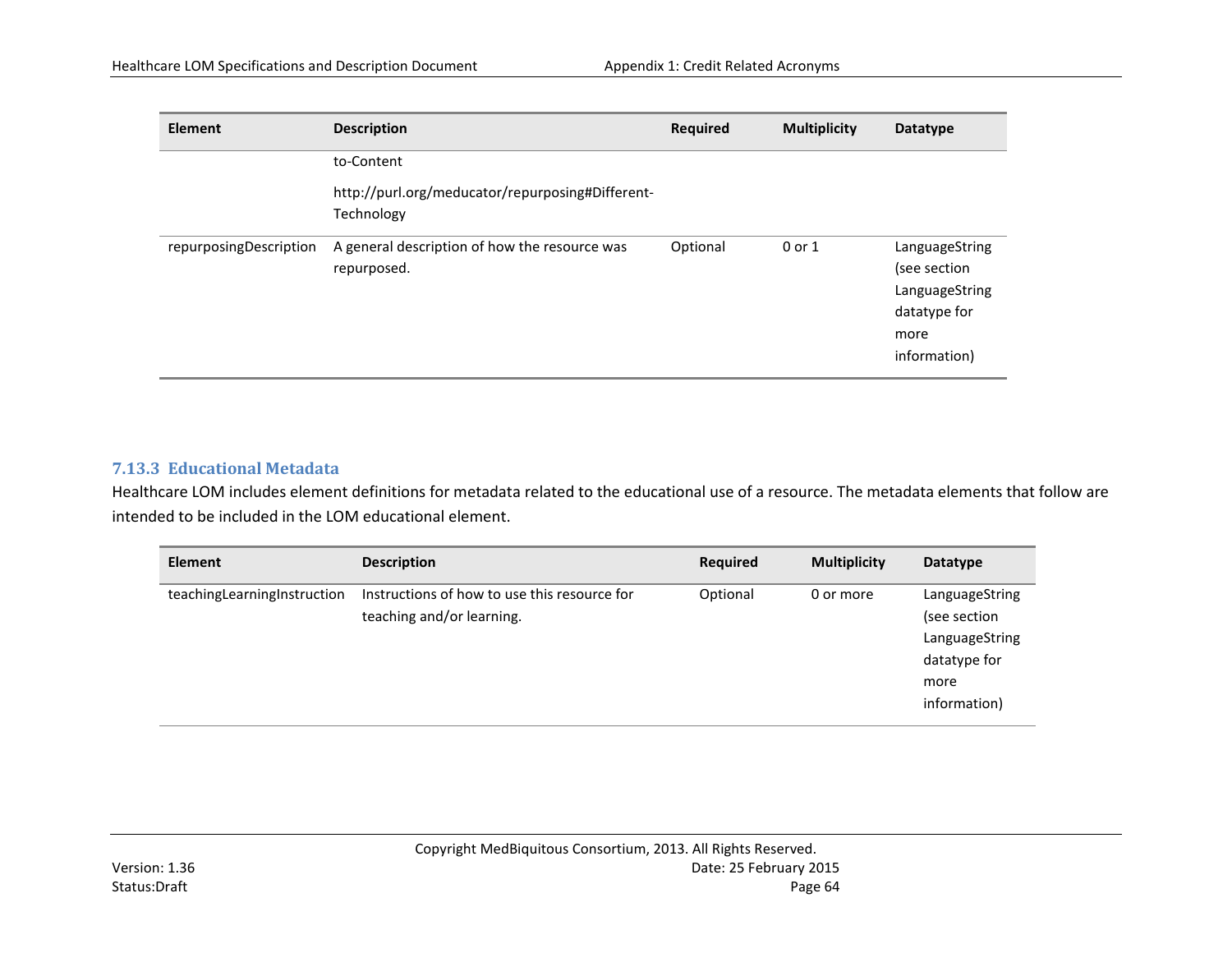| Element | Description | Required | Multiplicity | Datatype |
| --- | --- | --- | --- | --- |
| | to-Content<br><br>http://purl.org/meducator/repurposing#Different-Technology | | | |
| repurposingDescription | A general description of how the resource was repurposed. | Optional | 0 or 1 | LanguageString (see section LanguageString datatype for more information) |

### 7.13.3 Educational Metadata

Healthcare LOM includes element definitions for metadata related to the educational use of a resource. The metadata elements that follow are intended to be included in the LOM educational element.

| Element | Description | Required | Multiplicity | Datatype |
| --- | --- | --- | --- | --- |
| teachingLearningInstruction | Instructions of how to use this resource for teaching and/or learning. | Optional | 0 or more | LanguageString (see section LanguageString datatype for more information) |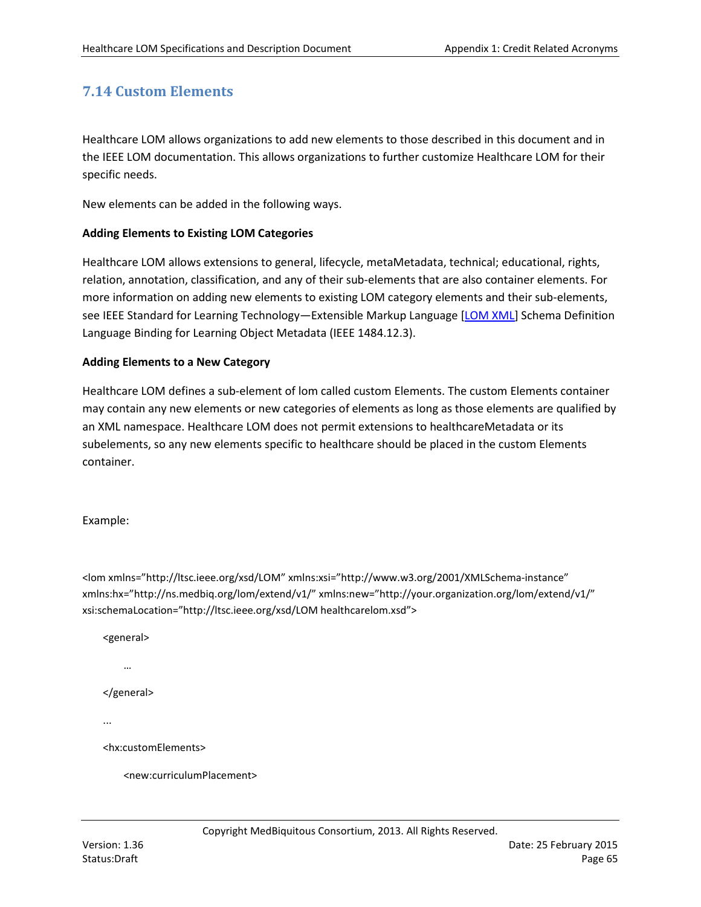## 7.14 Custom Elements

Healthcare LOM allows organizations to add new elements to those described in this document and in the IEEE LOM documentation. This allows organizations to further customize Healthcare LOM for their specific needs.

New elements can be added in the following ways.

**Adding Elements to Existing LOM Categories**

Healthcare LOM allows extensions to general, lifecycle, metaMetadata, technical; educational, rights, relation, annotation, classification, and any of their sub-elements that are also container elements. For more information on adding new elements to existing LOM category elements and their sub-elements, see IEEE Standard for Learning Technology—Extensible Markup Language [LOM XML] Schema Definition Language Binding for Learning Object Metadata (IEEE 1484.12.3).

**Adding Elements to a New Category**

Healthcare LOM defines a sub-element of lom called custom Elements. The custom Elements container may contain any new elements or new categories of elements as long as those elements are qualified by an XML namespace. Healthcare LOM does not permit extensions to healthcareMetadata or its subelements, so any new elements specific to healthcare should be placed in the custom Elements container.

Example:

```
<lom xmlns="http://ltsc.ieee.org/xsd/LOM" xmlns:xsi="http://www.w3.org/2001/XMLSchema-instance"
xmlns:hx="http://ns.medbiq.org/lom/extend/v1/" xmlns:new="http://your.organization.org/lom/extend/v1/"
xsi:schemaLocation="http://ltsc.ieee.org/xsd/LOM healthcarelom.xsd">

    <general>

        …

    </general>

    ...

    <hx:customElements>

        <new:curriculumPlacement>
```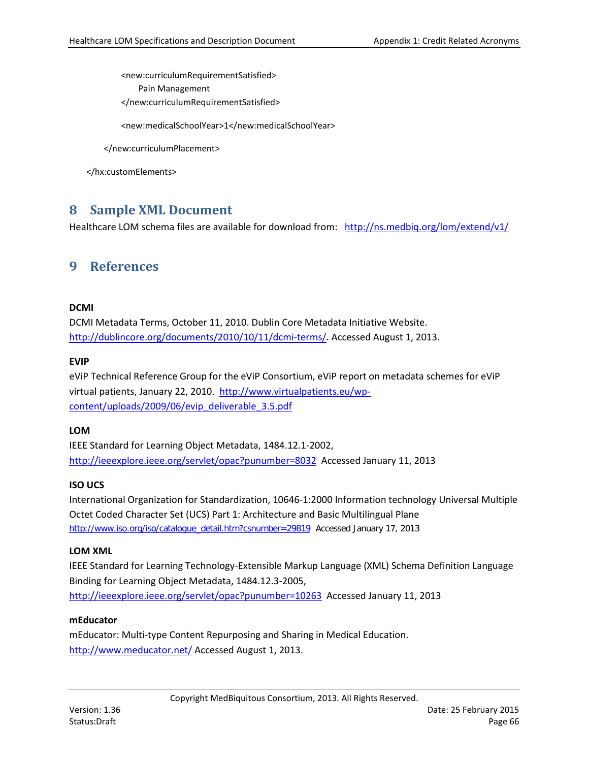```
            <new:curriculumRequirementSatisfied>
                  Pain Management
            </new:curriculumRequirementSatisfied>

            <new:medicalSchoolYear>1</new:medicalSchoolYear>

      </new:curriculumPlacement>

  </hx:customElements>
```

# 8 Sample XML Document

Healthcare LOM schema files are available for download from: http://ns.medbiq.org/lom/extend/v1/

# 9 References

**DCMI**

DCMI Metadata Terms, October 11, 2010. Dublin Core Metadata Initiative Website. http://dublincore.org/documents/2010/10/11/dcmi-terms/. Accessed August 1, 2013.

**EVIP**

eViP Technical Reference Group for the eViP Consortium, eViP report on metadata schemes for eViP virtual patients, January 22, 2010. http://www.virtualpatients.eu/wp-content/uploads/2009/06/evip_deliverable_3.5.pdf

**LOM**

IEEE Standard for Learning Object Metadata, 1484.12.1-2002, http://ieeexplore.ieee.org/servlet/opac?punumber=8032 Accessed January 11, 2013

**ISO UCS**

International Organization for Standardization, 10646-1:2000 Information technology Universal Multiple Octet Coded Character Set (UCS) Part 1: Architecture and Basic Multilingual Plane http://www.iso.org/iso/catalogue_detail.htm?csnumber=29819 Accessed January 17, 2013

**LOM XML**

IEEE Standard for Learning Technology-Extensible Markup Language (XML) Schema Definition Language Binding for Learning Object Metadata, 1484.12.3-2005, http://ieeexplore.ieee.org/servlet/opac?punumber=10263 Accessed January 11, 2013

**mEducator**

mEducator: Multi-type Content Repurposing and Sharing in Medical Education. http://www.meducator.net/ Accessed August 1, 2013.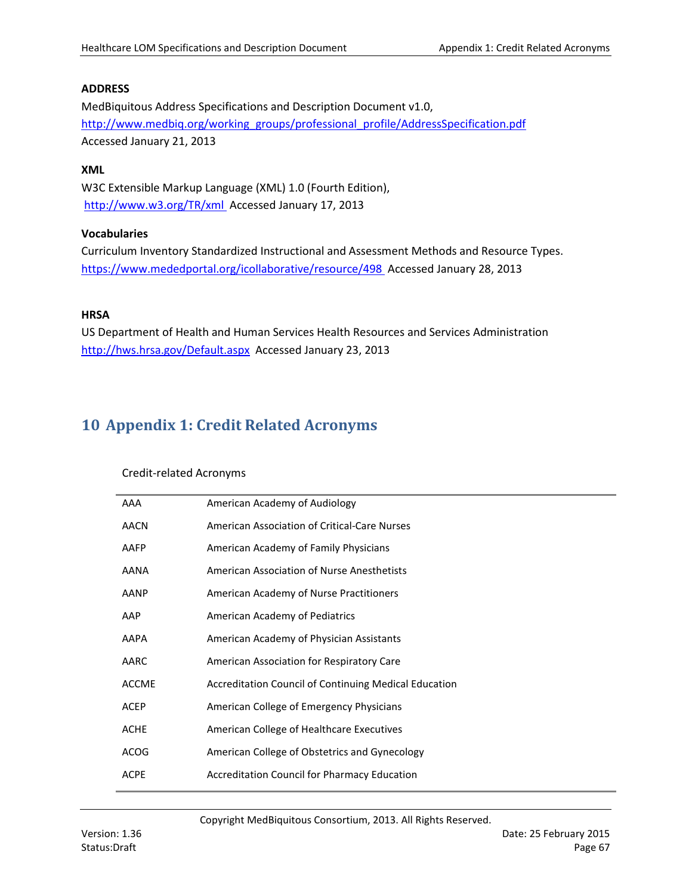**ADDRESS**
MedBiquitous Address Specifications and Description Document v1.0,
http://www.medbiq.org/working_groups/professional_profile/AddressSpecification.pdf
Accessed January 21, 2013

**XML**
W3C Extensible Markup Language (XML) 1.0 (Fourth Edition),
http://www.w3.org/TR/xml Accessed January 17, 2013

**Vocabularies**
Curriculum Inventory Standardized Instructional and Assessment Methods and Resource Types.
https://www.mededportal.org/icollaborative/resource/498 Accessed January 28, 2013

**HRSA**
US Department of Health and Human Services Health Resources and Services Administration
http://hws.hrsa.gov/Default.aspx Accessed January 23, 2013

# 10 Appendix 1: Credit Related Acronyms

Credit-related Acronyms

| | |
|---|---|
| AAA | American Academy of Audiology |
| AACN | American Association of Critical-Care Nurses |
| AAFP | American Academy of Family Physicians |
| AANA | American Association of Nurse Anesthetists |
| AANP | American Academy of Nurse Practitioners |
| AAP | American Academy of Pediatrics |
| AAPA | American Academy of Physician Assistants |
| AARC | American Association for Respiratory Care |
| ACCME | Accreditation Council of Continuing Medical Education |
| ACEP | American College of Emergency Physicians |
| ACHE | American College of Healthcare Executives |
| ACOG | American College of Obstetrics and Gynecology |
| ACPE | Accreditation Council for Pharmacy Education |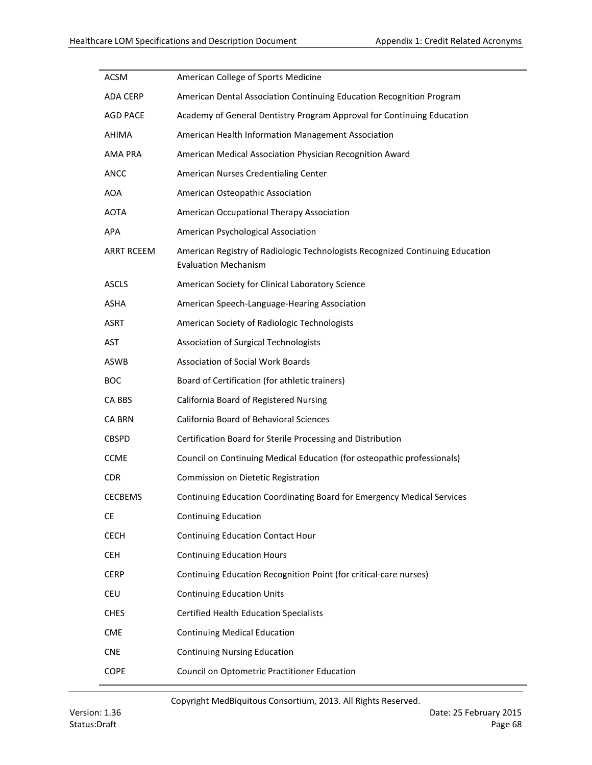| | |
|---|---|
| ACSM | American College of Sports Medicine |
| ADA CERP | American Dental Association Continuing Education Recognition Program |
| AGD PACE | Academy of General Dentistry Program Approval for Continuing Education |
| AHIMA | American Health Information Management Association |
| AMA PRA | American Medical Association Physician Recognition Award |
| ANCC | American Nurses Credentialing Center |
| AOA | American Osteopathic Association |
| AOTA | American Occupational Therapy Association |
| APA | American Psychological Association |
| ARRT RCEEM | American Registry of Radiologic Technologists Recognized Continuing Education Evaluation Mechanism |
| ASCLS | American Society for Clinical Laboratory Science |
| ASHA | American Speech-Language-Hearing Association |
| ASRT | American Society of Radiologic Technologists |
| AST | Association of Surgical Technologists |
| ASWB | Association of Social Work Boards |
| BOC | Board of Certification (for athletic trainers) |
| CA BBS | California Board of Registered Nursing |
| CA BRN | California Board of Behavioral Sciences |
| CBSPD | Certification Board for Sterile Processing and Distribution |
| CCME | Council on Continuing Medical Education (for osteopathic professionals) |
| CDR | Commission on Dietetic Registration |
| CECBEMS | Continuing Education Coordinating Board for Emergency Medical Services |
| CE | Continuing Education |
| CECH | Continuing Education Contact Hour |
| CEH | Continuing Education Hours |
| CERP | Continuing Education Recognition Point (for critical-care nurses) |
| CEU | Continuing Education Units |
| CHES | Certified Health Education Specialists |
| CME | Continuing Medical Education |
| CNE | Continuing Nursing Education |
| COPE | Council on Optometric Practitioner Education |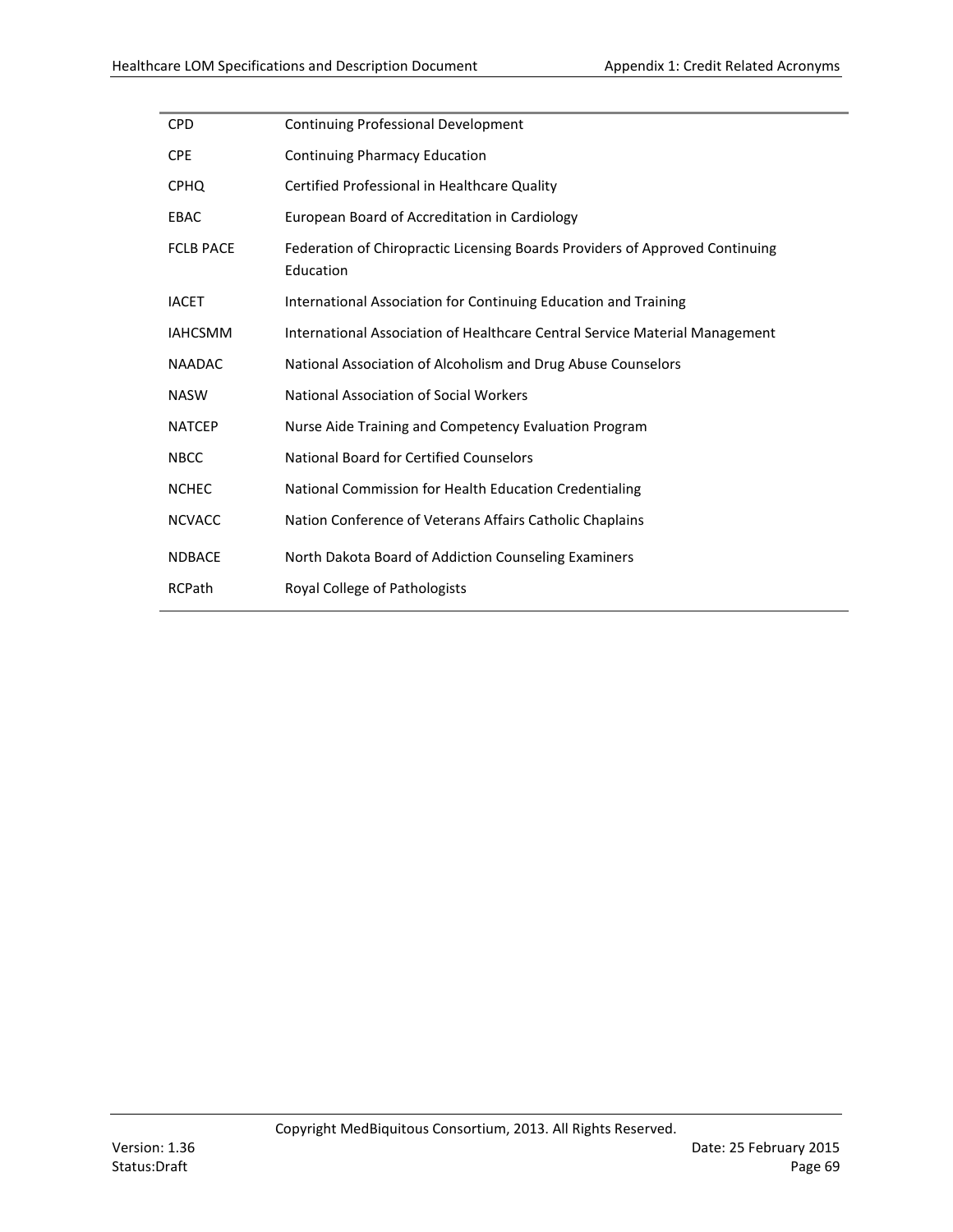| | |
|---|---|
| CPD | Continuing Professional Development |
| CPE | Continuing Pharmacy Education |
| CPHQ | Certified Professional in Healthcare Quality |
| EBAC | European Board of Accreditation in Cardiology |
| FCLB PACE | Federation of Chiropractic Licensing Boards Providers of Approved Continuing Education |
| IACET | International Association for Continuing Education and Training |
| IAHCSMM | International Association of Healthcare Central Service Material Management |
| NAADAC | National Association of Alcoholism and Drug Abuse Counselors |
| NASW | National Association of Social Workers |
| NATCEP | Nurse Aide Training and Competency Evaluation Program |
| NBCC | National Board for Certified Counselors |
| NCHEC | National Commission for Health Education Credentialing |
| NCVACC | Nation Conference of Veterans Affairs Catholic Chaplains |
| NDBACE | North Dakota Board of Addiction Counseling Examiners |
| RCPath | Royal College of Pathologists |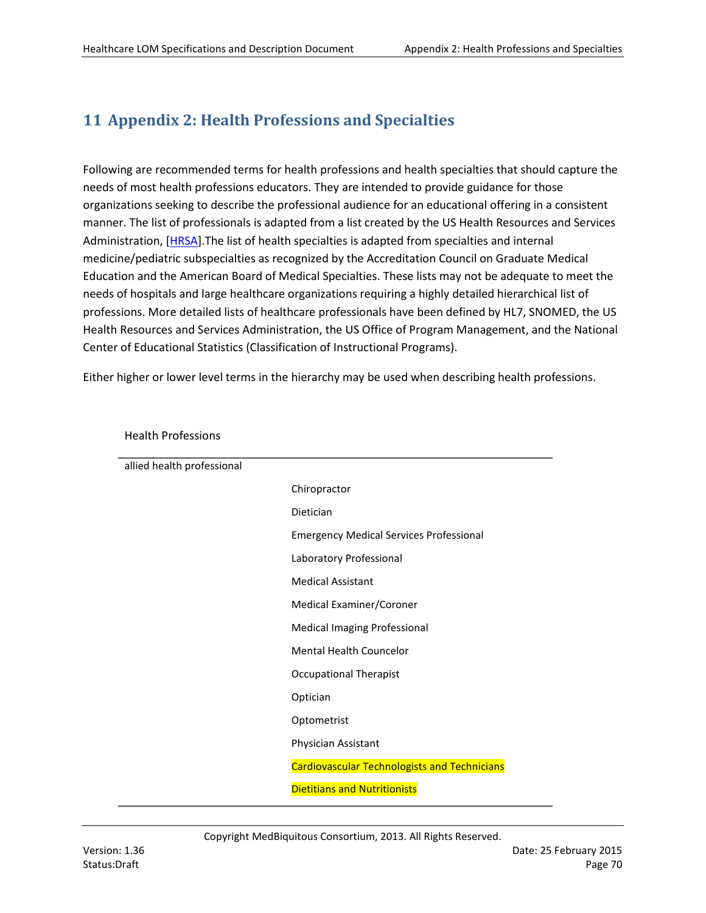# 11 Appendix 2: Health Professions and Specialties

Following are recommended terms for health professions and health specialties that should capture the needs of most health professions educators. They are intended to provide guidance for those organizations seeking to describe the professional audience for an educational offering in a consistent manner. The list of professionals is adapted from a list created by the US Health Resources and Services Administration, [HRSA].The list of health specialties is adapted from specialties and internal medicine/pediatric subspecialties as recognized by the Accreditation Council on Graduate Medical Education and the American Board of Medical Specialties. These lists may not be adequate to meet the needs of hospitals and large healthcare organizations requiring a highly detailed hierarchical list of professions. More detailed lists of healthcare professionals have been defined by HL7, SNOMED, the US Health Resources and Services Administration, the US Office of Program Management, and the National Center of Educational Statistics (Classification of Instructional Programs).

Either higher or lower level terms in the hierarchy may be used when describing health professions.

| Health Professions | |
|---|---|
| allied health professional | |
| | Chiropractor |
| | Dietician |
| | Emergency Medical Services Professional |
| | Laboratory Professional |
| | Medical Assistant |
| | Medical Examiner/Coroner |
| | Medical Imaging Professional |
| | Mental Health Councelor |
| | Occupational Therapist |
| | Optician |
| | Optometrist |
| | Physician Assistant |
| | Cardiovascular Technologists and Technicians |
| | Dietitians and Nutritionists |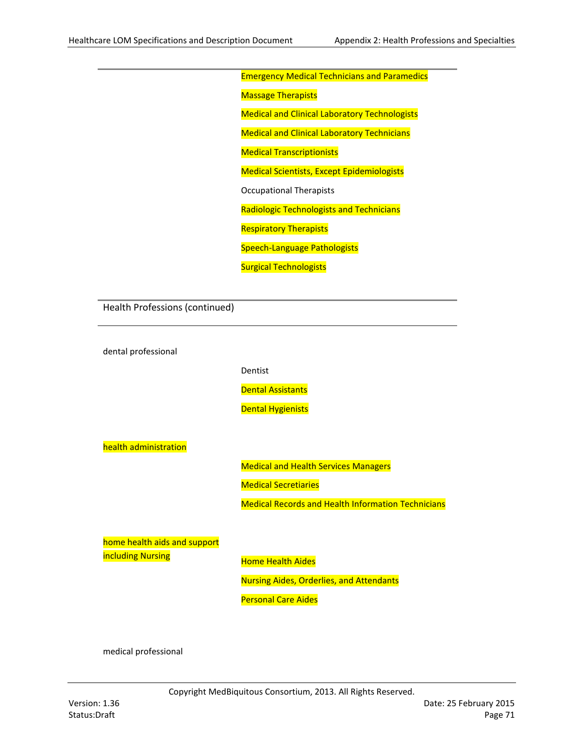| | |
|---|---|
| | Emergency Medical Technicians and Paramedics |
| | Massage Therapists |
| | Medical and Clinical Laboratory Technologists |
| | Medical and Clinical Laboratory Technicians |
| | Medical Transcriptionists |
| | Medical Scientists, Except Epidemiologists |
| | Occupational Therapists |
| | Radiologic Technologists and Technicians |
| | Respiratory Therapists |
| | Speech-Language Pathologists |
| | Surgical Technologists |

| Health Professions (continued) | |
|---|---|
| dental professional | |
| | Dentist |
| | Dental Assistants |
| | Dental Hygienists |
| health administration | |
| | Medical and Health Services Managers |
| | Medical Secretiaries |
| | Medical Records and Health Information Technicians |
| home health aids and support including Nursing | |
| | Home Health Aides |
| | Nursing Aides, Orderlies, and Attendants |
| | Personal Care Aides |
| medical professional | |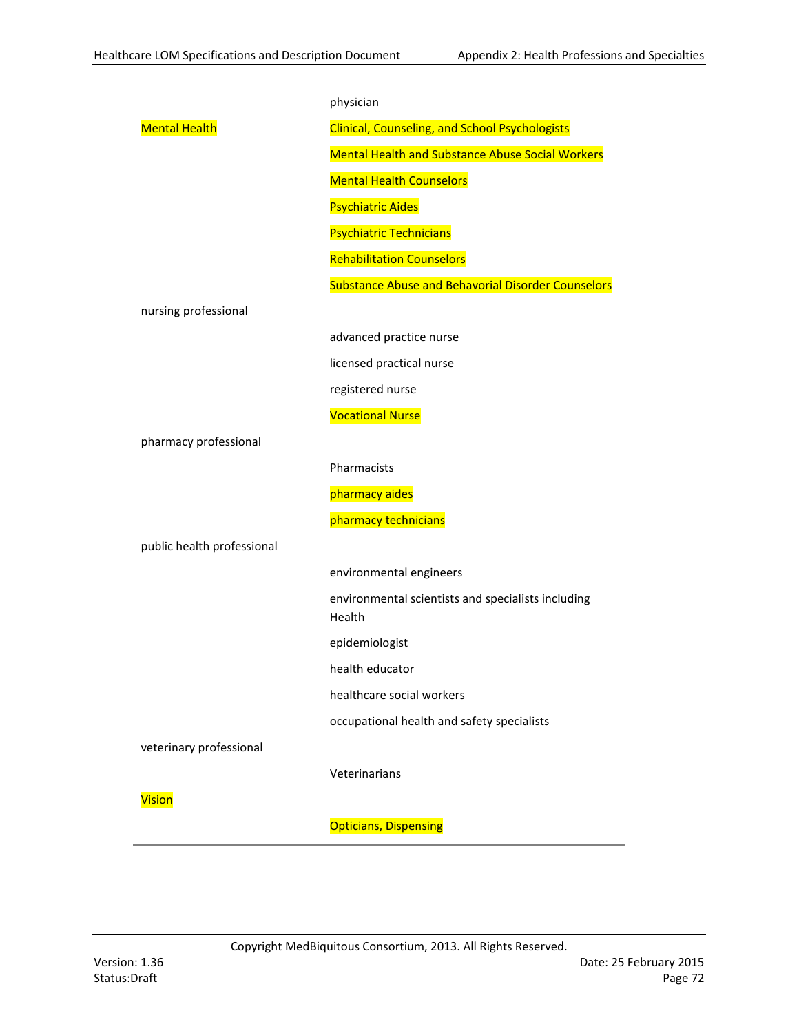| | |
|---|---|
| | physician |
| Mental Health | Clinical, Counseling, and School Psychologists |
| | Mental Health and Substance Abuse Social Workers |
| | Mental Health Counselors |
| | Psychiatric Aides |
| | Psychiatric Technicians |
| | Rehabilitation Counselors |
| | Substance Abuse and Behavorial Disorder Counselors |
| nursing professional | |
| | advanced practice nurse |
| | licensed practical nurse |
| | registered nurse |
| | Vocational Nurse |
| pharmacy professional | |
| | Pharmacists |
| | pharmacy aides |
| | pharmacy technicians |
| public health professional | |
| | environmental engineers |
| | environmental scientists and specialists including Health |
| | epidemiologist |
| | health educator |
| | healthcare social workers |
| | occupational health and safety specialists |
| veterinary professional | |
| | Veterinarians |
| Vision | |
| | Opticians, Dispensing |

Copyright MedBiquitous Consortium, 2013. All Rights Reserved.

Version: 1.36
Status:Draft

Date: 25 February 2015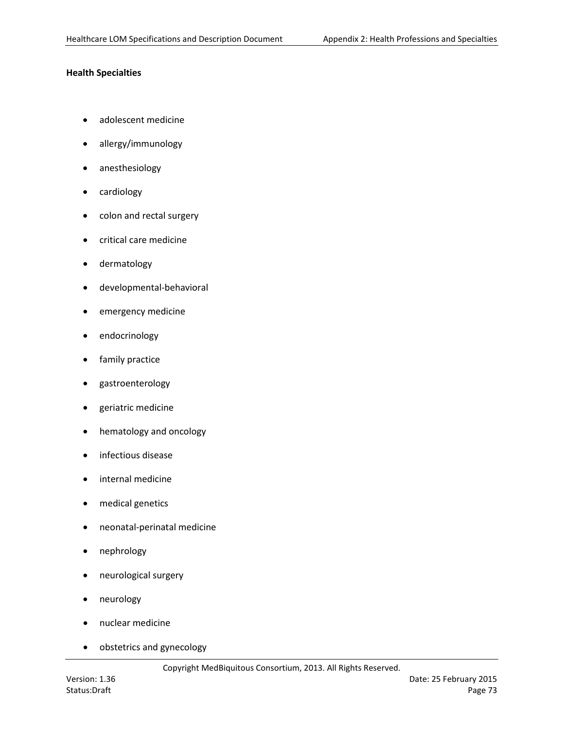**Health Specialties**

- adolescent medicine
- allergy/immunology
- anesthesiology
- cardiology
- colon and rectal surgery
- critical care medicine
- dermatology
- developmental-behavioral
- emergency medicine
- endocrinology
- family practice
- gastroenterology
- geriatric medicine
- hematology and oncology
- infectious disease
- internal medicine
- medical genetics
- neonatal-perinatal medicine
- nephrology
- neurological surgery
- neurology
- nuclear medicine
- obstetrics and gynecology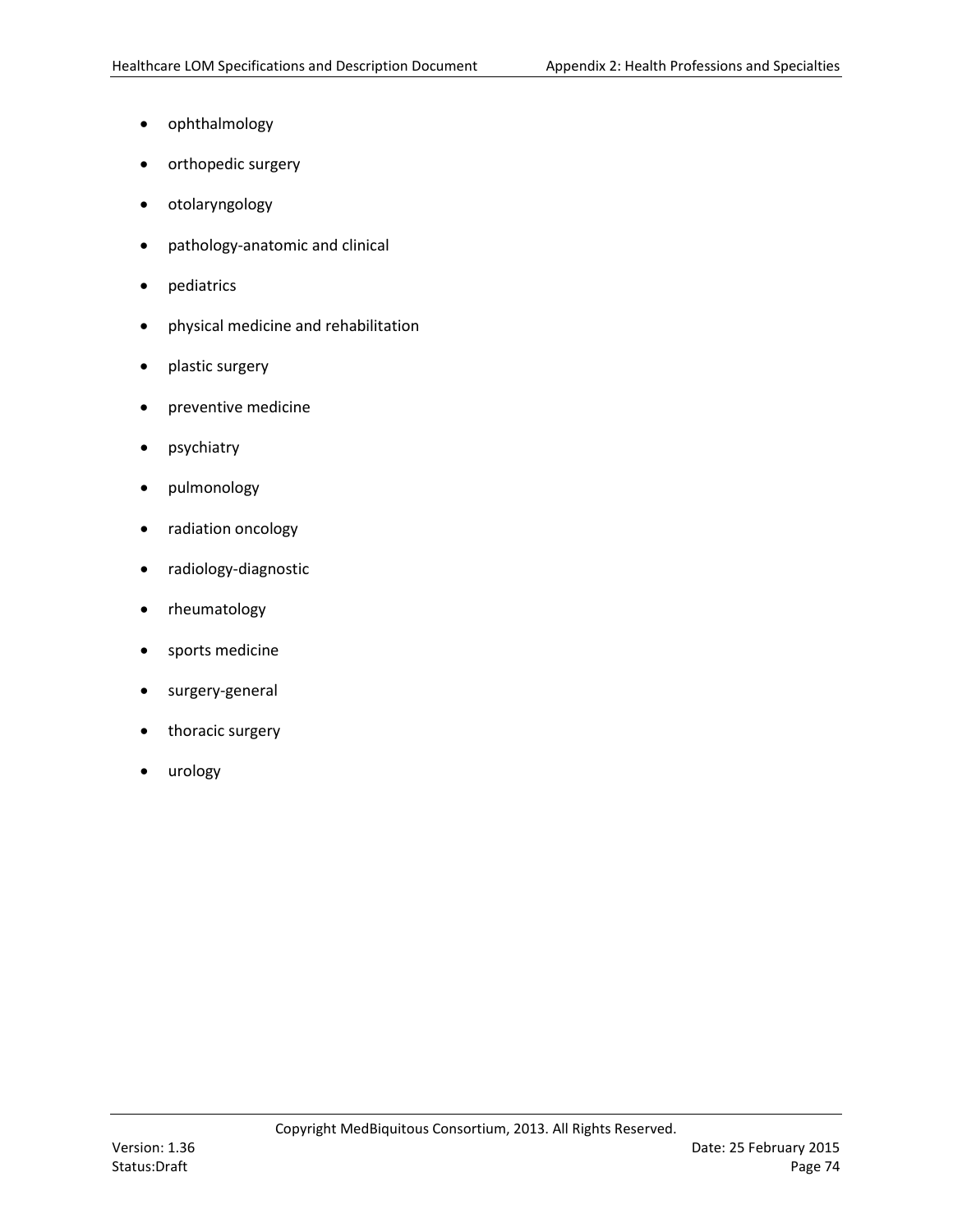- ophthalmology
- orthopedic surgery
- otolaryngology
- pathology-anatomic and clinical
- pediatrics
- physical medicine and rehabilitation
- plastic surgery
- preventive medicine
- psychiatry
- pulmonology
- radiation oncology
- radiology-diagnostic
- rheumatology
- sports medicine
- surgery-general
- thoracic surgery
- urology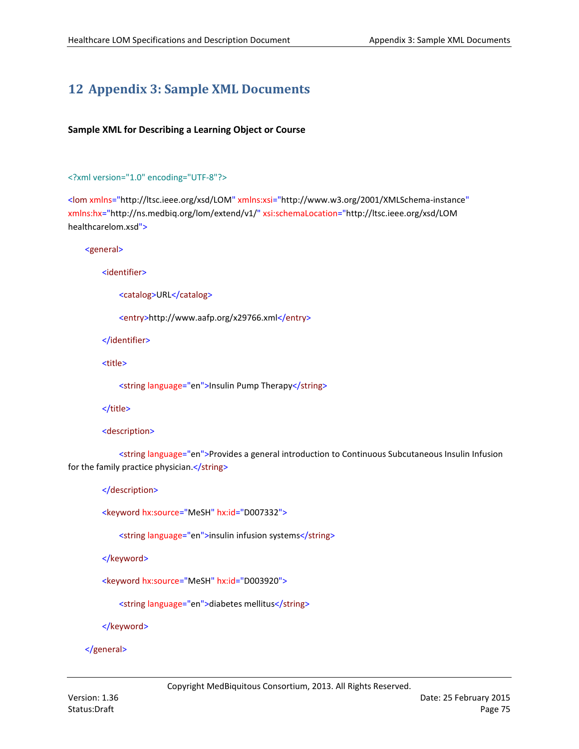# 12 Appendix 3: Sample XML Documents

**Sample XML for Describing a Learning Object or Course**

```
<?xml version="1.0" encoding="UTF-8"?>

<lom xmlns="http://ltsc.ieee.org/xsd/LOM" xmlns:xsi="http://www.w3.org/2001/XMLSchema-instance"
xmlns:hx="http://ns.medbiq.org/lom/extend/v1/" xsi:schemaLocation="http://ltsc.ieee.org/xsd/LOM
healthcarelom.xsd">

    <general>

        <identifier>

            <catalog>URL</catalog>

            <entry>http://www.aafp.org/x29766.xml</entry>

        </identifier>

        <title>

            <string language="en">Insulin Pump Therapy</string>

        </title>

        <description>

            <string language="en">Provides a general introduction to Continuous Subcutaneous Insulin Infusion
for the family practice physician.</string>

        </description>

        <keyword hx:source="MeSH" hx:id="D007332">

            <string language="en">insulin infusion systems</string>

        </keyword>

        <keyword hx:source="MeSH" hx:id="D003920">

            <string language="en">diabetes mellitus</string>

        </keyword>

    </general>
```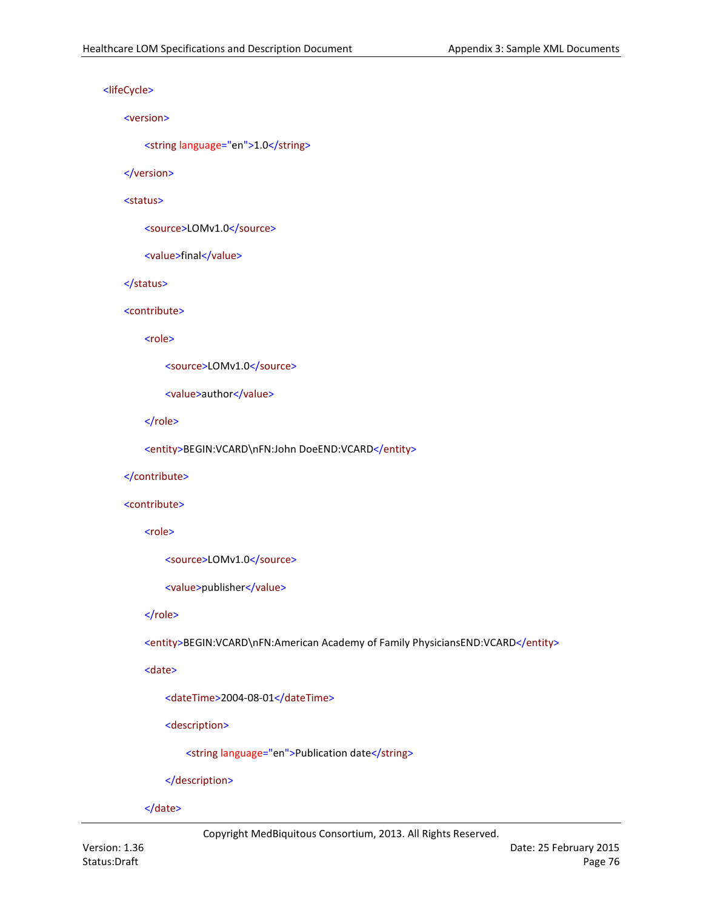```xml
<lifeCycle>
    <version>
        <string language="en">1.0</string>
    </version>
    <status>
        <source>LOMv1.0</source>
        <value>final</value>
    </status>
    <contribute>
        <role>
            <source>LOMv1.0</source>
            <value>author</value>
        </role>
        <entity>BEGIN:VCARD\nFN:John DoeEND:VCARD</entity>
    </contribute>
    <contribute>
        <role>
            <source>LOMv1.0</source>
            <value>publisher</value>
        </role>
        <entity>BEGIN:VCARD\nFN:American Academy of Family PhysiciansEND:VCARD</entity>
        <date>
            <dateTime>2004-08-01</dateTime>
            <description>
                <string language="en">Publication date</string>
            </description>
        </date>
```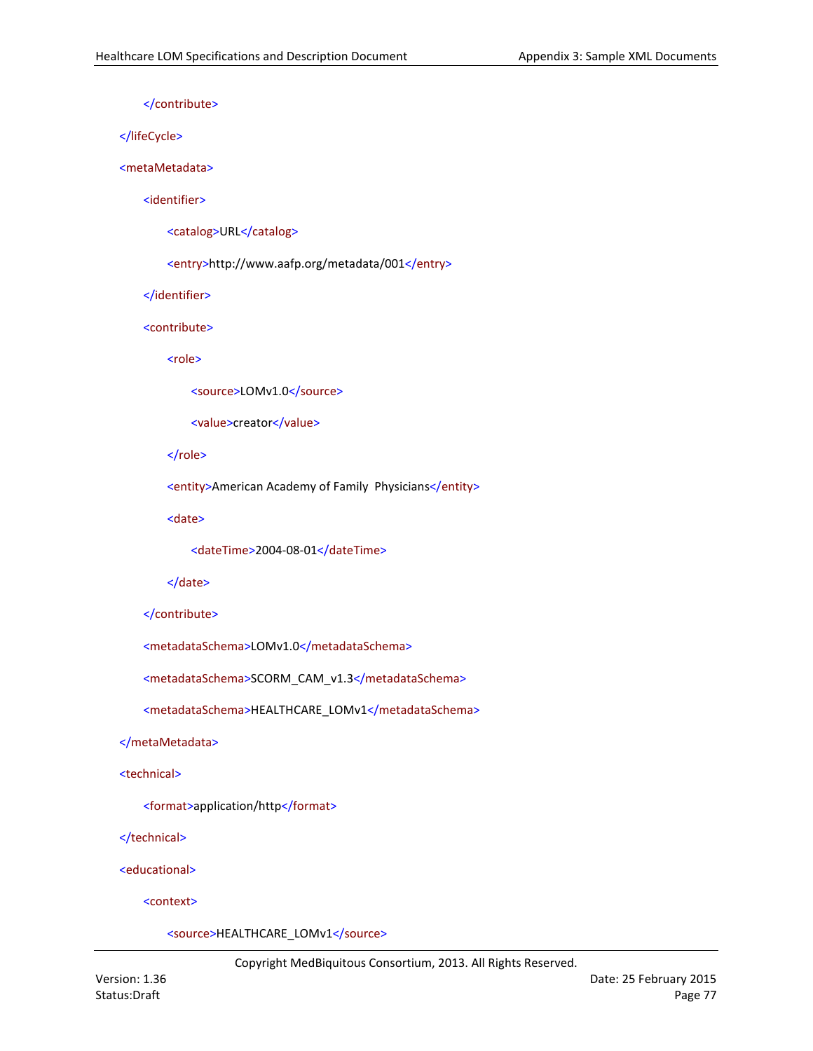```xml
        </contribute>
    </lifeCycle>
    <metaMetadata>
        <identifier>
            <catalog>URL</catalog>
            <entry>http://www.aafp.org/metadata/001</entry>
        </identifier>
        <contribute>
            <role>
                <source>LOMv1.0</source>
                <value>creator</value>
            </role>
            <entity>American Academy of Family  Physicians</entity>
            <date>
                <dateTime>2004-08-01</dateTime>
            </date>
        </contribute>
        <metadataSchema>LOMv1.0</metadataSchema>
        <metadataSchema>SCORM_CAM_v1.3</metadataSchema>
        <metadataSchema>HEALTHCARE_LOMv1</metadataSchema>
    </metaMetadata>
    <technical>
        <format>application/http</format>
    </technical>
    <educational>
        <context>
            <source>HEALTHCARE_LOMv1</source>
```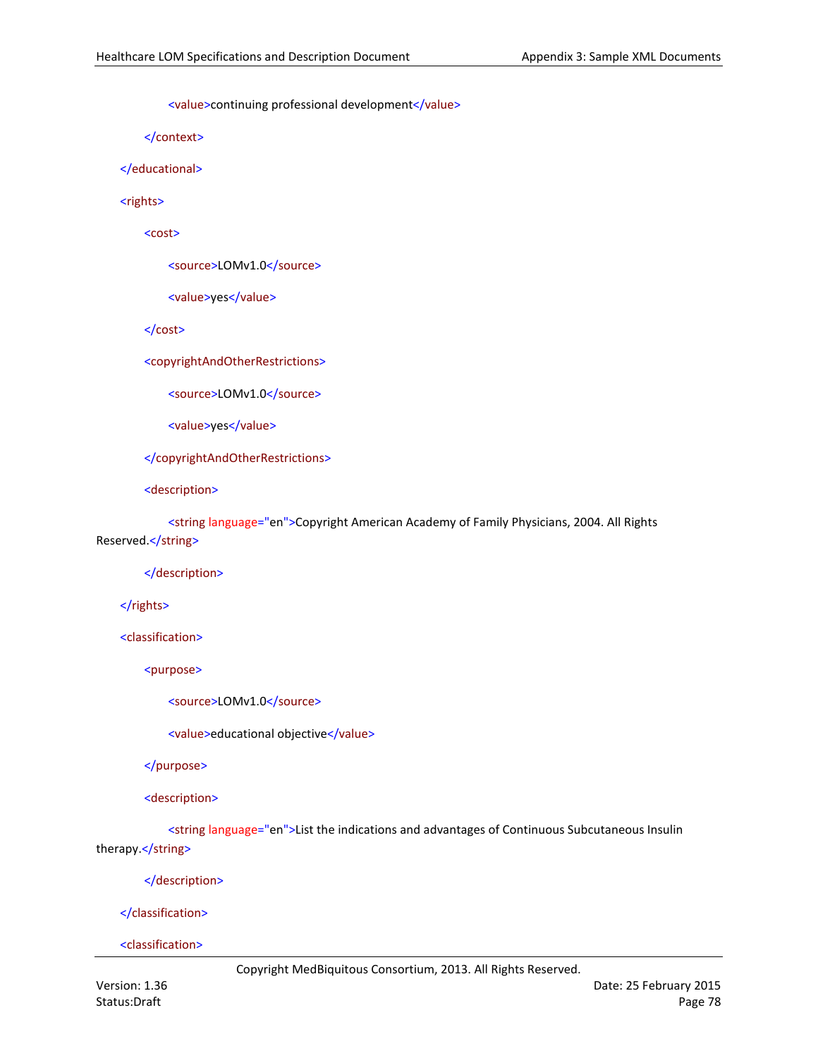```xml
                <value>continuing professional development</value>
            </context>
        </educational>
        <rights>
            <cost>
                <source>LOMv1.0</source>
                <value>yes</value>
            </cost>
            <copyrightAndOtherRestrictions>
                <source>LOMv1.0</source>
                <value>yes</value>
            </copyrightAndOtherRestrictions>
            <description>
                <string language="en">Copyright American Academy of Family Physicians, 2004. All Rights Reserved.</string>
            </description>
        </rights>
        <classification>
            <purpose>
                <source>LOMv1.0</source>
                <value>educational objective</value>
            </purpose>
            <description>
                <string language="en">List the indications and advantages of Continuous Subcutaneous Insulin therapy.</string>
            </description>
        </classification>
        <classification>
```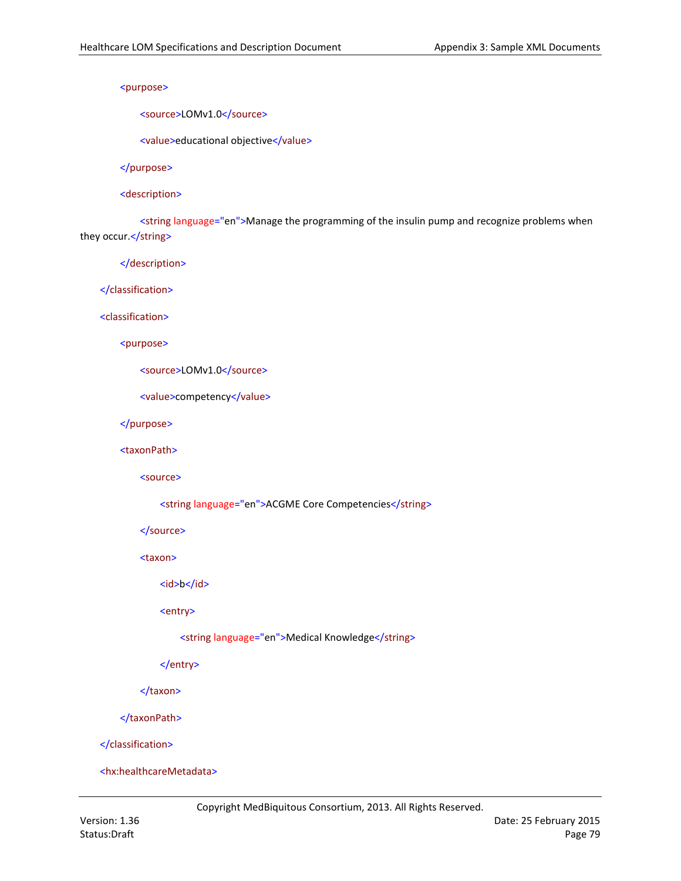```xml
            <purpose>
                  <source>LOMv1.0</source>
                  <value>educational objective</value>
            </purpose>
            <description>
                  <string language="en">Manage the programming of the insulin pump and recognize problems when they occur.</string>
            </description>
      </classification>
      <classification>
            <purpose>
                  <source>LOMv1.0</source>
                  <value>competency</value>
            </purpose>
            <taxonPath>
                  <source>
                        <string language="en">ACGME Core Competencies</string>
                  </source>
                  <taxon>
                        <id>b</id>
                        <entry>
                              <string language="en">Medical Knowledge</string>
                        </entry>
                  </taxon>
            </taxonPath>
      </classification>
      <hx:healthcareMetadata>
```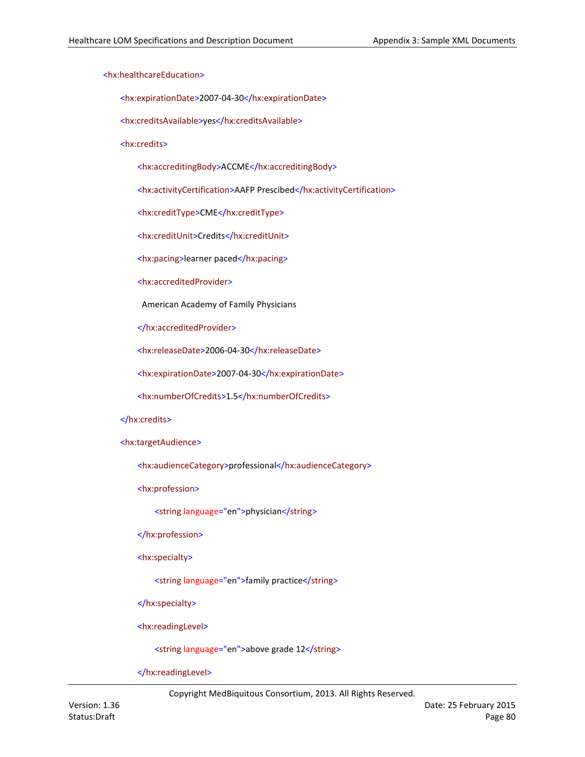```xml
<hx:healthcareEducation>
    <hx:expirationDate>2007-04-30</hx:expirationDate>
    <hx:creditsAvailable>yes</hx:creditsAvailable>
    <hx:credits>
        <hx:accreditingBody>ACCME</hx:accreditingBody>
        <hx:activityCertification>AAFP Prescibed</hx:activityCertification>
        <hx:creditType>CME</hx:creditType>
        <hx:creditUnit>Credits</hx:creditUnit>
        <hx:pacing>learner paced</hx:pacing>
        <hx:accreditedProvider>
          American Academy of Family Physicians
        </hx:accreditedProvider>
        <hx:releaseDate>2006-04-30</hx:releaseDate>
        <hx:expirationDate>2007-04-30</hx:expirationDate>
        <hx:numberOfCredits>1.5</hx:numberOfCredits>
    </hx:credits>
    <hx:targetAudience>
        <hx:audienceCategory>professional</hx:audienceCategory>
        <hx:profession>
            <string language="en">physician</string>
        </hx:profession>
        <hx:specialty>
            <string language="en">family practice</string>
        </hx:specialty>
        <hx:readingLevel>
            <string language="en">above grade 12</string>
        </hx:readingLevel>
```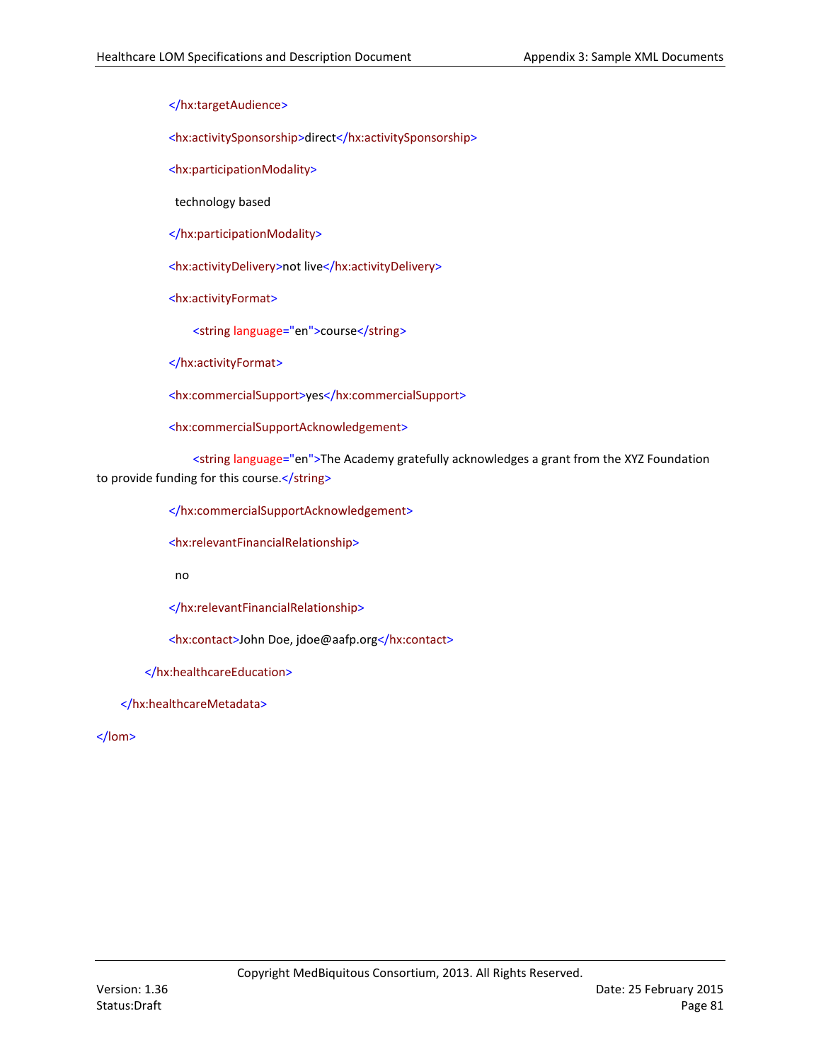```xml
                </hx:targetAudience>

                <hx:activitySponsorship>direct</hx:activitySponsorship>

                <hx:participationModality>

                  technology based

                </hx:participationModality>

                <hx:activityDelivery>not live</hx:activityDelivery>

                <hx:activityFormat>

                        <string language="en">course</string>

                </hx:activityFormat>

                <hx:commercialSupport>yes</hx:commercialSupport>

                <hx:commercialSupportAcknowledgement>

                        <string language="en">The Academy gratefully acknowledges a grant from the XYZ Foundation
to provide funding for this course.</string>

                </hx:commercialSupportAcknowledgement>

                <hx:relevantFinancialRelationship>

                  no

                </hx:relevantFinancialRelationship>

                <hx:contact>John Doe, jdoe@aafp.org</hx:contact>

            </hx:healthcareEducation>

        </hx:healthcareMetadata>

</lom>
```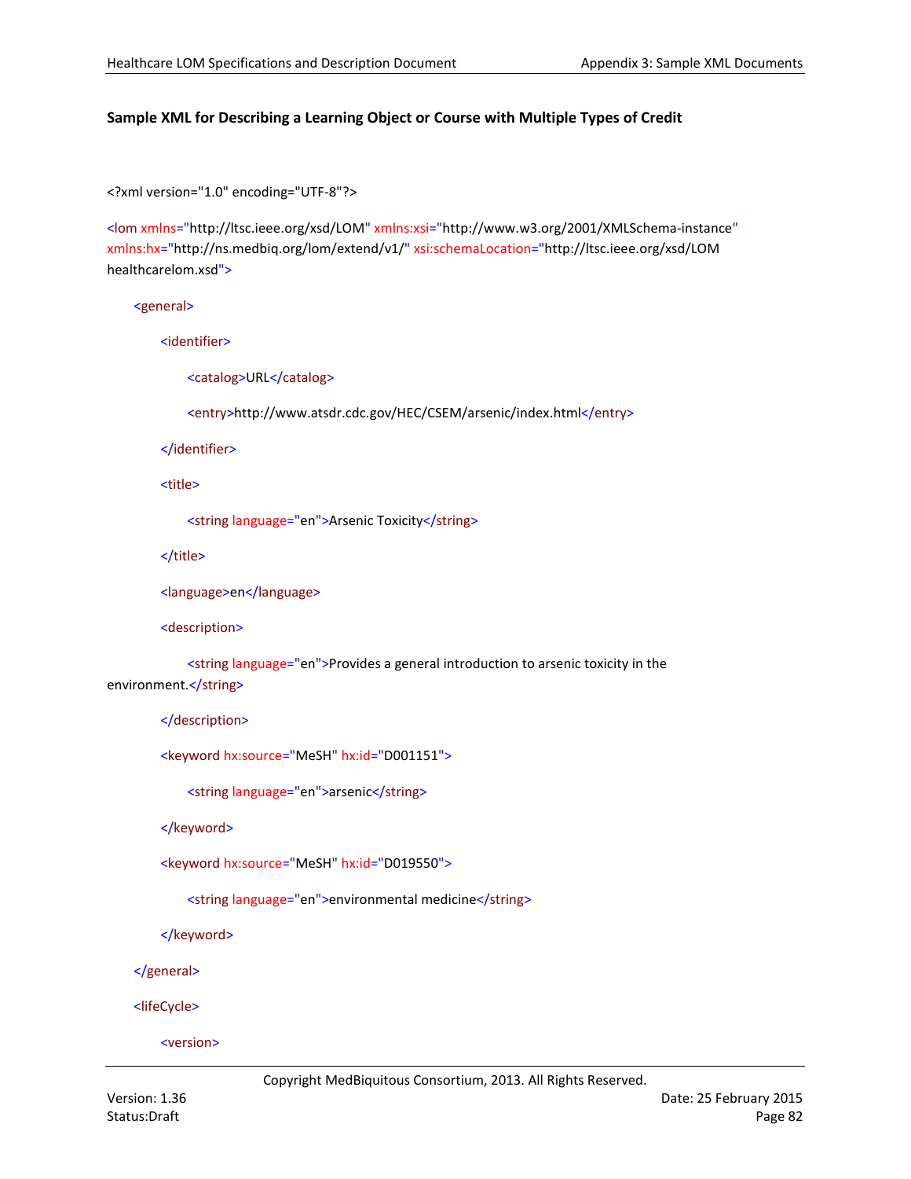**Sample XML for Describing a Learning Object or Course with Multiple Types of Credit**

```
<?xml version="1.0" encoding="UTF-8"?>

<lom xmlns="http://ltsc.ieee.org/xsd/LOM" xmlns:xsi="http://www.w3.org/2001/XMLSchema-instance"
xmlns:hx="http://ns.medbiq.org/lom/extend/v1/" xsi:schemaLocation="http://ltsc.ieee.org/xsd/LOM
healthcarelom.xsd">

    <general>

        <identifier>

            <catalog>URL</catalog>

            <entry>http://www.atsdr.cdc.gov/HEC/CSEM/arsenic/index.html</entry>

        </identifier>

        <title>

            <string language="en">Arsenic Toxicity</string>

        </title>

        <language>en</language>

        <description>

            <string language="en">Provides a general introduction to arsenic toxicity in the
environment.</string>

        </description>

        <keyword hx:source="MeSH" hx:id="D001151">

            <string language="en">arsenic</string>

        </keyword>

        <keyword hx:source="MeSH" hx:id="D019550">

            <string language="en">environmental medicine</string>

        </keyword>

    </general>

    <lifeCycle>

        <version>
```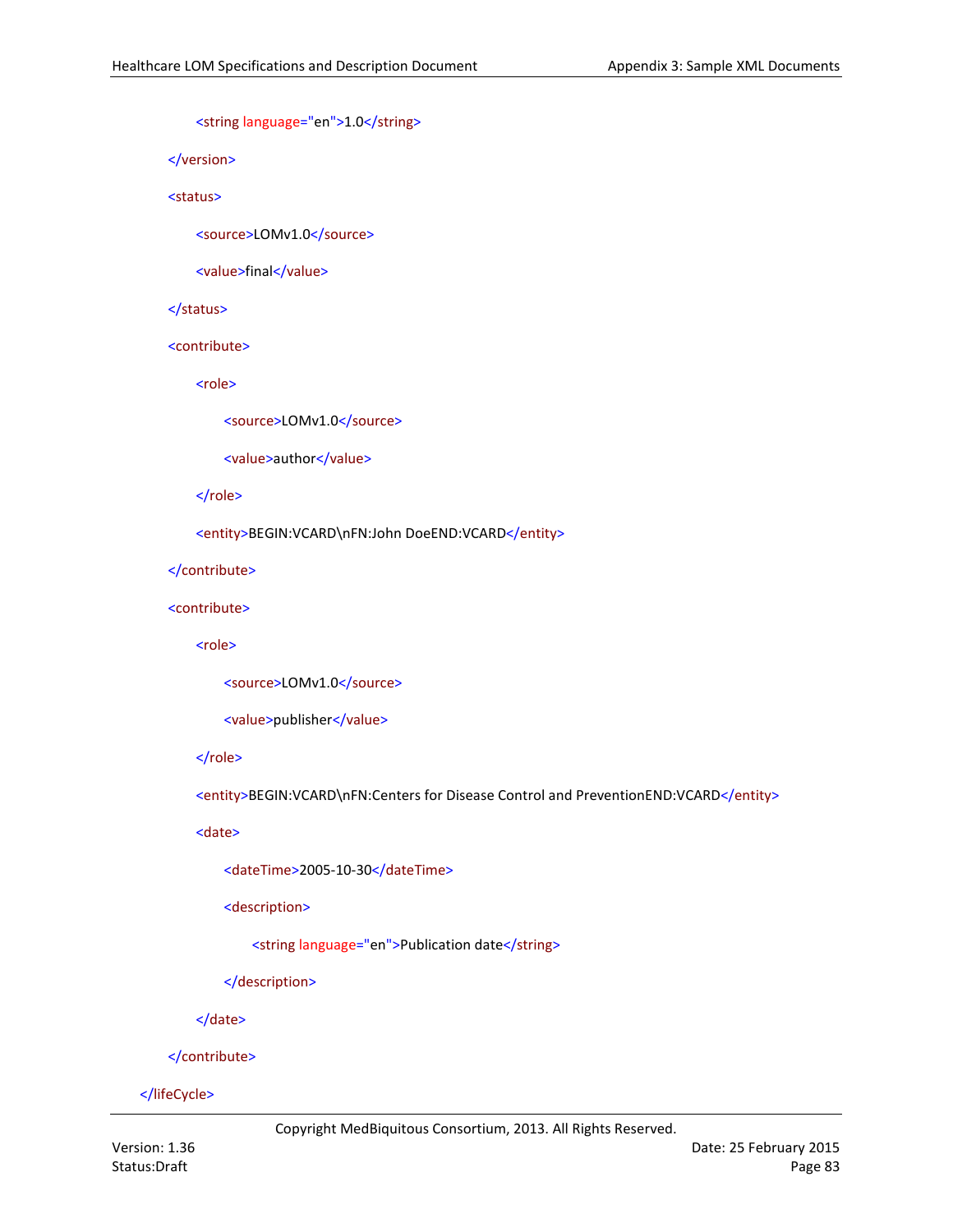```xml
            <string language="en">1.0</string>
        </version>
        <status>
            <source>LOMv1.0</source>
            <value>final</value>
        </status>
        <contribute>
            <role>
                <source>LOMv1.0</source>
                <value>author</value>
            </role>
            <entity>BEGIN:VCARD\nFN:John DoeEND:VCARD</entity>
        </contribute>
        <contribute>
            <role>
                <source>LOMv1.0</source>
                <value>publisher</value>
            </role>
            <entity>BEGIN:VCARD\nFN:Centers for Disease Control and PreventionEND:VCARD</entity>
            <date>
                <dateTime>2005-10-30</dateTime>
                <description>
                    <string language="en">Publication date</string>
                </description>
            </date>
        </contribute>
    </lifeCycle>
```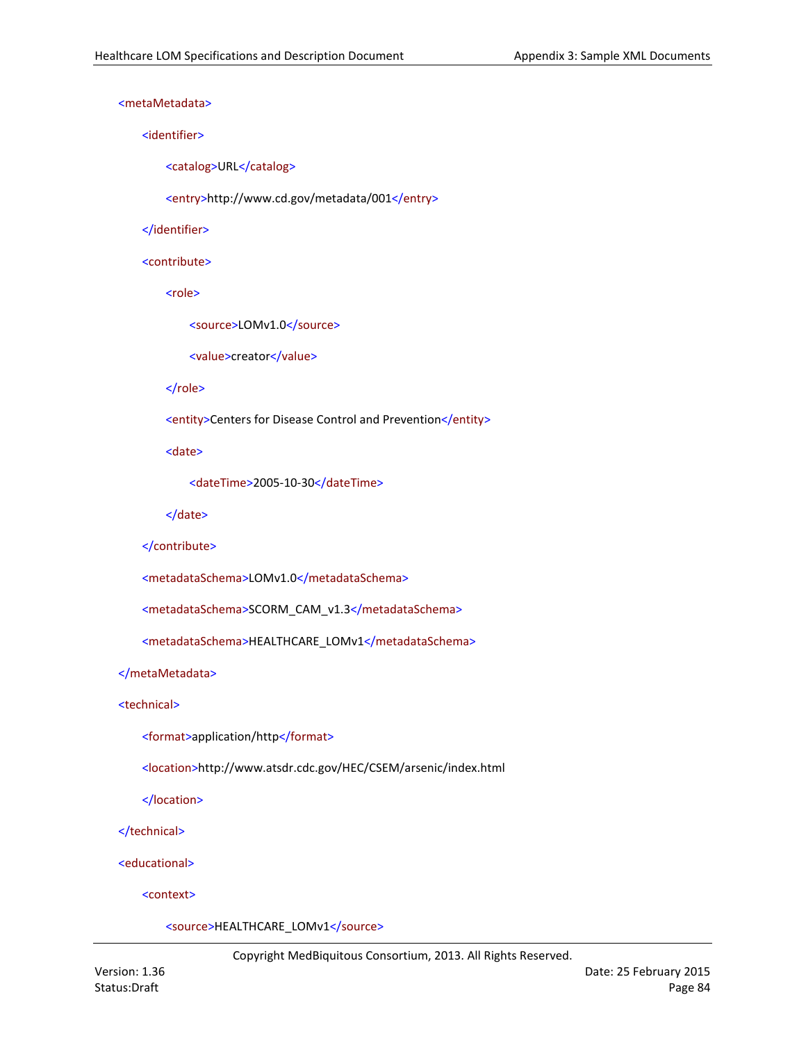```xml
<metaMetadata>
    <identifier>
        <catalog>URL</catalog>
        <entry>http://www.cd.gov/metadata/001</entry>
    </identifier>
    <contribute>
        <role>
            <source>LOMv1.0</source>
            <value>creator</value>
        </role>
        <entity>Centers for Disease Control and Prevention</entity>
        <date>
            <dateTime>2005-10-30</dateTime>
        </date>
    </contribute>
    <metadataSchema>LOMv1.0</metadataSchema>
    <metadataSchema>SCORM_CAM_v1.3</metadataSchema>
    <metadataSchema>HEALTHCARE_LOMv1</metadataSchema>
</metaMetadata>
<technical>
    <format>application/http</format>
    <location>http://www.atsdr.cdc.gov/HEC/CSEM/arsenic/index.html
    </location>
</technical>
<educational>
    <context>
        <source>HEALTHCARE_LOMv1</source>
```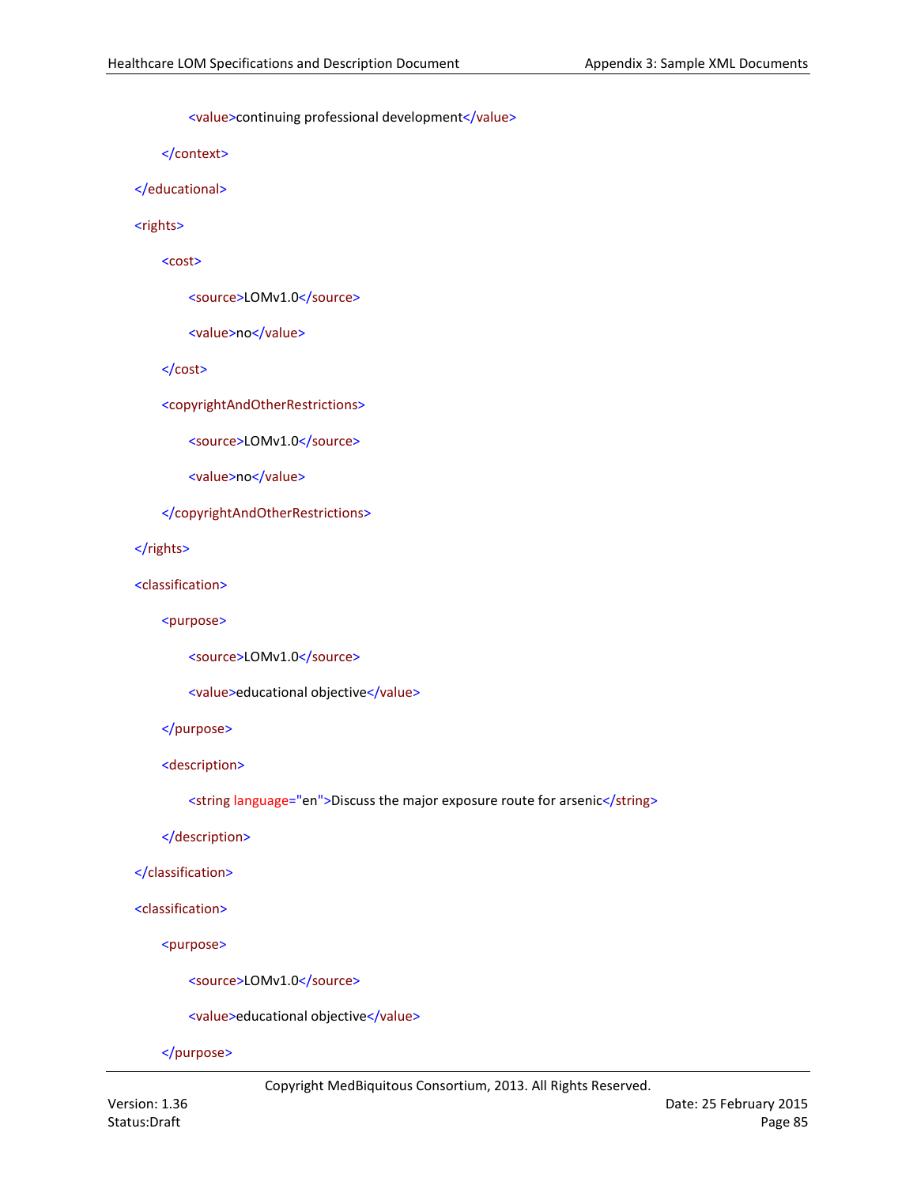```xml
            <value>continuing professional development</value>
        </context>
    </educational>
    <rights>
        <cost>
            <source>LOMv1.0</source>
            <value>no</value>
        </cost>
        <copyrightAndOtherRestrictions>
            <source>LOMv1.0</source>
            <value>no</value>
        </copyrightAndOtherRestrictions>
    </rights>
    <classification>
        <purpose>
            <source>LOMv1.0</source>
            <value>educational objective</value>
        </purpose>
        <description>
            <string language="en">Discuss the major exposure route for arsenic</string>
        </description>
    </classification>
    <classification>
        <purpose>
            <source>LOMv1.0</source>
            <value>educational objective</value>
        </purpose>
```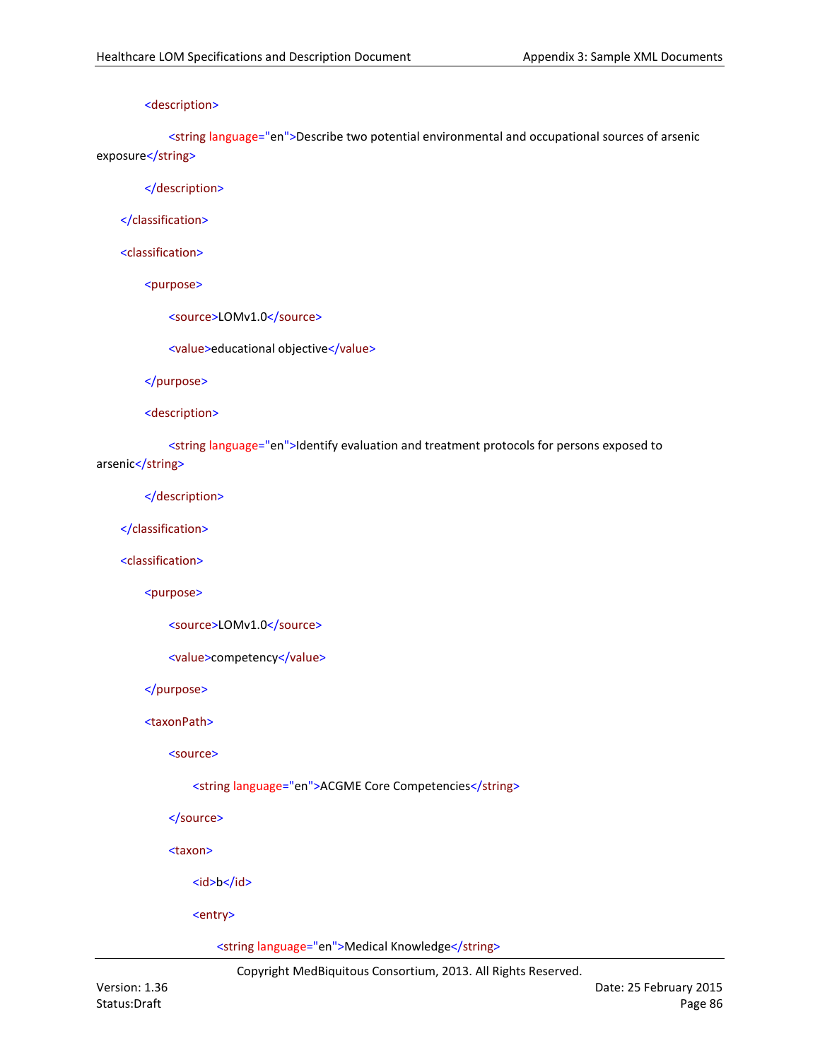```xml
            <description>
                <string language="en">Describe two potential environmental and occupational sources of arsenic exposure</string>
            </description>
        </classification>
        <classification>
            <purpose>
                <source>LOMv1.0</source>
                <value>educational objective</value>
            </purpose>
            <description>
                <string language="en">Identify evaluation and treatment protocols for persons exposed to arsenic</string>
            </description>
        </classification>
        <classification>
            <purpose>
                <source>LOMv1.0</source>
                <value>competency</value>
            </purpose>
            <taxonPath>
                <source>
                    <string language="en">ACGME Core Competencies</string>
                </source>
                <taxon>
                    <id>b</id>
                    <entry>
                        <string language="en">Medical Knowledge</string>
```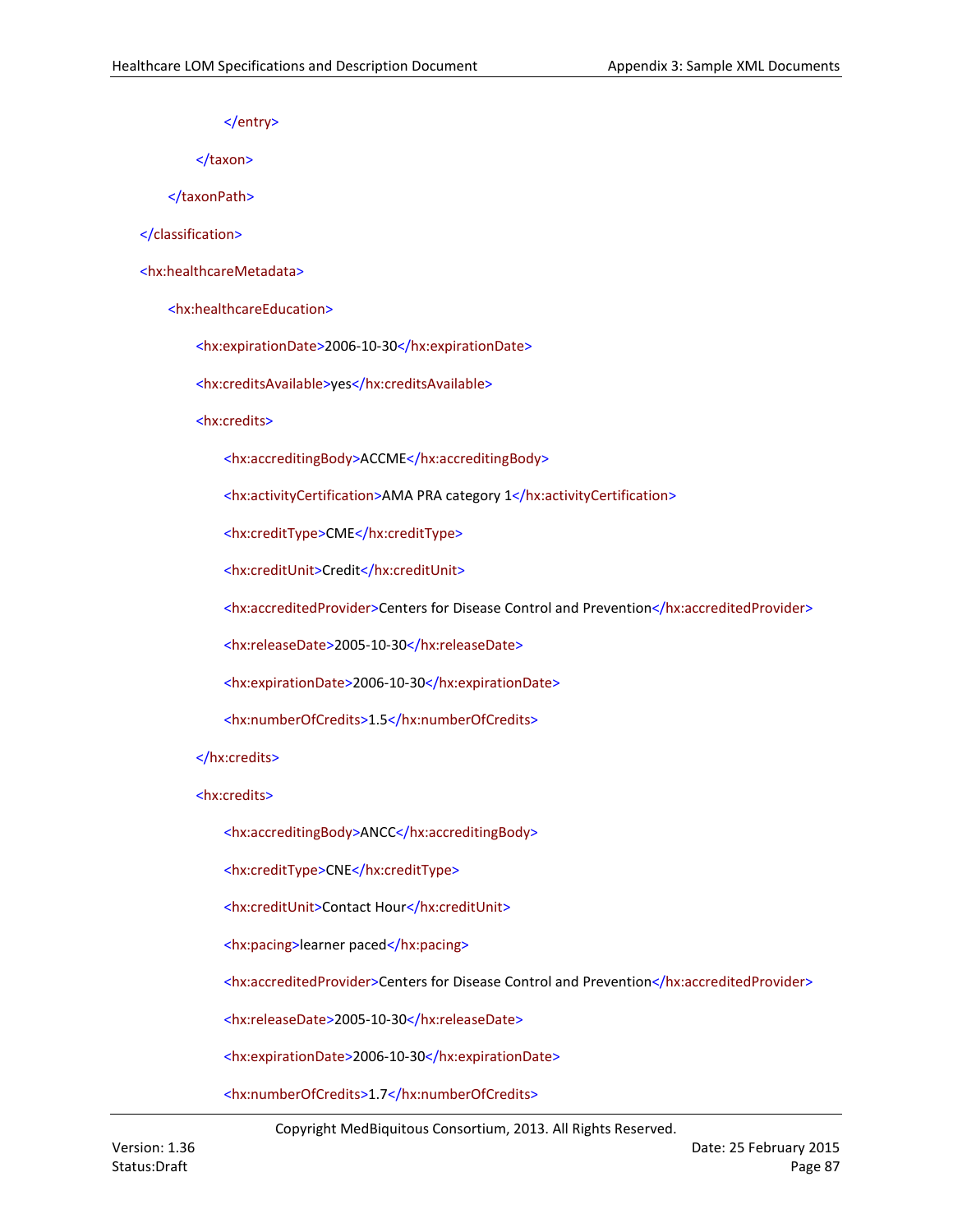```xml
                </entry>
            </taxon>
        </taxonPath>
    </classification>
    <hx:healthcareMetadata>
        <hx:healthcareEducation>
            <hx:expirationDate>2006-10-30</hx:expirationDate>
            <hx:creditsAvailable>yes</hx:creditsAvailable>
            <hx:credits>
                <hx:accreditingBody>ACCME</hx:accreditingBody>
                <hx:activityCertification>AMA PRA category 1</hx:activityCertification>
                <hx:creditType>CME</hx:creditType>
                <hx:creditUnit>Credit</hx:creditUnit>
                <hx:accreditedProvider>Centers for Disease Control and Prevention</hx:accreditedProvider>
                <hx:releaseDate>2005-10-30</hx:releaseDate>
                <hx:expirationDate>2006-10-30</hx:expirationDate>
                <hx:numberOfCredits>1.5</hx:numberOfCredits>
            </hx:credits>
            <hx:credits>
                <hx:accreditingBody>ANCC</hx:accreditingBody>
                <hx:creditType>CNE</hx:creditType>
                <hx:creditUnit>Contact Hour</hx:creditUnit>
                <hx:pacing>learner paced</hx:pacing>
                <hx:accreditedProvider>Centers for Disease Control and Prevention</hx:accreditedProvider>
                <hx:releaseDate>2005-10-30</hx:releaseDate>
                <hx:expirationDate>2006-10-30</hx:expirationDate>
                <hx:numberOfCredits>1.7</hx:numberOfCredits>
```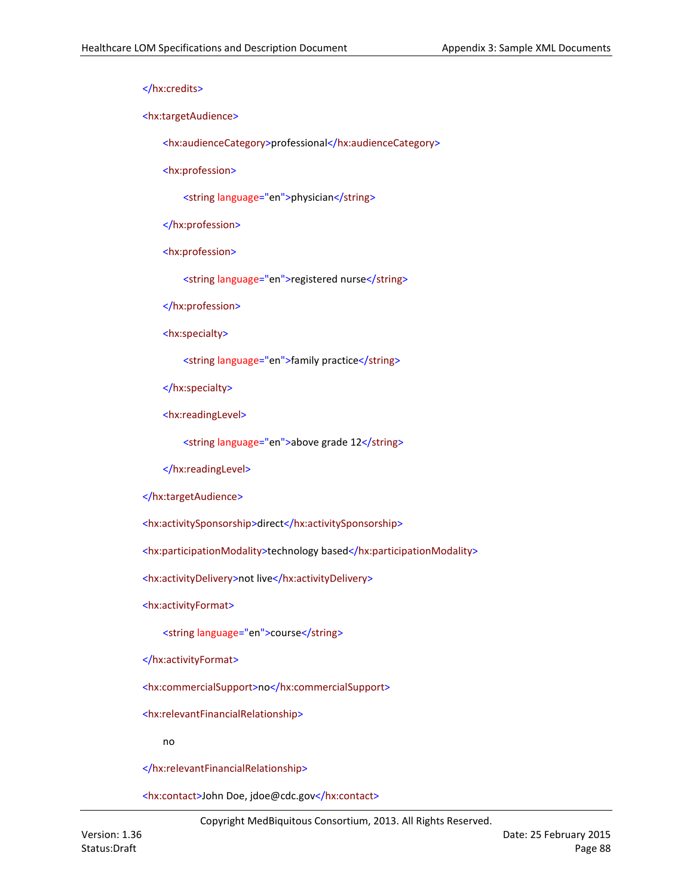```xml
        </hx:credits>
        <hx:targetAudience>
            <hx:audienceCategory>professional</hx:audienceCategory>
            <hx:profession>
                <string language="en">physician</string>
            </hx:profession>
            <hx:profession>
                <string language="en">registered nurse</string>
            </hx:profession>
            <hx:specialty>
                <string language="en">family practice</string>
            </hx:specialty>
            <hx:readingLevel>
                <string language="en">above grade 12</string>
            </hx:readingLevel>
        </hx:targetAudience>
        <hx:activitySponsorship>direct</hx:activitySponsorship>
        <hx:participationModality>technology based</hx:participationModality>
        <hx:activityDelivery>not live</hx:activityDelivery>
        <hx:activityFormat>
            <string language="en">course</string>
        </hx:activityFormat>
        <hx:commercialSupport>no</hx:commercialSupport>
        <hx:relevantFinancialRelationship>
            no
        </hx:relevantFinancialRelationship>
        <hx:contact>John Doe, jdoe@cdc.gov</hx:contact>
```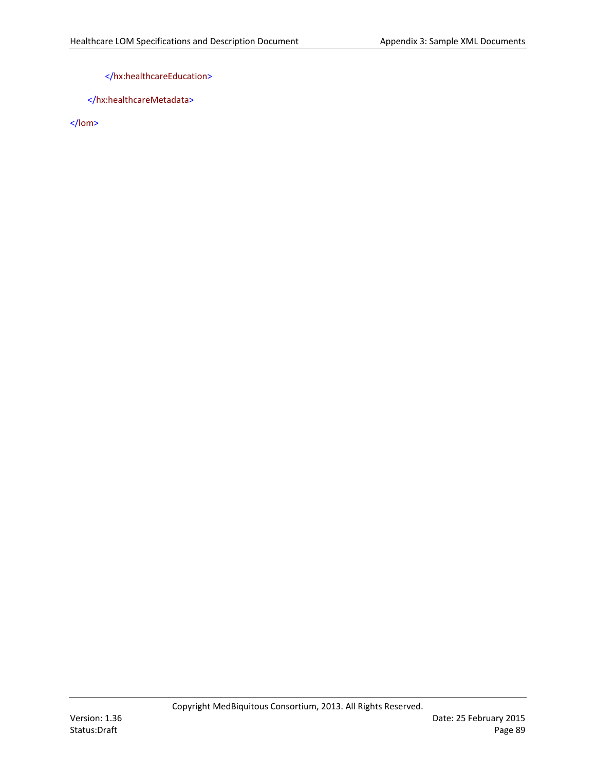```xml
        </hx:healthcareEducation>
    </hx:healthcareMetadata>
</lom>
```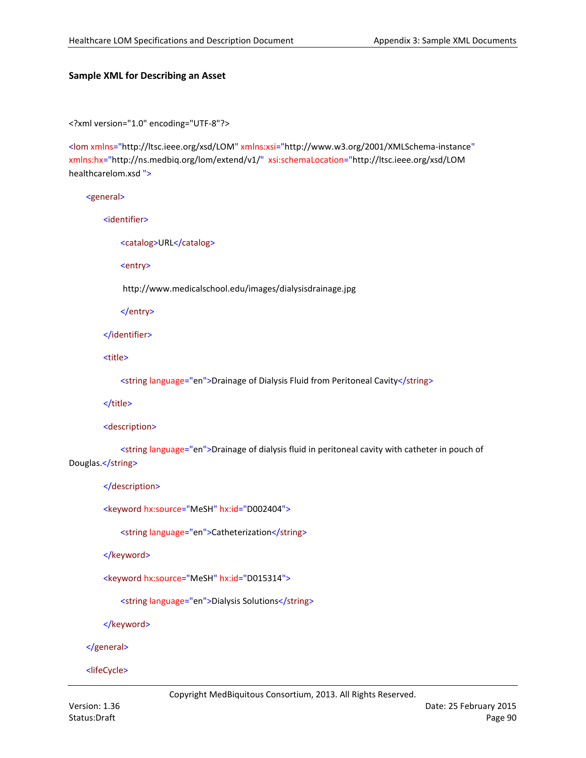### Sample XML for Describing an Asset

```
<?xml version="1.0" encoding="UTF-8"?>

<lom xmlns="http://ltsc.ieee.org/xsd/LOM" xmlns:xsi="http://www.w3.org/2001/XMLSchema-instance"
xmlns:hx="http://ns.medbiq.org/lom/extend/v1/"  xsi:schemaLocation="http://ltsc.ieee.org/xsd/LOM
healthcarelom.xsd ">

    <general>

        <identifier>

            <catalog>URL</catalog>

            <entry>

             http://www.medicalschool.edu/images/dialysisdrainage.jpg

            </entry>

        </identifier>

        <title>

            <string language="en">Drainage of Dialysis Fluid from Peritoneal Cavity</string>

        </title>

        <description>

            <string language="en">Drainage of dialysis fluid in peritoneal cavity with catheter in pouch of
Douglas.</string>

        </description>

        <keyword hx:source="MeSH" hx:id="D002404">

            <string language="en">Catheterization</string>

        </keyword>

        <keyword hx:source="MeSH" hx:id="D015314">

            <string language="en">Dialysis Solutions</string>

        </keyword>

    </general>

    <lifeCycle>
```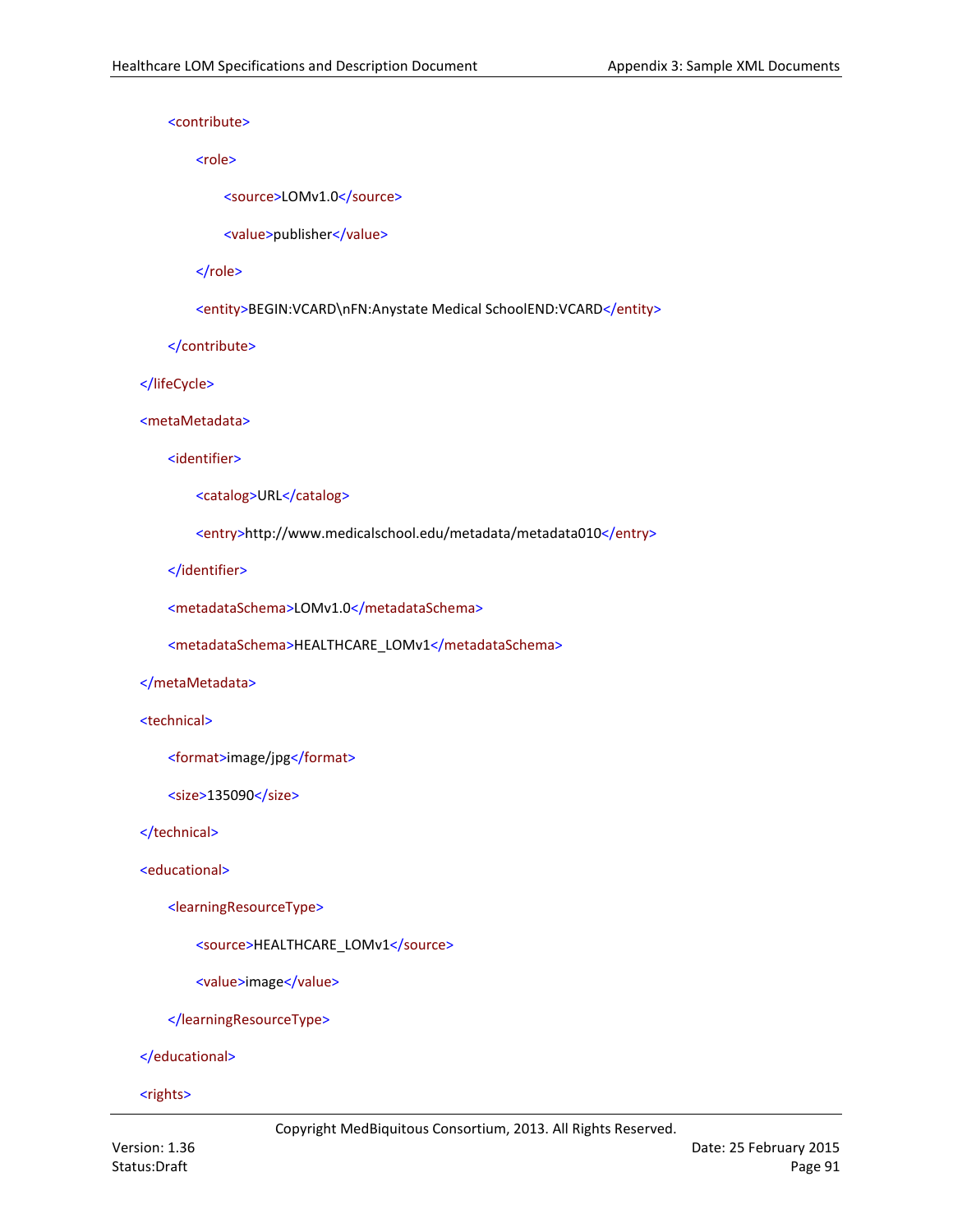```xml
        <contribute>
            <role>
                <source>LOMv1.0</source>
                <value>publisher</value>
            </role>
            <entity>BEGIN:VCARD\nFN:Anystate Medical SchoolEND:VCARD</entity>
        </contribute>
    </lifeCycle>
    <metaMetadata>
        <identifier>
            <catalog>URL</catalog>
            <entry>http://www.medicalschool.edu/metadata/metadata010</entry>
        </identifier>
        <metadataSchema>LOMv1.0</metadataSchema>
        <metadataSchema>HEALTHCARE_LOMv1</metadataSchema>
    </metaMetadata>
    <technical>
        <format>image/jpg</format>
        <size>135090</size>
    </technical>
    <educational>
        <learningResourceType>
            <source>HEALTHCARE_LOMv1</source>
            <value>image</value>
        </learningResourceType>
    </educational>
    <rights>
```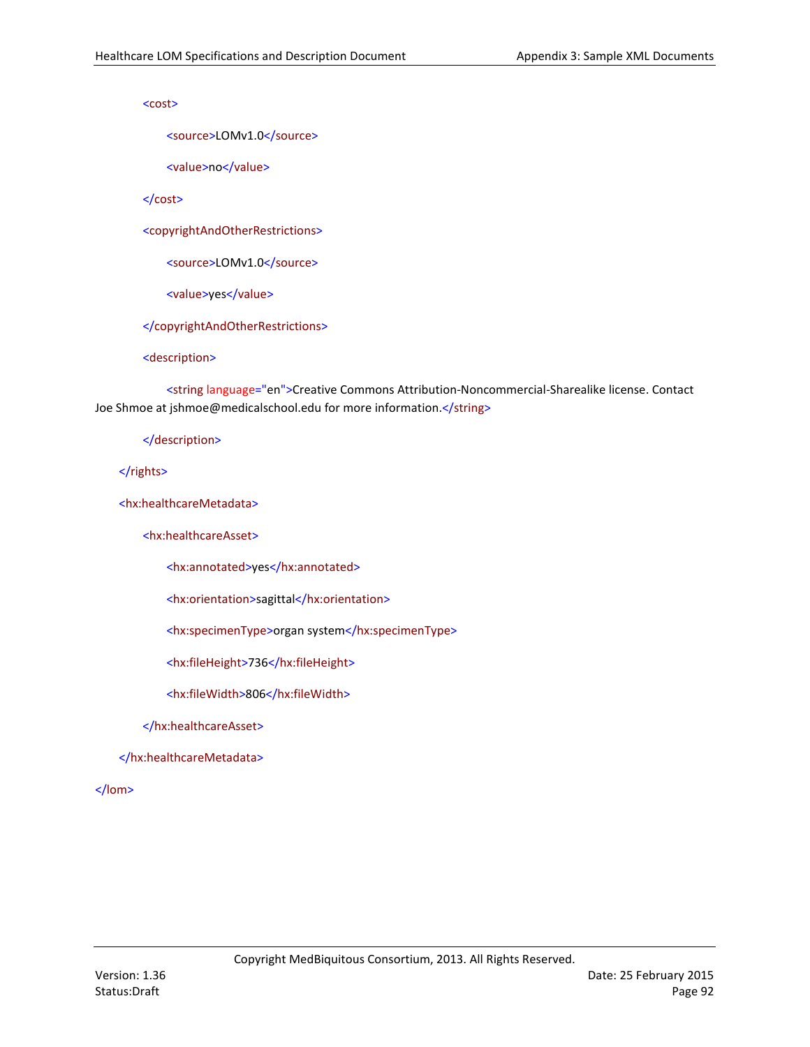```xml
            <cost>
                  <source>LOMv1.0</source>
                  <value>no</value>
            </cost>
            <copyrightAndOtherRestrictions>
                  <source>LOMv1.0</source>
                  <value>yes</value>
            </copyrightAndOtherRestrictions>
            <description>
                  <string language="en">Creative Commons Attribution-Noncommercial-Sharealike license. Contact Joe Shmoe at jshmoe@medicalschool.edu for more information.</string>
            </description>
      </rights>
      <hx:healthcareMetadata>
            <hx:healthcareAsset>
                  <hx:annotated>yes</hx:annotated>
                  <hx:orientation>sagittal</hx:orientation>
                  <hx:specimenType>organ system</hx:specimenType>
                  <hx:fileHeight>736</hx:fileHeight>
                  <hx:fileWidth>806</hx:fileWidth>
            </hx:healthcareAsset>
      </hx:healthcareMetadata>
</lom>
```